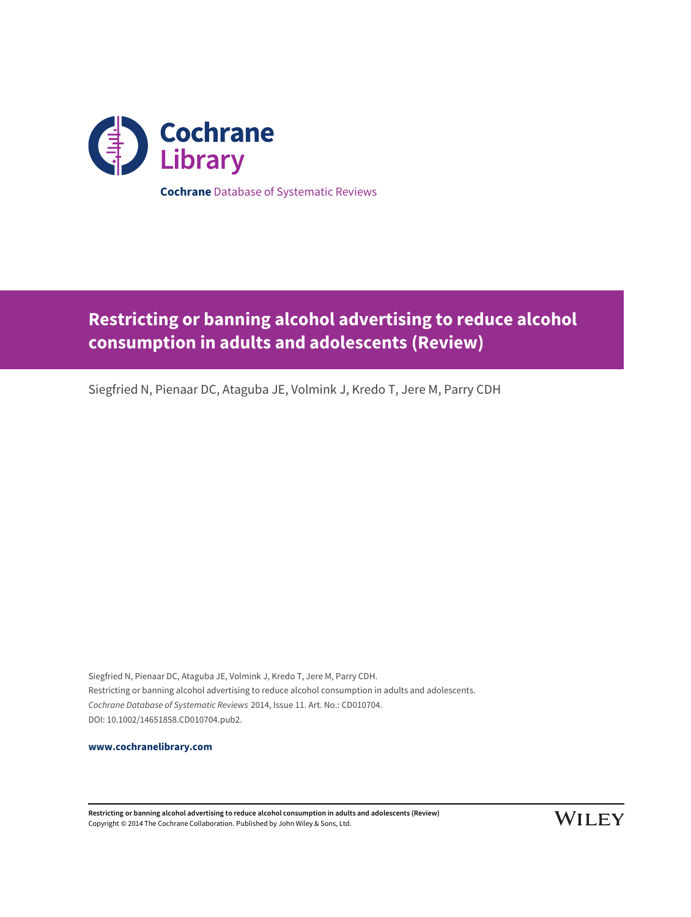**Cochrane** Database of Systematic Reviews

# Restricting or banning alcohol advertising to reduce alcohol consumption in adults and adolescents (Review)

Siegfried N, Pienaar DC, Ataguba JE, Volmink J, Kredo T, Jere M, Parry CDH

Siegfried N, Pienaar DC, Ataguba JE, Volmink J, Kredo T, Jere M, Parry CDH.
Restricting or banning alcohol advertising to reduce alcohol consumption in adults and adolescents.
*Cochrane Database of Systematic Reviews* 2014, Issue 11. Art. No.: CD010704.
DOI: 10.1002/14651858.CD010704.pub2.

**www.cochranelibrary.com**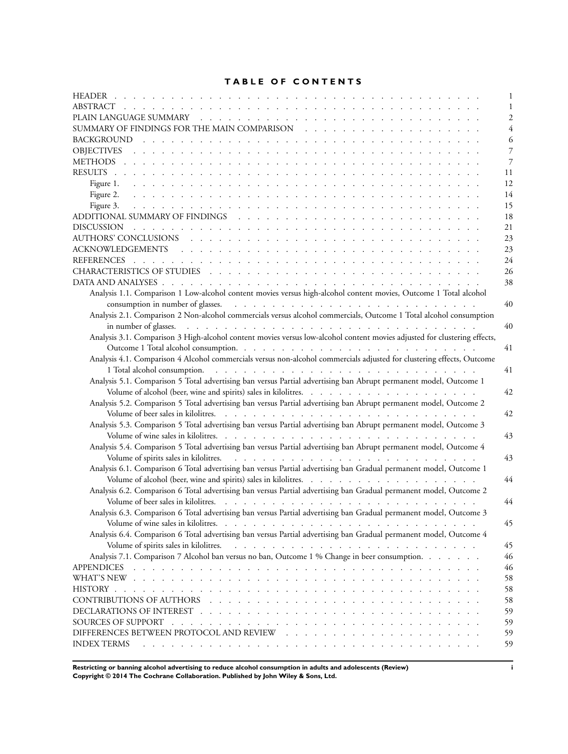# TABLE OF CONTENTS

| | |
|---|---|
| HEADER | 1 |
| ABSTRACT | 1 |
| PLAIN LANGUAGE SUMMARY | 2 |
| SUMMARY OF FINDINGS FOR THE MAIN COMPARISON | 4 |
| BACKGROUND | 6 |
| OBJECTIVES | 7 |
| METHODS | 7 |
| RESULTS | 11 |
| Figure 1. | 12 |
| Figure 2. | 14 |
| Figure 3. | 15 |
| ADDITIONAL SUMMARY OF FINDINGS | 18 |
| DISCUSSION | 21 |
| AUTHORS' CONCLUSIONS | 23 |
| ACKNOWLEDGEMENTS | 23 |
| REFERENCES | 24 |
| CHARACTERISTICS OF STUDIES | 26 |
| DATA AND ANALYSES | 38 |
| Analysis 1.1. Comparison 1 Low-alcohol content movies versus high-alcohol content movies, Outcome 1 Total alcohol consumption in number of glasses. | 40 |
| Analysis 2.1. Comparison 2 Non-alcohol commercials versus alcohol commercials, Outcome 1 Total alcohol consumption in number of glasses. | 40 |
| Analysis 3.1. Comparison 3 High-alcohol content movies versus low-alcohol content movies adjusted for clustering effects, Outcome 1 Total alcohol consumption. | 41 |
| Analysis 4.1. Comparison 4 Alcohol commercials versus non-alcohol commercials adjusted for clustering effects, Outcome 1 Total alcohol consumption. | 41 |
| Analysis 5.1. Comparison 5 Total advertising ban versus Partial advertising ban Abrupt permanent model, Outcome 1 Volume of alcohol (beer, wine and spirits) sales in kilolitres. | 42 |
| Analysis 5.2. Comparison 5 Total advertising ban versus Partial advertising ban Abrupt permanent model, Outcome 2 Volume of beer sales in kilolitres. | 42 |
| Analysis 5.3. Comparison 5 Total advertising ban versus Partial advertising ban Abrupt permanent model, Outcome 3 Volume of wine sales in kilolitres. | 43 |
| Analysis 5.4. Comparison 5 Total advertising ban versus Partial advertising ban Abrupt permanent model, Outcome 4 Volume of spirits sales in kilolitres. | 43 |
| Analysis 6.1. Comparison 6 Total advertising ban versus Partial advertising ban Gradual permanent model, Outcome 1 Volume of alcohol (beer, wine and spirits) sales in kilolitres. | 44 |
| Analysis 6.2. Comparison 6 Total advertising ban versus Partial advertising ban Gradual permanent model, Outcome 2 Volume of beer sales in kilolitres. | 44 |
| Analysis 6.3. Comparison 6 Total advertising ban versus Partial advertising ban Gradual permanent model, Outcome 3 Volume of wine sales in kilolitres. | 45 |
| Analysis 6.4. Comparison 6 Total advertising ban versus Partial advertising ban Gradual permanent model, Outcome 4 Volume of spirits sales in kilolitres. | 45 |
| Analysis 7.1. Comparison 7 Alcohol ban versus no ban, Outcome 1 % Change in beer consumption. | 46 |
| APPENDICES | 46 |
| WHAT'S NEW | 58 |
| HISTORY | 58 |
| CONTRIBUTIONS OF AUTHORS | 58 |
| DECLARATIONS OF INTEREST | 59 |
| SOURCES OF SUPPORT | 59 |
| DIFFERENCES BETWEEN PROTOCOL AND REVIEW | 59 |
| INDEX TERMS | 59 |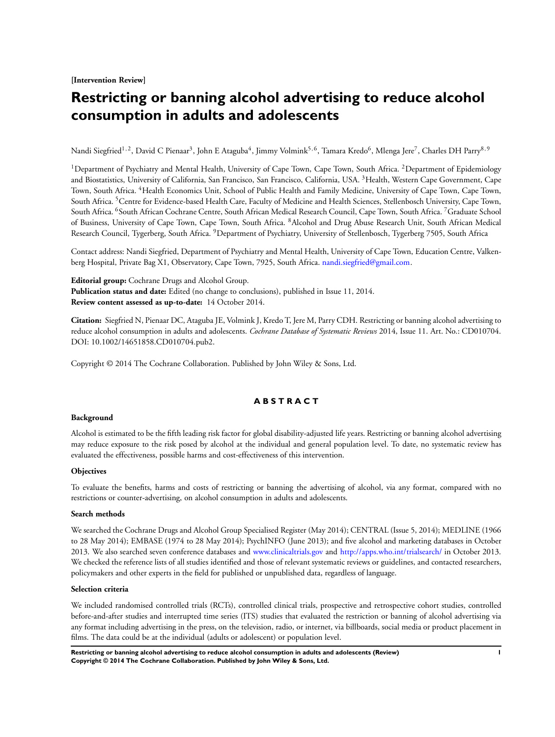**[Intervention Review]**

# Restricting or banning alcohol advertising to reduce alcohol consumption in adults and adolescents

Nandi Siegfried[1,2], David C Pienaar[3], John E Ataguba[4], Jimmy Volmink[5,6], Tamara Kredo[6], Mlenga Jere[7], Charles DH Parry[8,9]

[1]Department of Psychiatry and Mental Health, University of Cape Town, Cape Town, South Africa. [2]Department of Epidemiology and Biostatistics, University of California, San Francisco, San Francisco, California, USA. [3]Health, Western Cape Government, Cape Town, South Africa. [4]Health Economics Unit, School of Public Health and Family Medicine, University of Cape Town, Cape Town, South Africa. [5]Centre for Evidence-based Health Care, Faculty of Medicine and Health Sciences, Stellenbosch University, Cape Town, South Africa. [6]South African Cochrane Centre, South African Medical Research Council, Cape Town, South Africa. [7]Graduate School of Business, University of Cape Town, Cape Town, South Africa. [8]Alcohol and Drug Abuse Research Unit, South African Medical Research Council, Tygerberg, South Africa. [9]Department of Psychiatry, University of Stellenbosch, Tygerberg 7505, South Africa

Contact address: Nandi Siegfried, Department of Psychiatry and Mental Health, University of Cape Town, Education Centre, Valkenberg Hospital, Private Bag X1, Observatory, Cape Town, 7925, South Africa. nandi.siegfried@gmail.com.

**Editorial group:** Cochrane Drugs and Alcohol Group.
**Publication status and date:** Edited (no change to conclusions), published in Issue 11, 2014.
**Review content assessed as up-to-date:** 14 October 2014.

**Citation:** Siegfried N, Pienaar DC, Ataguba JE, Volmink J, Kredo T, Jere M, Parry CDH. Restricting or banning alcohol advertising to reduce alcohol consumption in adults and adolescents. *Cochrane Database of Systematic Reviews* 2014, Issue 11. Art. No.: CD010704. DOI: 10.1002/14651858.CD010704.pub2.

Copyright © 2014 The Cochrane Collaboration. Published by John Wiley & Sons, Ltd.

## ABSTRACT

### Background

Alcohol is estimated to be the fifth leading risk factor for global disability-adjusted life years. Restricting or banning alcohol advertising may reduce exposure to the risk posed by alcohol at the individual and general population level. To date, no systematic review has evaluated the effectiveness, possible harms and cost-effectiveness of this intervention.

### Objectives

To evaluate the benefits, harms and costs of restricting or banning the advertising of alcohol, via any format, compared with no restrictions or counter-advertising, on alcohol consumption in adults and adolescents.

### Search methods

We searched the Cochrane Drugs and Alcohol Group Specialised Register (May 2014); CENTRAL (Issue 5, 2014); MEDLINE (1966 to 28 May 2014); EMBASE (1974 to 28 May 2014); PsychINFO (June 2013); and five alcohol and marketing databases in October 2013. We also searched seven conference databases and www.clinicaltrials.gov and http://apps.who.int/trialsearch/ in October 2013. We checked the reference lists of all studies identified and those of relevant systematic reviews or guidelines, and contacted researchers, policymakers and other experts in the field for published or unpublished data, regardless of language.

### Selection criteria

We included randomised controlled trials (RCTs), controlled clinical trials, prospective and retrospective cohort studies, controlled before-and-after studies and interrupted time series (ITS) studies that evaluated the restriction or banning of alcohol advertising via any format including advertising in the press, on the television, radio, or internet, via billboards, social media or product placement in films. The data could be at the individual (adults or adolescent) or population level.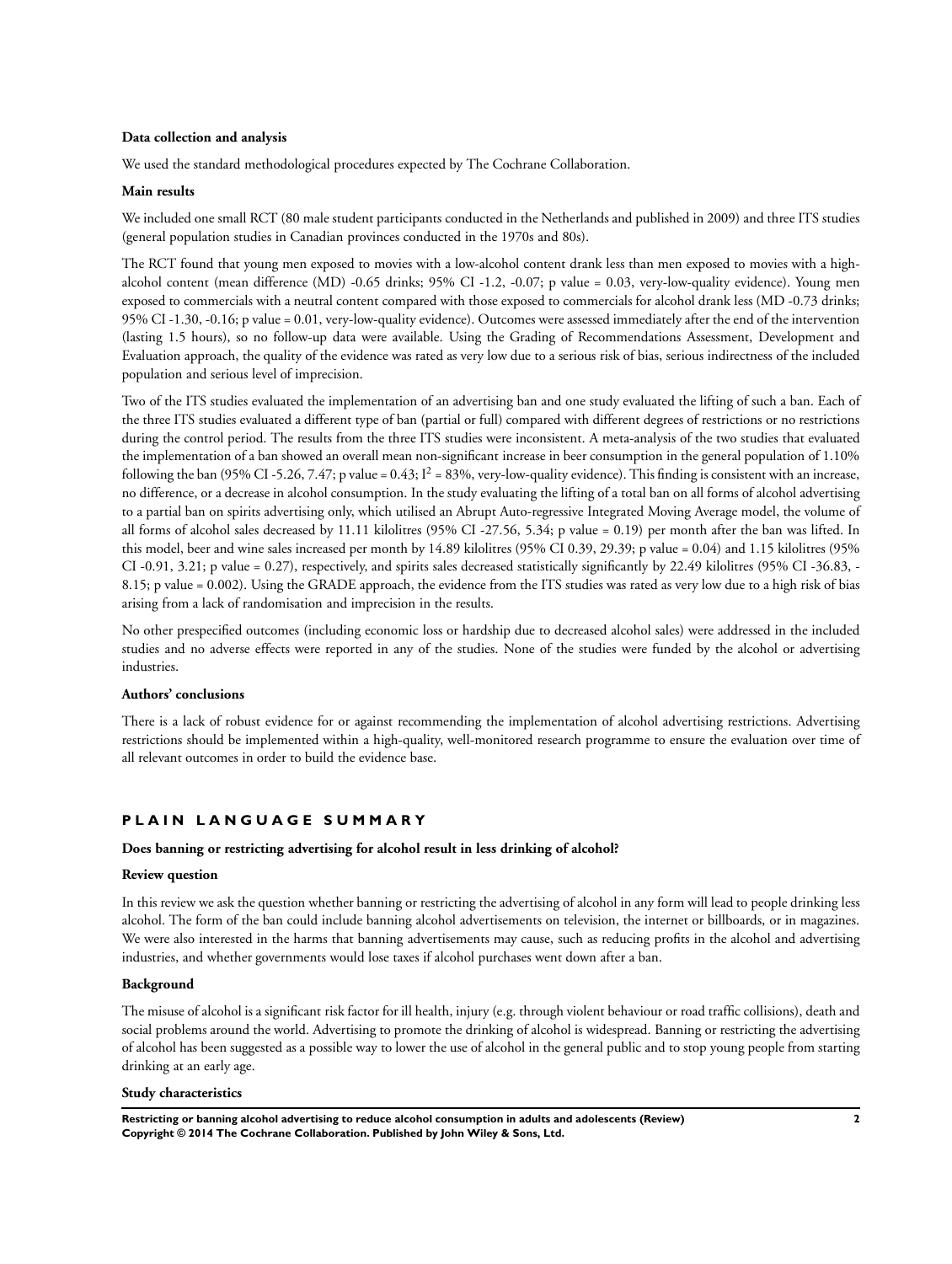**Data collection and analysis**

We used the standard methodological procedures expected by The Cochrane Collaboration.

**Main results**

We included one small RCT (80 male student participants conducted in the Netherlands and published in 2009) and three ITS studies (general population studies in Canadian provinces conducted in the 1970s and 80s).

The RCT found that young men exposed to movies with a low-alcohol content drank less than men exposed to movies with a high-alcohol content (mean difference (MD) -0.65 drinks; 95% CI -1.2, -0.07; p value = 0.03, very-low-quality evidence). Young men exposed to commercials with a neutral content compared with those exposed to commercials for alcohol drank less (MD -0.73 drinks; 95% CI -1.30, -0.16; p value = 0.01, very-low-quality evidence). Outcomes were assessed immediately after the end of the intervention (lasting 1.5 hours), so no follow-up data were available. Using the Grading of Recommendations Assessment, Development and Evaluation approach, the quality of the evidence was rated as very low due to a serious risk of bias, serious indirectness of the included population and serious level of imprecision.

Two of the ITS studies evaluated the implementation of an advertising ban and one study evaluated the lifting of such a ban. Each of the three ITS studies evaluated a different type of ban (partial or full) compared with different degrees of restrictions or no restrictions during the control period. The results from the three ITS studies were inconsistent. A meta-analysis of the two studies that evaluated the implementation of a ban showed an overall mean non-significant increase in beer consumption in the general population of 1.10% following the ban (95% CI -5.26, 7.47; p value = 0.43; $I^2$ = 83%, very-low-quality evidence). This finding is consistent with an increase, no difference, or a decrease in alcohol consumption. In the study evaluating the lifting of a total ban on all forms of alcohol advertising to a partial ban on spirits advertising only, which utilised an Abrupt Auto-regressive Integrated Moving Average model, the volume of all forms of alcohol sales decreased by 11.11 kilolitres (95% CI -27.56, 5.34; p value = 0.19) per month after the ban was lifted. In this model, beer and wine sales increased per month by 14.89 kilolitres (95% CI 0.39, 29.39; p value = 0.04) and 1.15 kilolitres (95% CI -0.91, 3.21; p value = 0.27), respectively, and spirits sales decreased statistically significantly by 22.49 kilolitres (95% CI -36.83, -8.15; p value = 0.002). Using the GRADE approach, the evidence from the ITS studies was rated as very low due to a high risk of bias arising from a lack of randomisation and imprecision in the results.

No other prespecified outcomes (including economic loss or hardship due to decreased alcohol sales) were addressed in the included studies and no adverse effects were reported in any of the studies. None of the studies were funded by the alcohol or advertising industries.

**Authors' conclusions**

There is a lack of robust evidence for or against recommending the implementation of alcohol advertising restrictions. Advertising restrictions should be implemented within a high-quality, well-monitored research programme to ensure the evaluation over time of all relevant outcomes in order to build the evidence base.

## PLAIN LANGUAGE SUMMARY

**Does banning or restricting advertising for alcohol result in less drinking of alcohol?**

**Review question**

In this review we ask the question whether banning or restricting the advertising of alcohol in any form will lead to people drinking less alcohol. The form of the ban could include banning alcohol advertisements on television, the internet or billboards, or in magazines. We were also interested in the harms that banning advertisements may cause, such as reducing profits in the alcohol and advertising industries, and whether governments would lose taxes if alcohol purchases went down after a ban.

**Background**

The misuse of alcohol is a significant risk factor for ill health, injury (e.g. through violent behaviour or road traffic collisions), death and social problems around the world. Advertising to promote the drinking of alcohol is widespread. Banning or restricting the advertising of alcohol has been suggested as a possible way to lower the use of alcohol in the general public and to stop young people from starting drinking at an early age.

**Study characteristics**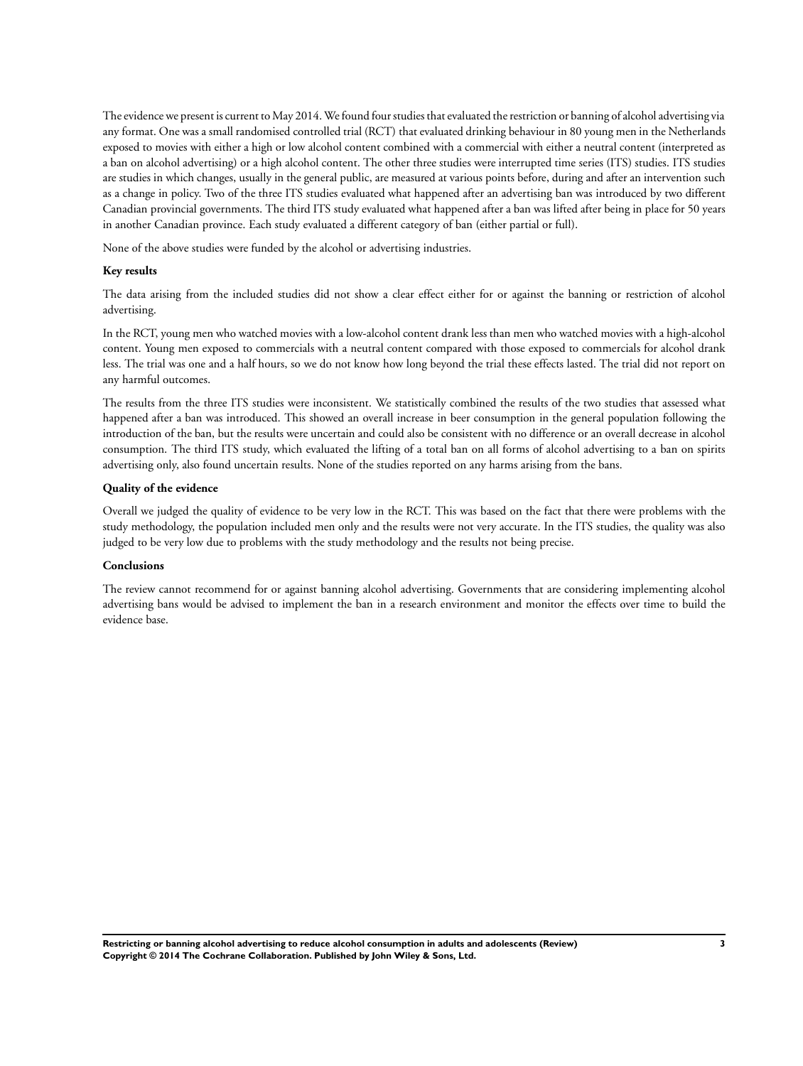The evidence we present is current to May 2014. We found four studies that evaluated the restriction or banning of alcohol advertising via any format. One was a small randomised controlled trial (RCT) that evaluated drinking behaviour in 80 young men in the Netherlands exposed to movies with either a high or low alcohol content combined with a commercial with either a neutral content (interpreted as a ban on alcohol advertising) or a high alcohol content. The other three studies were interrupted time series (ITS) studies. ITS studies are studies in which changes, usually in the general public, are measured at various points before, during and after an intervention such as a change in policy. Two of the three ITS studies evaluated what happened after an advertising ban was introduced by two different Canadian provincial governments. The third ITS study evaluated what happened after a ban was lifted after being in place for 50 years in another Canadian province. Each study evaluated a different category of ban (either partial or full).

None of the above studies were funded by the alcohol or advertising industries.

**Key results**

The data arising from the included studies did not show a clear effect either for or against the banning or restriction of alcohol advertising.

In the RCT, young men who watched movies with a low-alcohol content drank less than men who watched movies with a high-alcohol content. Young men exposed to commercials with a neutral content compared with those exposed to commercials for alcohol drank less. The trial was one and a half hours, so we do not know how long beyond the trial these effects lasted. The trial did not report on any harmful outcomes.

The results from the three ITS studies were inconsistent. We statistically combined the results of the two studies that assessed what happened after a ban was introduced. This showed an overall increase in beer consumption in the general population following the introduction of the ban, but the results were uncertain and could also be consistent with no difference or an overall decrease in alcohol consumption. The third ITS study, which evaluated the lifting of a total ban on all forms of alcohol advertising to a ban on spirits advertising only, also found uncertain results. None of the studies reported on any harms arising from the bans.

**Quality of the evidence**

Overall we judged the quality of evidence to be very low in the RCT. This was based on the fact that there were problems with the study methodology, the population included men only and the results were not very accurate. In the ITS studies, the quality was also judged to be very low due to problems with the study methodology and the results not being precise.

**Conclusions**

The review cannot recommend for or against banning alcohol advertising. Governments that are considering implementing alcohol advertising bans would be advised to implement the ban in a research environment and monitor the effects over time to build the evidence base.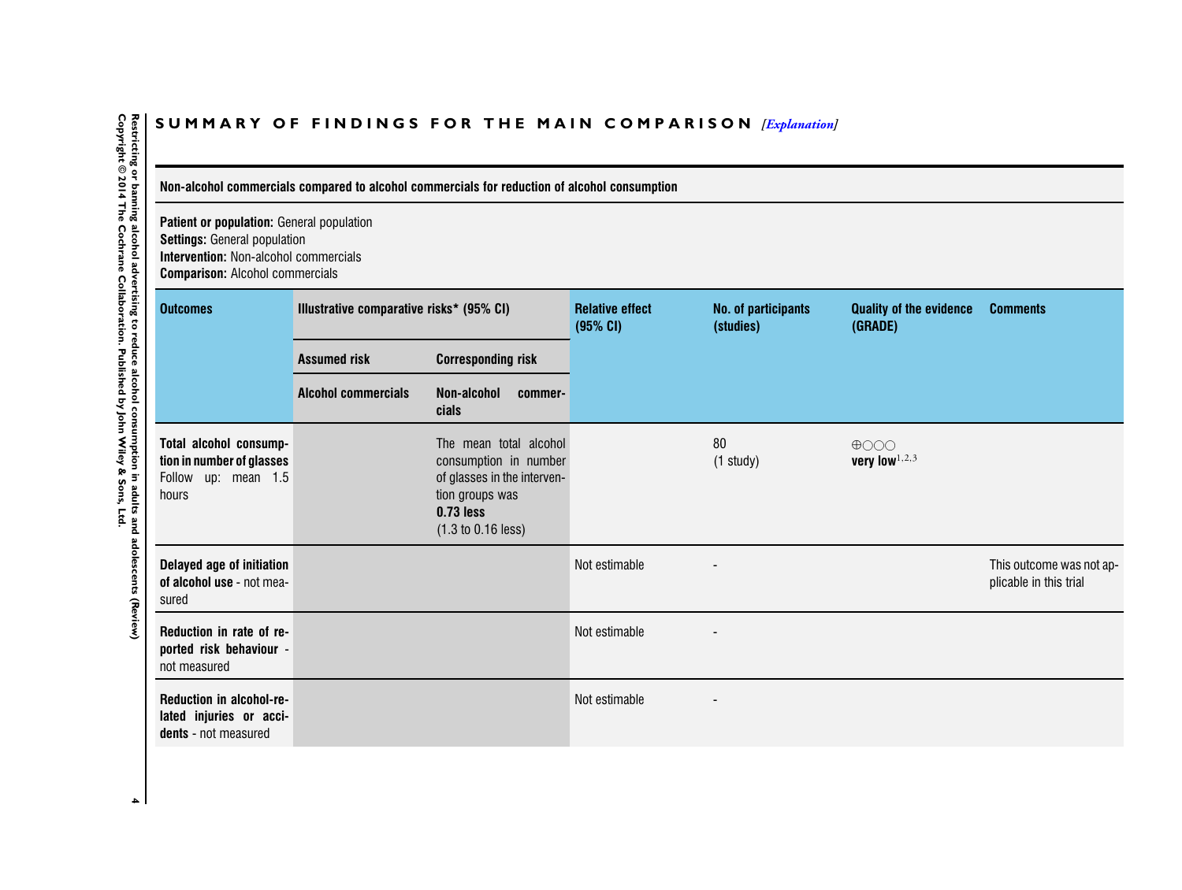## SUMMARY OF FINDINGS FOR THE MAIN COMPARISON *[Explanation]*

| Non-alcohol commercials compared to alcohol commercials for reduction of alcohol consumption | | | | | | |
|---|---|---|---|---|---|---|
| **Patient or population:** General population<br>**Settings:** General population<br>**Intervention:** Non-alcohol commercials<br>**Comparison:** Alcohol commercials | | | | | | |
| **Outcomes** | **Illustrative comparative risks\* (95% CI)** | | **Relative effect (95% CI)** | **No. of participants (studies)** | **Quality of the evidence (GRADE)** | **Comments** |
| | **Assumed risk** | **Corresponding risk** | | | | |
| | **Alcohol commercials** | **Non-alcohol commercials** | | | | |
| **Total alcohol consumption in number of glasses** Follow up: mean 1.5 hours | | The mean total alcohol consumption in number of glasses in the intervention groups was **0.73 less** (1.3 to 0.16 less) | | 80 (1 study) | ⊕○○○ **very low**[1,2,3] | |
| **Delayed age of initiation of alcohol use** - not measured | | | Not estimable | - | | This outcome was not applicable in this trial |
| **Reduction in rate of reported risk behaviour** - not measured | | | Not estimable | - | | |
| **Reduction in alcohol-related injuries or accidents** - not measured | | | Not estimable | - | | |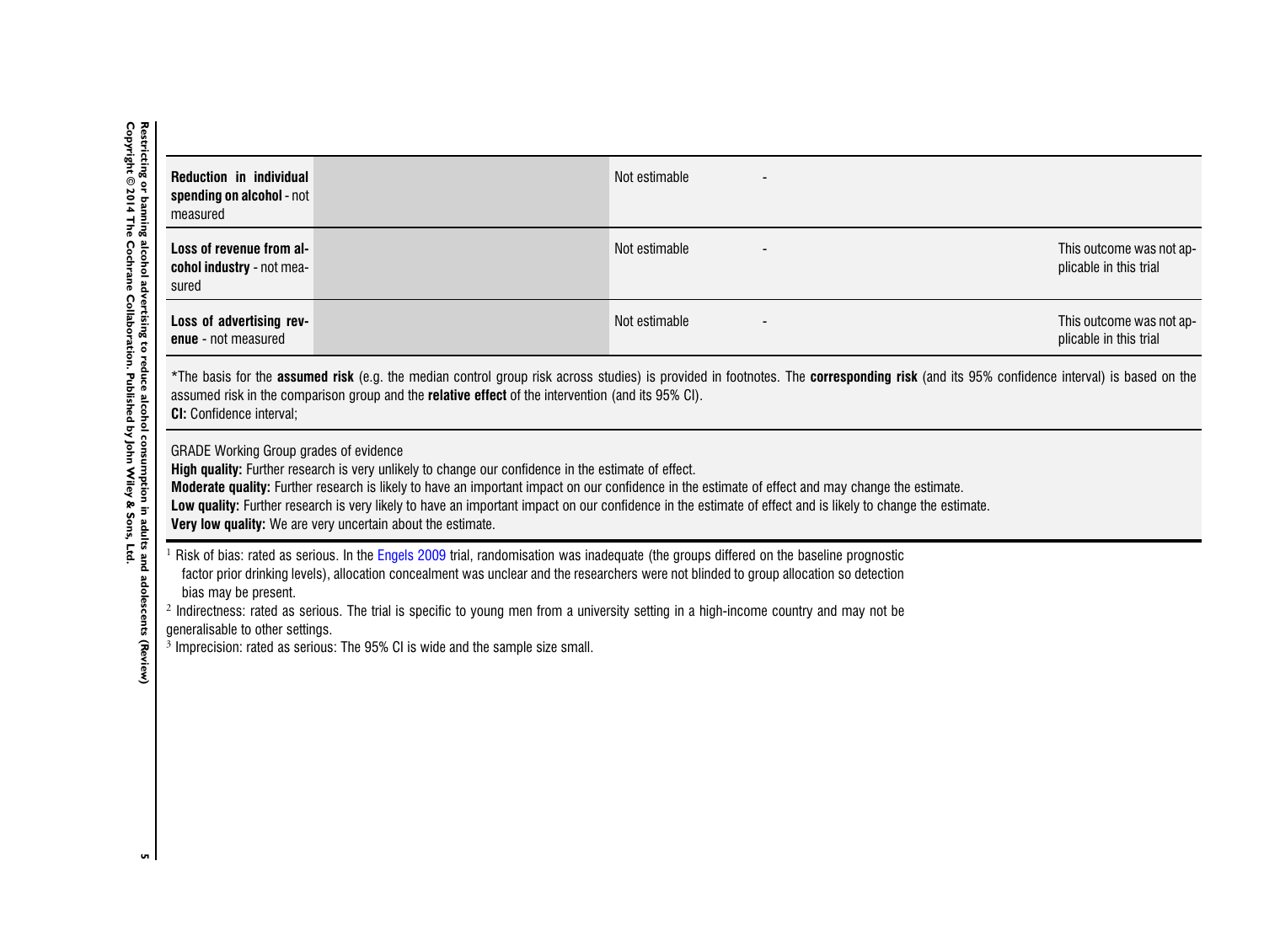| | | | | | | |
|---|---|---|---|---|---|---|
| **Reduction in individual spending on alcohol** - not measured | | | Not estimable | - | | |
| **Loss of revenue from alcohol industry** - not measured | | | Not estimable | - | | This outcome was not applicable in this trial |
| **Loss of advertising revenue** - not measured | | | Not estimable | - | | This outcome was not applicable in this trial |

*The basis for the **assumed risk** (e.g. the median control group risk across studies) is provided in footnotes. The **corresponding risk** (and its 95% confidence interval) is based on the assumed risk in the comparison group and the **relative effect** of the intervention (and its 95% CI).
**CI:** Confidence interval;

GRADE Working Group grades of evidence
**High quality:** Further research is very unlikely to change our confidence in the estimate of effect.
**Moderate quality:** Further research is likely to have an important impact on our confidence in the estimate of effect and may change the estimate.
**Low quality:** Further research is very likely to have an important impact on our confidence in the estimate of effect and is likely to change the estimate.
**Very low quality:** We are very uncertain about the estimate.

[1] Risk of bias: rated as serious. In the Engels 2009 trial, randomisation was inadequate (the groups differed on the baseline prognostic factor prior drinking levels), allocation concealment was unclear and the researchers were not blinded to group allocation so detection bias may be present.
[2] Indirectness: rated as serious. The trial is specific to young men from a university setting in a high-income country and may not be generalisable to other settings.
[3] Imprecision: rated as serious: The 95% CI is wide and the sample size small.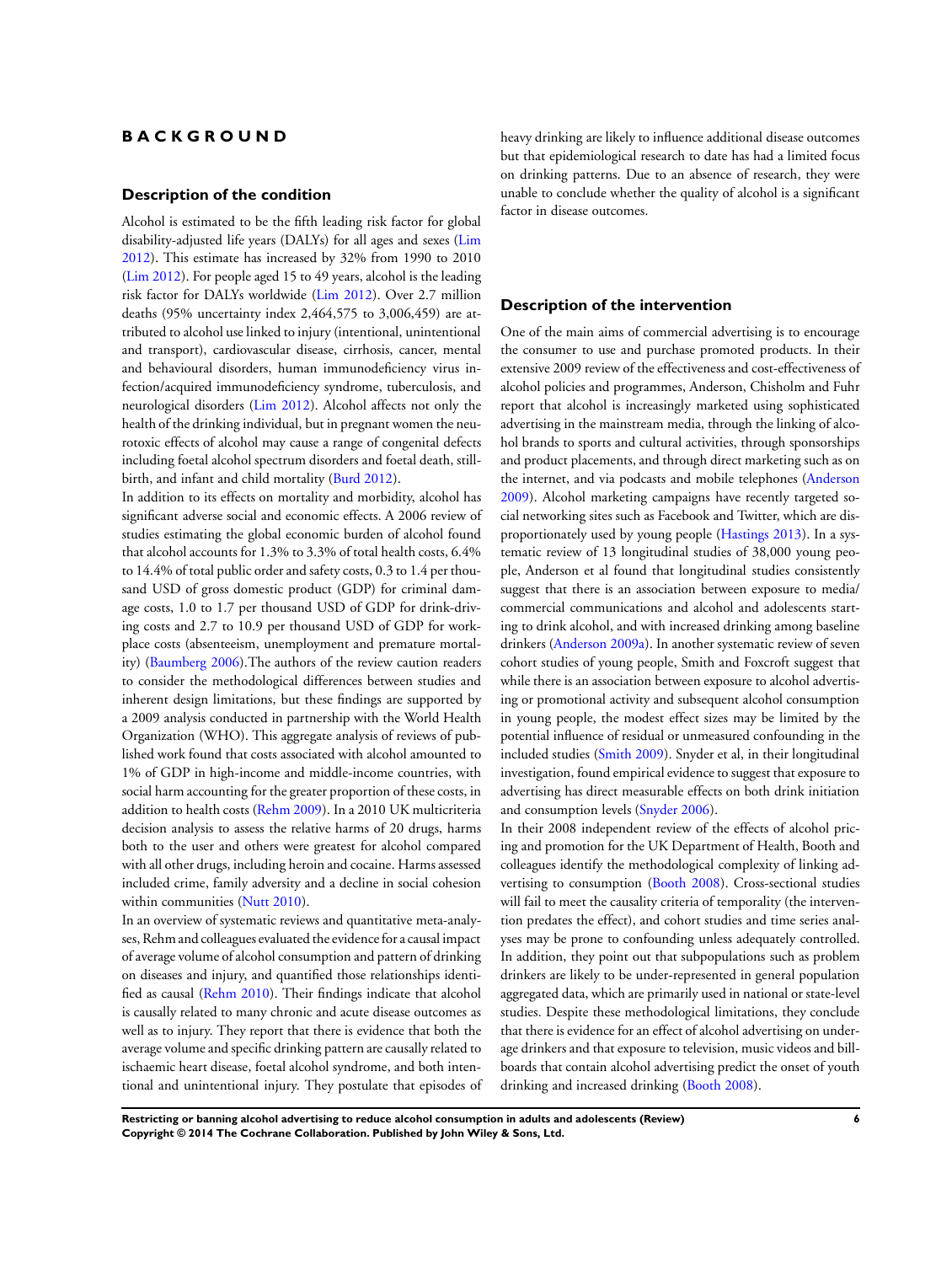# BACKGROUND

## Description of the condition

Alcohol is estimated to be the fifth leading risk factor for global disability-adjusted life years (DALYs) for all ages and sexes (Lim 2012). This estimate has increased by 32% from 1990 to 2010 (Lim 2012). For people aged 15 to 49 years, alcohol is the leading risk factor for DALYs worldwide (Lim 2012). Over 2.7 million deaths (95% uncertainty index 2,464,575 to 3,006,459) are attributed to alcohol use linked to injury (intentional, unintentional and transport), cardiovascular disease, cirrhosis, cancer, mental and behavioural disorders, human immunodeficiency virus infection/acquired immunodeficiency syndrome, tuberculosis, and neurological disorders (Lim 2012). Alcohol affects not only the health of the drinking individual, but in pregnant women the neurotoxic effects of alcohol may cause a range of congenital defects including foetal alcohol spectrum disorders and foetal death, stillbirth, and infant and child mortality (Burd 2012).

In addition to its effects on mortality and morbidity, alcohol has significant adverse social and economic effects. A 2006 review of studies estimating the global economic burden of alcohol found that alcohol accounts for 1.3% to 3.3% of total health costs, 6.4% to 14.4% of total public order and safety costs, 0.3 to 1.4 per thousand USD of gross domestic product (GDP) for criminal damage costs, 1.0 to 1.7 per thousand USD of GDP for drink-driving costs and 2.7 to 10.9 per thousand USD of GDP for workplace costs (absenteeism, unemployment and premature mortality) (Baumberg 2006).The authors of the review caution readers to consider the methodological differences between studies and inherent design limitations, but these findings are supported by a 2009 analysis conducted in partnership with the World Health Organization (WHO). This aggregate analysis of reviews of published work found that costs associated with alcohol amounted to 1% of GDP in high-income and middle-income countries, with social harm accounting for the greater proportion of these costs, in addition to health costs (Rehm 2009). In a 2010 UK multicriteria decision analysis to assess the relative harms of 20 drugs, harms both to the user and others were greatest for alcohol compared with all other drugs, including heroin and cocaine. Harms assessed included crime, family adversity and a decline in social cohesion within communities (Nutt 2010).

In an overview of systematic reviews and quantitative meta-analyses, Rehm and colleagues evaluated the evidence for a causal impact of average volume of alcohol consumption and pattern of drinking on diseases and injury, and quantified those relationships identified as causal (Rehm 2010). Their findings indicate that alcohol is causally related to many chronic and acute disease outcomes as well as to injury. They report that there is evidence that both the average volume and specific drinking pattern are causally related to ischaemic heart disease, foetal alcohol syndrome, and both intentional and unintentional injury. They postulate that episodes of heavy drinking are likely to influence additional disease outcomes but that epidemiological research to date has had a limited focus on drinking patterns. Due to an absence of research, they were unable to conclude whether the quality of alcohol is a significant factor in disease outcomes.

## Description of the intervention

One of the main aims of commercial advertising is to encourage the consumer to use and purchase promoted products. In their extensive 2009 review of the effectiveness and cost-effectiveness of alcohol policies and programmes, Anderson, Chisholm and Fuhr report that alcohol is increasingly marketed using sophisticated advertising in the mainstream media, through the linking of alcohol brands to sports and cultural activities, through sponsorships and product placements, and through direct marketing such as on the internet, and via podcasts and mobile telephones (Anderson 2009). Alcohol marketing campaigns have recently targeted social networking sites such as Facebook and Twitter, which are disproportionately used by young people (Hastings 2013). In a systematic review of 13 longitudinal studies of 38,000 young people, Anderson et al found that longitudinal studies consistently suggest that there is an association between exposure to media/commercial communications and alcohol and adolescents starting to drink alcohol, and with increased drinking among baseline drinkers (Anderson 2009a). In another systematic review of seven cohort studies of young people, Smith and Foxcroft suggest that while there is an association between exposure to alcohol advertising or promotional activity and subsequent alcohol consumption in young people, the modest effect sizes may be limited by the potential influence of residual or unmeasured confounding in the included studies (Smith 2009). Snyder et al, in their longitudinal investigation, found empirical evidence to suggest that exposure to advertising has direct measurable effects on both drink initiation and consumption levels (Snyder 2006).

In their 2008 independent review of the effects of alcohol pricing and promotion for the UK Department of Health, Booth and colleagues identify the methodological complexity of linking advertising to consumption (Booth 2008). Cross-sectional studies will fail to meet the causality criteria of temporality (the intervention predates the effect), and cohort studies and time series analyses may be prone to confounding unless adequately controlled. In addition, they point out that subpopulations such as problem drinkers are likely to be under-represented in general population aggregated data, which are primarily used in national or state-level studies. Despite these methodological limitations, they conclude that there is evidence for an effect of alcohol advertising on underage drinkers and that exposure to television, music videos and billboards that contain alcohol advertising predict the onset of youth drinking and increased drinking (Booth 2008).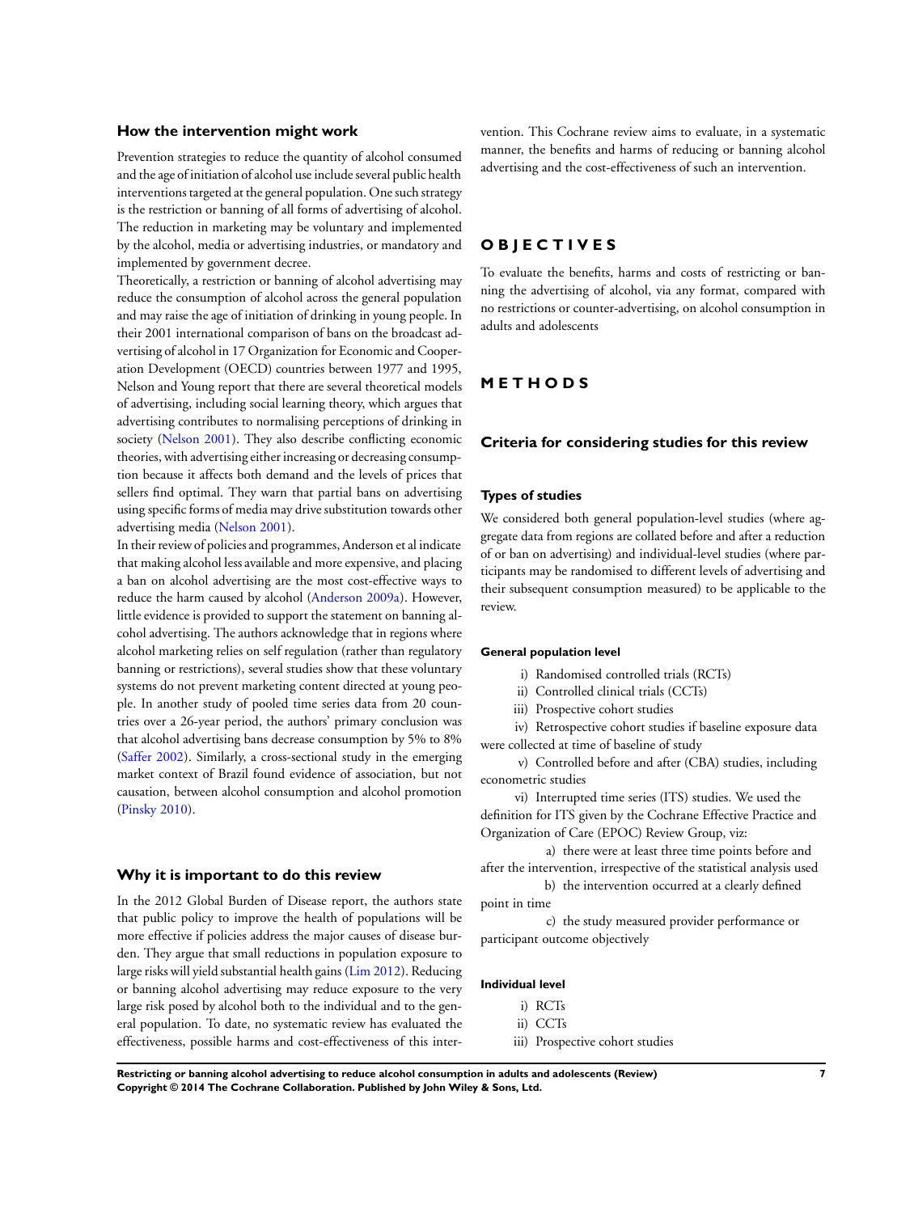### How the intervention might work

Prevention strategies to reduce the quantity of alcohol consumed and the age of initiation of alcohol use include several public health interventions targeted at the general population. One such strategy is the restriction or banning of all forms of advertising of alcohol. The reduction in marketing may be voluntary and implemented by the alcohol, media or advertising industries, or mandatory and implemented by government decree.

Theoretically, a restriction or banning of alcohol advertising may reduce the consumption of alcohol across the general population and may raise the age of initiation of drinking in young people. In their 2001 international comparison of bans on the broadcast advertising of alcohol in 17 Organization for Economic and Cooperation Development (OECD) countries between 1977 and 1995, Nelson and Young report that there are several theoretical models of advertising, including social learning theory, which argues that advertising contributes to normalising perceptions of drinking in society (Nelson 2001). They also describe conflicting economic theories, with advertising either increasing or decreasing consumption because it affects both demand and the levels of prices that sellers find optimal. They warn that partial bans on advertising using specific forms of media may drive substitution towards other advertising media (Nelson 2001).

In their review of policies and programmes, Anderson et al indicate that making alcohol less available and more expensive, and placing a ban on alcohol advertising are the most cost-effective ways to reduce the harm caused by alcohol (Anderson 2009a). However, little evidence is provided to support the statement on banning alcohol advertising. The authors acknowledge that in regions where alcohol marketing relies on self regulation (rather than regulatory banning or restrictions), several studies show that these voluntary systems do not prevent marketing content directed at young people. In another study of pooled time series data from 20 countries over a 26-year period, the authors' primary conclusion was that alcohol advertising bans decrease consumption by 5% to 8% (Saffer 2002). Similarly, a cross-sectional study in the emerging market context of Brazil found evidence of association, but not causation, between alcohol consumption and alcohol promotion (Pinsky 2010).

### Why it is important to do this review

In the 2012 Global Burden of Disease report, the authors state that public policy to improve the health of populations will be more effective if policies address the major causes of disease burden. They argue that small reductions in population exposure to large risks will yield substantial health gains (Lim 2012). Reducing or banning alcohol advertising may reduce exposure to the very large risk posed by alcohol both to the individual and to the general population. To date, no systematic review has evaluated the effectiveness, possible harms and cost-effectiveness of this intervention. This Cochrane review aims to evaluate, in a systematic manner, the benefits and harms of reducing or banning alcohol advertising and the cost-effectiveness of such an intervention.

# OBJECTIVES

To evaluate the benefits, harms and costs of restricting or banning the advertising of alcohol, via any format, compared with no restrictions or counter-advertising, on alcohol consumption in adults and adolescents

# METHODS

## Criteria for considering studies for this review

### Types of studies

We considered both general population-level studies (where aggregate data from regions are collated before and after a reduction of or ban on advertising) and individual-level studies (where participants may be randomised to different levels of advertising and their subsequent consumption measured) to be applicable to the review.

#### General population level

i) Randomised controlled trials (RCTs)

ii) Controlled clinical trials (CCTs)

iii) Prospective cohort studies

iv) Retrospective cohort studies if baseline exposure data were collected at time of baseline of study

v) Controlled before and after (CBA) studies, including econometric studies

vi) Interrupted time series (ITS) studies. We used the definition for ITS given by the Cochrane Effective Practice and Organization of Care (EPOC) Review Group, viz:

a) there were at least three time points before and after the intervention, irrespective of the statistical analysis used

b) the intervention occurred at a clearly defined point in time

c) the study measured provider performance or participant outcome objectively

#### Individual level

i) RCTs

ii) CCTs

iii) Prospective cohort studies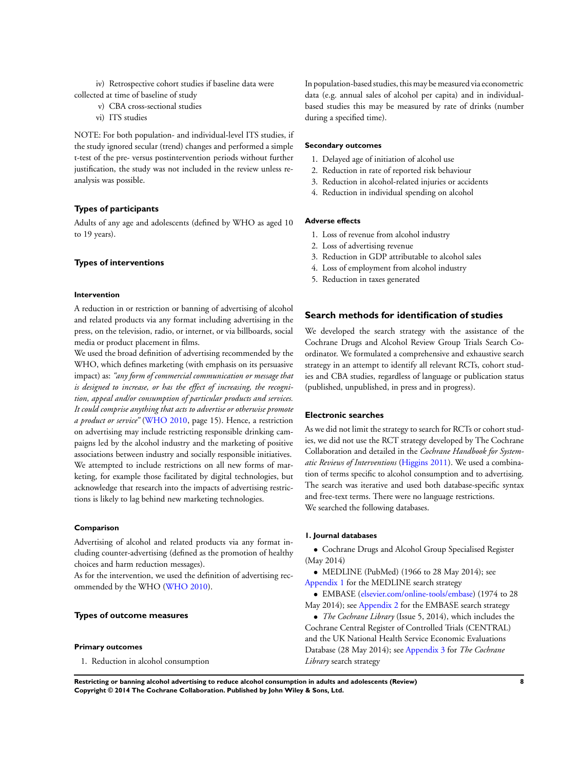iv) Retrospective cohort studies if baseline data were collected at time of baseline of study

v) CBA cross-sectional studies

vi) ITS studies

NOTE: For both population- and individual-level ITS studies, if the study ignored secular (trend) changes and performed a simple t-test of the pre- versus postintervention periods without further justification, the study was not included in the review unless re-analysis was possible.

### Types of participants

Adults of any age and adolescents (defined by WHO as aged 10 to 19 years).

### Types of interventions

#### Intervention

A reduction in or restriction or banning of advertising of alcohol and related products via any format including advertising in the press, on the television, radio, or internet, or via billboards, social media or product placement in films.

We used the broad definition of advertising recommended by the WHO, which defines marketing (with emphasis on its persuasive impact) as: *"any form of commercial communication or message that is designed to increase, or has the effect of increasing, the recognition, appeal and/or consumption of particular products and services. It could comprise anything that acts to advertise or otherwise promote a product or service"* (WHO 2010, page 15). Hence, a restriction on advertising may include restricting responsible drinking campaigns led by the alcohol industry and the marketing of positive associations between industry and socially responsible initiatives.

We attempted to include restrictions on all new forms of marketing, for example those facilitated by digital technologies, but acknowledge that research into the impacts of advertising restrictions is likely to lag behind new marketing technologies.

#### Comparison

Advertising of alcohol and related products via any format including counter-advertising (defined as the promotion of healthy choices and harm reduction messages).

As for the intervention, we used the definition of advertising recommended by the WHO (WHO 2010).

### Types of outcome measures

#### Primary outcomes

1. Reduction in alcohol consumption

In population-based studies, this may be measured via econometric data (e.g. annual sales of alcohol per capita) and in individual-based studies this may be measured by rate of drinks (number during a specified time).

#### Secondary outcomes

1. Delayed age of initiation of alcohol use
2. Reduction in rate of reported risk behaviour
3. Reduction in alcohol-related injuries or accidents
4. Reduction in individual spending on alcohol

#### Adverse effects

1. Loss of revenue from alcohol industry
2. Loss of advertising revenue
3. Reduction in GDP attributable to alcohol sales
4. Loss of employment from alcohol industry
5. Reduction in taxes generated

## Search methods for identification of studies

We developed the search strategy with the assistance of the Cochrane Drugs and Alcohol Review Group Trials Search Co-ordinator. We formulated a comprehensive and exhaustive search strategy in an attempt to identify all relevant RCTs, cohort studies and CBA studies, regardless of language or publication status (published, unpublished, in press and in progress).

### Electronic searches

As we did not limit the strategy to search for RCTs or cohort studies, we did not use the RCT strategy developed by The Cochrane Collaboration and detailed in the *Cochrane Handbook for Systematic Reviews of Interventions* (Higgins 2011). We used a combination of terms specific to alcohol consumption and to advertising. The search was iterative and used both database-specific syntax and free-text terms. There were no language restrictions.

We searched the following databases.

#### 1. Journal databases

- Cochrane Drugs and Alcohol Group Specialised Register (May 2014)
- MEDLINE (PubMed) (1966 to 28 May 2014); see Appendix 1 for the MEDLINE search strategy
- EMBASE (elsevier.com/online-tools/embase) (1974 to 28 May 2014); see Appendix 2 for the EMBASE search strategy
- *The Cochrane Library* (Issue 5, 2014), which includes the Cochrane Central Register of Controlled Trials (CENTRAL) and the UK National Health Service Economic Evaluations Database (28 May 2014); see Appendix 3 for *The Cochrane Library* search strategy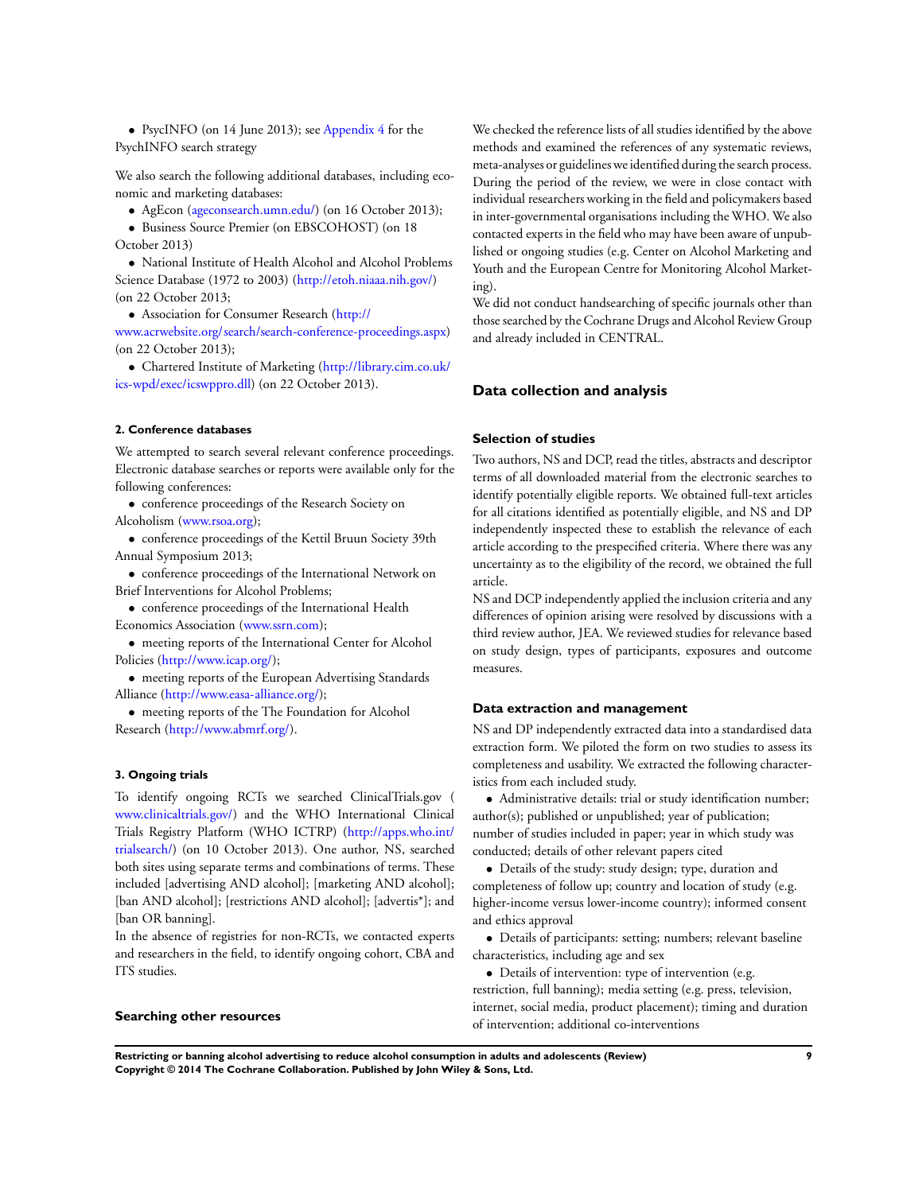- PsycINFO (on 14 June 2013); see Appendix 4 for the PsychINFO search strategy

We also search the following additional databases, including economic and marketing databases:

- AgEcon (ageconsearch.umn.edu/) (on 16 October 2013);
- Business Source Premier (on EBSCOHOST) (on 18 October 2013)
- National Institute of Health Alcohol and Alcohol Problems Science Database (1972 to 2003) (http://etoh.niaaa.nih.gov/) (on 22 October 2013;
- Association for Consumer Research (http://www.acrwebsite.org/search/search-conference-proceedings.aspx) (on 22 October 2013);
- Chartered Institute of Marketing (http://library.cim.co.uk/ics-wpd/exec/icswppro.dll) (on 22 October 2013).

#### 2. Conference databases

We attempted to search several relevant conference proceedings. Electronic database searches or reports were available only for the following conferences:

- conference proceedings of the Research Society on Alcoholism (www.rsoa.org);
- conference proceedings of the Kettil Bruun Society 39th Annual Symposium 2013;
- conference proceedings of the International Network on Brief Interventions for Alcohol Problems;
- conference proceedings of the International Health Economics Association (www.ssrn.com);
- meeting reports of the International Center for Alcohol Policies (http://www.icap.org/);
- meeting reports of the European Advertising Standards Alliance (http://www.easa-alliance.org/);
- meeting reports of the The Foundation for Alcohol Research (http://www.abmrf.org/).

#### 3. Ongoing trials

To identify ongoing RCTs we searched ClinicalTrials.gov ( www.clinicaltrials.gov/) and the WHO International Clinical Trials Registry Platform (WHO ICTRP) (http://apps.who.int/trialsearch/) (on 10 October 2013). One author, NS, searched both sites using separate terms and combinations of terms. These included [advertising AND alcohol]; [marketing AND alcohol]; [ban AND alcohol]; [restrictions AND alcohol]; [advertis*]; and [ban OR banning].

In the absence of registries for non-RCTs, we contacted experts and researchers in the field, to identify ongoing cohort, CBA and ITS studies.

### Searching other resources

We checked the reference lists of all studies identified by the above methods and examined the references of any systematic reviews, meta-analyses or guidelines we identified during the search process. During the period of the review, we were in close contact with individual researchers working in the field and policymakers based in inter-governmental organisations including the WHO. We also contacted experts in the field who may have been aware of unpublished or ongoing studies (e.g. Center on Alcohol Marketing and Youth and the European Centre for Monitoring Alcohol Marketing).

We did not conduct handsearching of specific journals other than those searched by the Cochrane Drugs and Alcohol Review Group and already included in CENTRAL.

## Data collection and analysis

### Selection of studies

Two authors, NS and DCP, read the titles, abstracts and descriptor terms of all downloaded material from the electronic searches to identify potentially eligible reports. We obtained full-text articles for all citations identified as potentially eligible, and NS and DP independently inspected these to establish the relevance of each article according to the prespecified criteria. Where there was any uncertainty as to the eligibility of the record, we obtained the full article.

NS and DCP independently applied the inclusion criteria and any differences of opinion arising were resolved by discussions with a third review author, JEA. We reviewed studies for relevance based on study design, types of participants, exposures and outcome measures.

### Data extraction and management

NS and DP independently extracted data into a standardised data extraction form. We piloted the form on two studies to assess its completeness and usability. We extracted the following characteristics from each included study.

- Administrative details: trial or study identification number; author(s); published or unpublished; year of publication; number of studies included in paper; year in which study was conducted; details of other relevant papers cited
- Details of the study: study design; type, duration and completeness of follow up; country and location of study (e.g. higher-income versus lower-income country); informed consent and ethics approval
- Details of participants: setting; numbers; relevant baseline characteristics, including age and sex
- Details of intervention: type of intervention (e.g. restriction, full banning); media setting (e.g. press, television, internet, social media, product placement); timing and duration of intervention; additional co-interventions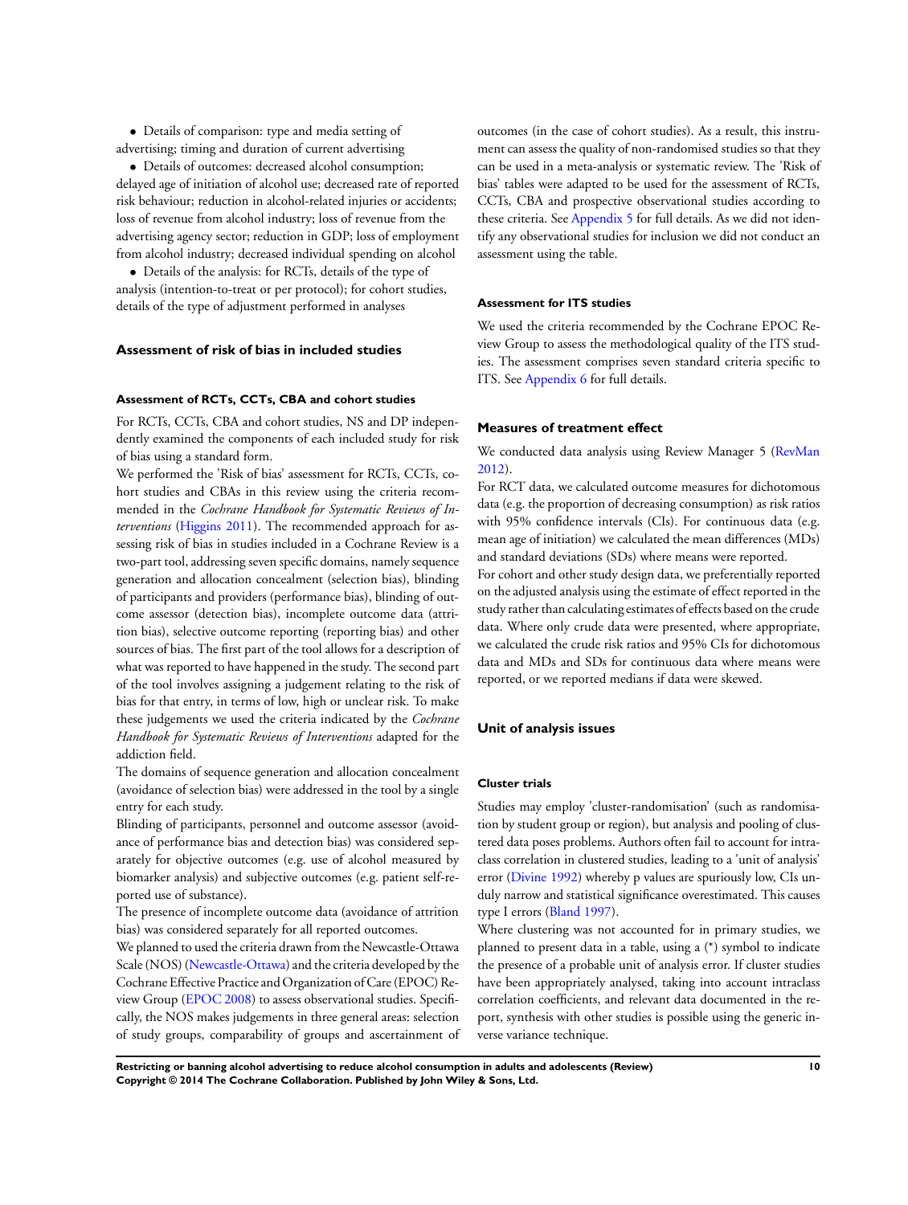- Details of comparison: type and media setting of advertising; timing and duration of current advertising
- Details of outcomes: decreased alcohol consumption; delayed age of initiation of alcohol use; decreased rate of reported risk behaviour; reduction in alcohol-related injuries or accidents; loss of revenue from alcohol industry; loss of revenue from the advertising agency sector; reduction in GDP; loss of employment from alcohol industry; decreased individual spending on alcohol
- Details of the analysis: for RCTs, details of the type of analysis (intention-to-treat or per protocol); for cohort studies, details of the type of adjustment performed in analyses

## Assessment of risk of bias in included studies

### Assessment of RCTs, CCTs, CBA and cohort studies

For RCTs, CCTs, CBA and cohort studies, NS and DP independently examined the components of each included study for risk of bias using a standard form.

We performed the 'Risk of bias' assessment for RCTs, CCTs, cohort studies and CBAs in this review using the criteria recommended in the *Cochrane Handbook for Systematic Reviews of Interventions* (Higgins 2011). The recommended approach for assessing risk of bias in studies included in a Cochrane Review is a two-part tool, addressing seven specific domains, namely sequence generation and allocation concealment (selection bias), blinding of participants and providers (performance bias), blinding of outcome assessor (detection bias), incomplete outcome data (attrition bias), selective outcome reporting (reporting bias) and other sources of bias. The first part of the tool allows for a description of what was reported to have happened in the study. The second part of the tool involves assigning a judgement relating to the risk of bias for that entry, in terms of low, high or unclear risk. To make these judgements we used the criteria indicated by the *Cochrane Handbook for Systematic Reviews of Interventions* adapted for the addiction field.

The domains of sequence generation and allocation concealment (avoidance of selection bias) were addressed in the tool by a single entry for each study.

Blinding of participants, personnel and outcome assessor (avoidance of performance bias and detection bias) was considered separately for objective outcomes (e.g. use of alcohol measured by biomarker analysis) and subjective outcomes (e.g. patient self-reported use of substance).

The presence of incomplete outcome data (avoidance of attrition bias) was considered separately for all reported outcomes.

We planned to used the criteria drawn from the Newcastle-Ottawa Scale (NOS) (Newcastle-Ottawa) and the criteria developed by the Cochrane Effective Practice and Organization of Care (EPOC) Review Group (EPOC 2008) to assess observational studies. Specifically, the NOS makes judgements in three general areas: selection of study groups, comparability of groups and ascertainment of outcomes (in the case of cohort studies). As a result, this instrument can assess the quality of non-randomised studies so that they can be used in a meta-analysis or systematic review. The 'Risk of bias' tables were adapted to be used for the assessment of RCTs, CCTs, CBA and prospective observational studies according to these criteria. See Appendix 5 for full details. As we did not identify any observational studies for inclusion we did not conduct an assessment using the table.

### Assessment for ITS studies

We used the criteria recommended by the Cochrane EPOC Review Group to assess the methodological quality of the ITS studies. The assessment comprises seven standard criteria specific to ITS. See Appendix 6 for full details.

## Measures of treatment effect

We conducted data analysis using Review Manager 5 (RevMan 2012).

For RCT data, we calculated outcome measures for dichotomous data (e.g. the proportion of decreasing consumption) as risk ratios with 95% confidence intervals (CIs). For continuous data (e.g. mean age of initiation) we calculated the mean differences (MDs) and standard deviations (SDs) where means were reported.

For cohort and other study design data, we preferentially reported on the adjusted analysis using the estimate of effect reported in the study rather than calculating estimates of effects based on the crude data. Where only crude data were presented, where appropriate, we calculated the crude risk ratios and 95% CIs for dichotomous data and MDs and SDs for continuous data where means were reported, or we reported medians if data were skewed.

## Unit of analysis issues

### Cluster trials

Studies may employ 'cluster-randomisation' (such as randomisation by student group or region), but analysis and pooling of clustered data poses problems. Authors often fail to account for intraclass correlation in clustered studies, leading to a 'unit of analysis' error (Divine 1992) whereby p values are spuriously low, CIs unduly narrow and statistical significance overestimated. This causes type I errors (Bland 1997).

Where clustering was not accounted for in primary studies, we planned to present data in a table, using a (*) symbol to indicate the presence of a probable unit of analysis error. If cluster studies have been appropriately analysed, taking into account intraclass correlation coefficients, and relevant data documented in the report, synthesis with other studies is possible using the generic inverse variance technique.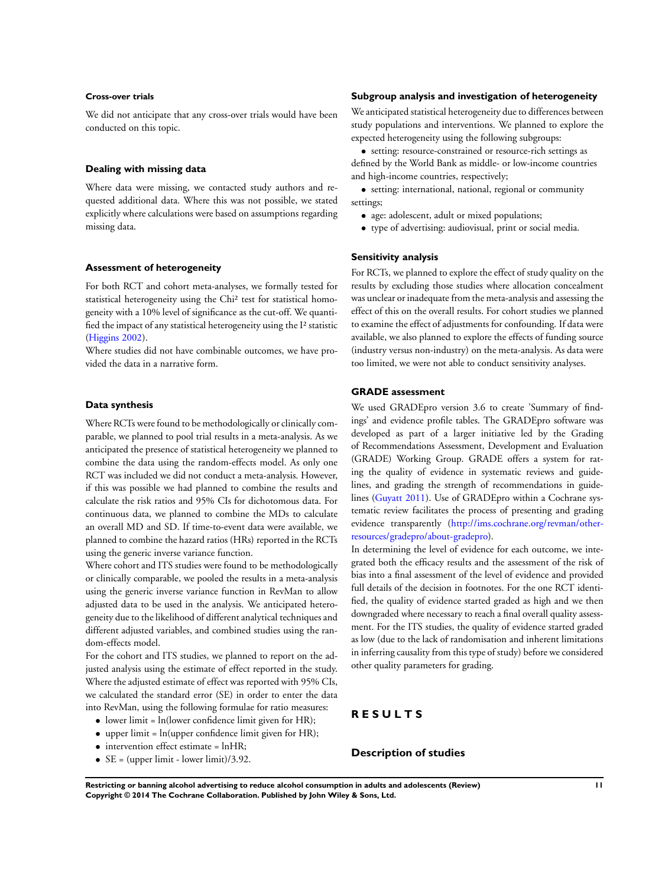### Cross-over trials

We did not anticipate that any cross-over trials would have been conducted on this topic.

### Dealing with missing data

Where data were missing, we contacted study authors and requested additional data. Where this was not possible, we stated explicitly where calculations were based on assumptions regarding missing data.

### Assessment of heterogeneity

For both RCT and cohort meta-analyses, we formally tested for statistical heterogeneity using the $Chi^2$ test for statistical homogeneity with a 10% level of significance as the cut-off. We quantified the impact of any statistical heterogeneity using the $I^2$ statistic (Higgins 2002).

Where studies did not have combinable outcomes, we have provided the data in a narrative form.

### Data synthesis

Where RCTs were found to be methodologically or clinically comparable, we planned to pool trial results in a meta-analysis. As we anticipated the presence of statistical heterogeneity we planned to combine the data using the random-effects model. As only one RCT was included we did not conduct a meta-analysis. However, if this was possible we had planned to combine the results and calculate the risk ratios and 95% CIs for dichotomous data. For continuous data, we planned to combine the MDs to calculate an overall MD and SD. If time-to-event data were available, we planned to combine the hazard ratios (HRs) reported in the RCTs using the generic inverse variance function.

Where cohort and ITS studies were found to be methodologically or clinically comparable, we pooled the results in a meta-analysis using the generic inverse variance function in RevMan to allow adjusted data to be used in the analysis. We anticipated heterogeneity due to the likelihood of different analytical techniques and different adjusted variables, and combined studies using the random-effects model.

For the cohort and ITS studies, we planned to report on the adjusted analysis using the estimate of effect reported in the study. Where the adjusted estimate of effect was reported with 95% CIs, we calculated the standard error (SE) in order to enter the data into RevMan, using the following formulae for ratio measures:

- lower limit = ln(lower confidence limit given for HR);
- upper limit = ln(upper confidence limit given for HR);
- intervention effect estimate = lnHR;
- SE = (upper limit - lower limit)/3.92.

### Subgroup analysis and investigation of heterogeneity

We anticipated statistical heterogeneity due to differences between study populations and interventions. We planned to explore the expected heterogeneity using the following subgroups:

- setting: resource-constrained or resource-rich settings as defined by the World Bank as middle- or low-income countries and high-income countries, respectively;
- setting: international, national, regional or community settings;
- age: adolescent, adult or mixed populations;
- type of advertising: audiovisual, print or social media.

### Sensitivity analysis

For RCTs, we planned to explore the effect of study quality on the results by excluding those studies where allocation concealment was unclear or inadequate from the meta-analysis and assessing the effect of this on the overall results. For cohort studies we planned to examine the effect of adjustments for confounding. If data were available, we also planned to explore the effects of funding source (industry versus non-industry) on the meta-analysis. As data were too limited, we were not able to conduct sensitivity analyses.

### GRADE assessment

We used GRADEpro version 3.6 to create 'Summary of findings' and evidence profile tables. The GRADEpro software was developed as part of a larger initiative led by the Grading of Recommendations Assessment, Development and Evaluation (GRADE) Working Group. GRADE offers a system for rating the quality of evidence in systematic reviews and guidelines, and grading the strength of recommendations in guidelines (Guyatt 2011). Use of GRADEpro within a Cochrane systematic review facilitates the process of presenting and grading evidence transparently (http://ims.cochrane.org/revman/other-resources/gradepro/about-gradepro).

In determining the level of evidence for each outcome, we integrated both the efficacy results and the assessment of the risk of bias into a final assessment of the level of evidence and provided full details of the decision in footnotes. For the one RCT identified, the quality of evidence started graded as high and we then downgraded where necessary to reach a final overall quality assessment. For the ITS studies, the quality of evidence started graded as low (due to the lack of randomisation and inherent limitations in inferring causality from this type of study) before we considered other quality parameters for grading.

# RESULTS

## Description of studies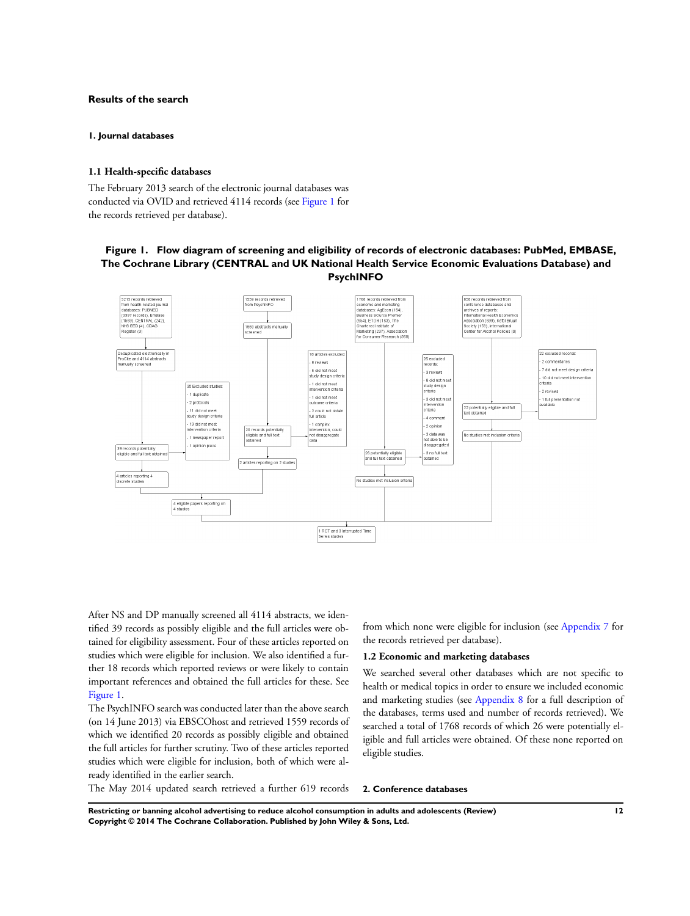### Results of the search

#### 1. Journal databases

##### 1.1 Health-specific databases

The February 2013 search of the electronic journal databases was conducted via OVID and retrieved 4114 records (see Figure 1 for the records retrieved per database).

**Figure 1. Flow diagram of screening and eligibility of records of electronic databases: PubMed, EMBASE, The Cochrane Library (CENTRAL and UK National Health Service Economic Evaluations Database) and PsychINFO**

After NS and DP manually screened all 4114 abstracts, we identified 39 records as possibly eligible and the full articles were obtained for eligibility assessment. Four of these articles reported on studies which were eligible for inclusion. We also identified a further 18 records which reported reviews or were likely to contain important references and obtained the full articles for these. See Figure 1.

The PsychINFO search was conducted later than the above search (on 14 June 2013) via EBSCOhost and retrieved 1559 records of which we identified 20 records as possibly eligible and obtained the full articles for further scrutiny. Two of these articles reported studies which were eligible for inclusion, both of which were already identified in the earlier search.

The May 2014 updated search retrieved a further 619 records from which none were eligible for inclusion (see Appendix 7 for the records retrieved per database).

##### 1.2 Economic and marketing databases

We searched several other databases which are not specific to health or medical topics in order to ensure we included economic and marketing studies (see Appendix 8 for a full description of the databases, terms used and number of records retrieved). We searched a total of 1768 records of which 26 were potentially eligible and full articles were obtained. Of these none reported on eligible studies.

#### 2. Conference databases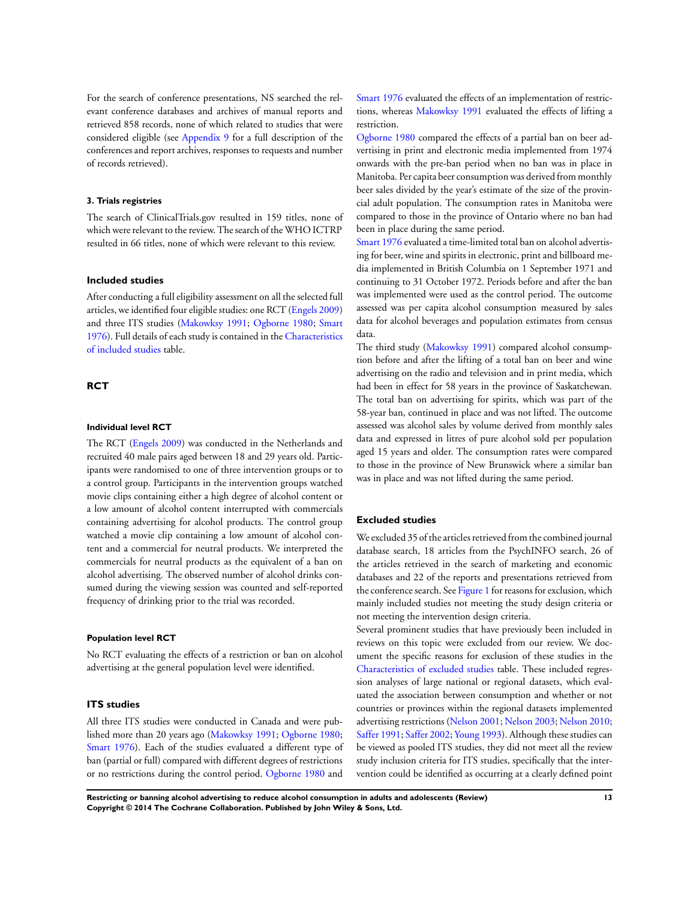For the search of conference presentations, NS searched the relevant conference databases and archives of manual reports and retrieved 858 records, none of which related to studies that were considered eligible (see Appendix 9 for a full description of the conferences and report archives, responses to requests and number of records retrieved).

#### 3. Trials registries

The search of ClinicalTrials.gov resulted in 159 titles, none of which were relevant to the review. The search of the WHO ICTRP resulted in 66 titles, none of which were relevant to this review.

### Included studies

After conducting a full eligibility assessment on all the selected full articles, we identified four eligible studies: one RCT (Engels 2009) and three ITS studies (Makowksy 1991; Ogborne 1980; Smart 1976). Full details of each study is contained in the Characteristics of included studies table.

### RCT

#### Individual level RCT

The RCT (Engels 2009) was conducted in the Netherlands and recruited 40 male pairs aged between 18 and 29 years old. Participants were randomised to one of three intervention groups or to a control group. Participants in the intervention groups watched movie clips containing either a high degree of alcohol content or a low amount of alcohol content interrupted with commercials containing advertising for alcohol products. The control group watched a movie clip containing a low amount of alcohol content and a commercial for neutral products. We interpreted the commercials for neutral products as the equivalent of a ban on alcohol advertising. The observed number of alcohol drinks consumed during the viewing session was counted and self-reported frequency of drinking prior to the trial was recorded.

#### Population level RCT

No RCT evaluating the effects of a restriction or ban on alcohol advertising at the general population level were identified.

### ITS studies

All three ITS studies were conducted in Canada and were published more than 20 years ago (Makowksy 1991; Ogborne 1980; Smart 1976). Each of the studies evaluated a different type of ban (partial or full) compared with different degrees of restrictions or no restrictions during the control period. Ogborne 1980 and Smart 1976 evaluated the effects of an implementation of restrictions, whereas Makowksy 1991 evaluated the effects of lifting a restriction.

Ogborne 1980 compared the effects of a partial ban on beer advertising in print and electronic media implemented from 1974 onwards with the pre-ban period when no ban was in place in Manitoba. Per capita beer consumption was derived from monthly beer sales divided by the year's estimate of the size of the provincial adult population. The consumption rates in Manitoba were compared to those in the province of Ontario where no ban had been in place during the same period.

Smart 1976 evaluated a time-limited total ban on alcohol advertising for beer, wine and spirits in electronic, print and billboard media implemented in British Columbia on 1 September 1971 and continuing to 31 October 1972. Periods before and after the ban was implemented were used as the control period. The outcome assessed was per capita alcohol consumption measured by sales data for alcohol beverages and population estimates from census data.

The third study (Makowksy 1991) compared alcohol consumption before and after the lifting of a total ban on beer and wine advertising on the radio and television and in print media, which had been in effect for 58 years in the province of Saskatchewan. The total ban on advertising for spirits, which was part of the 58-year ban, continued in place and was not lifted. The outcome assessed was alcohol sales by volume derived from monthly sales data and expressed in litres of pure alcohol sold per population aged 15 years and older. The consumption rates were compared to those in the province of New Brunswick where a similar ban was in place and was not lifted during the same period.

### Excluded studies

We excluded 35 of the articles retrieved from the combined journal database search, 18 articles from the PsychINFO search, 26 of the articles retrieved in the search of marketing and economic databases and 22 of the reports and presentations retrieved from the conference search. See Figure 1 for reasons for exclusion, which mainly included studies not meeting the study design criteria or not meeting the intervention design criteria.

Several prominent studies that have previously been included in reviews on this topic were excluded from our review. We document the specific reasons for exclusion of these studies in the Characteristics of excluded studies table. These included regression analyses of large national or regional datasets, which evaluated the association between consumption and whether or not countries or provinces within the regional datasets implemented advertising restrictions (Nelson 2001; Nelson 2003; Nelson 2010; Saffer 1991; Saffer 2002; Young 1993). Although these studies can be viewed as pooled ITS studies, they did not meet all the review study inclusion criteria for ITS studies, specifically that the intervention could be identified as occurring at a clearly defined point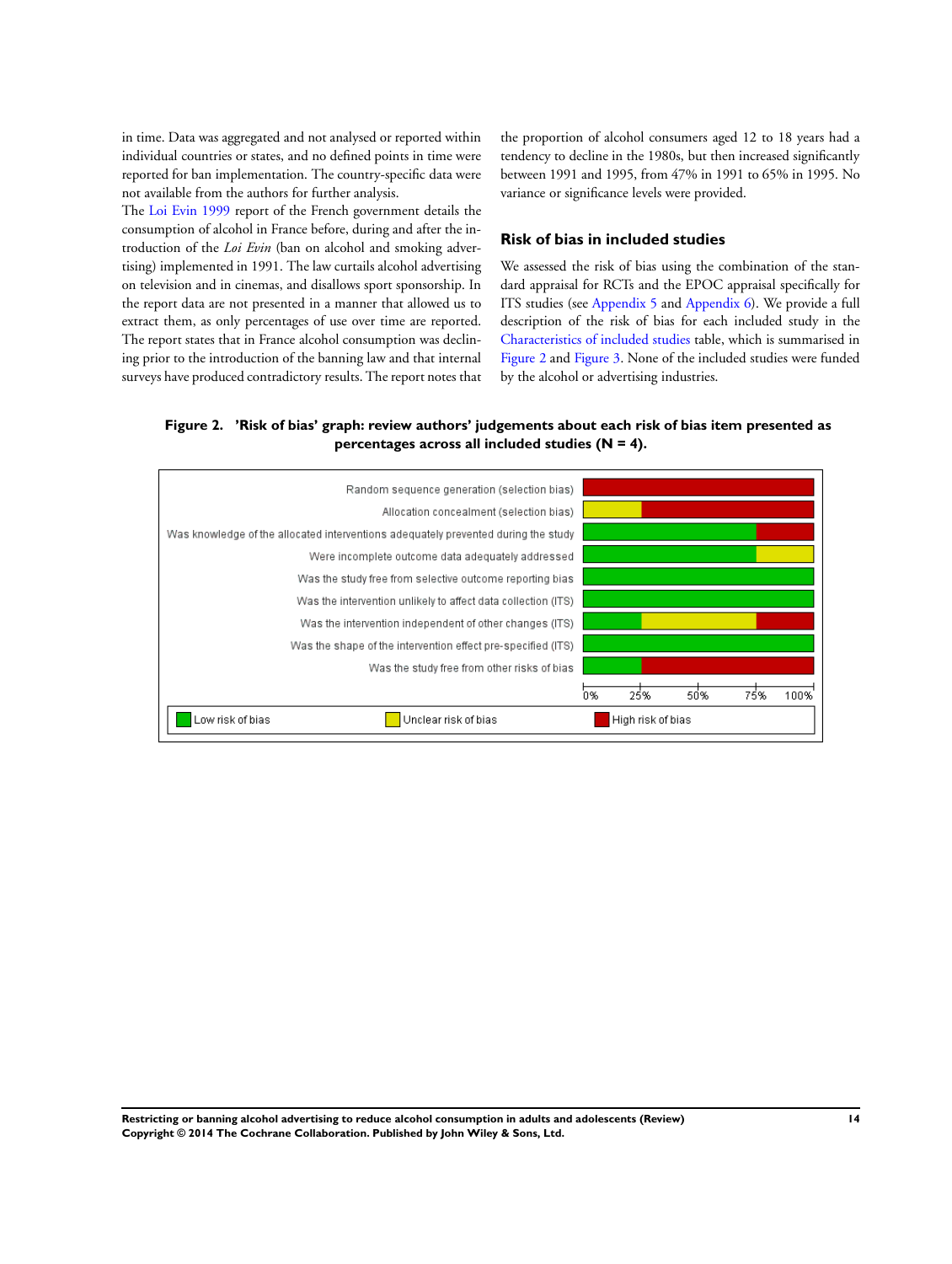in time. Data was aggregated and not analysed or reported within individual countries or states, and no defined points in time were reported for ban implementation. The country-specific data were not available from the authors for further analysis.

The Loi Evin 1999 report of the French government details the consumption of alcohol in France before, during and after the introduction of the *Loi Evin* (ban on alcohol and smoking advertising) implemented in 1991. The law curtails alcohol advertising on television and in cinemas, and disallows sport sponsorship. In the report data are not presented in a manner that allowed us to extract them, as only percentages of use over time are reported. The report states that in France alcohol consumption was declining prior to the introduction of the banning law and that internal surveys have produced contradictory results. The report notes that the proportion of alcohol consumers aged 12 to 18 years had a tendency to decline in the 1980s, but then increased significantly between 1991 and 1995, from 47% in 1991 to 65% in 1995. No variance or significance levels were provided.

## Risk of bias in included studies

We assessed the risk of bias using the combination of the standard appraisal for RCTs and the EPOC appraisal specifically for ITS studies (see Appendix 5 and Appendix 6). We provide a full description of the risk of bias for each included study in the Characteristics of included studies table, which is summarised in Figure 2 and Figure 3. None of the included studies were funded by the alcohol or advertising industries.

**Figure 2. 'Risk of bias' graph: review authors' judgements about each risk of bias item presented as percentages across all included studies (N = 4).**

| Risk of bias item | Low risk of bias | Unclear risk of bias | High risk of bias |
|---|---|---|---|
| Random sequence generation (selection bias) | | | 100% |
| Allocation concealment (selection bias) | | 25% | 75% |
| Was knowledge of the allocated interventions adequately prevented during the study | 75% | | 25% |
| Were incomplete outcome data adequately addressed | 75% | 25% | |
| Was the study free from selective outcome reporting bias | 100% | | |
| Was the intervention unlikely to affect data collection (ITS) | 100% | | |
| Was the intervention independent of other changes (ITS) | 25% | 50% | 25% |
| Was the shape of the intervention effect pre-specified (ITS) | 100% | | |
| Was the study free from other risks of bias | 25% | | 75% |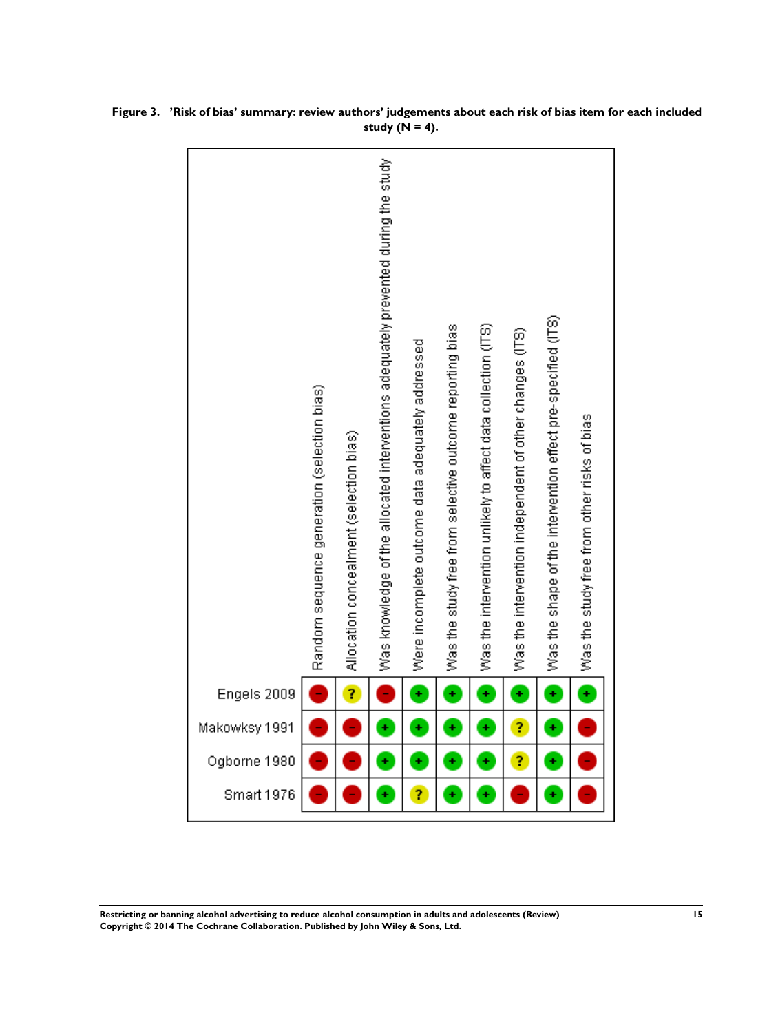**Figure 3. 'Risk of bias' summary: review authors' judgements about each risk of bias item for each included study (N = 4).**

| | Random sequence generation (selection bias) | Allocation concealment (selection bias) | Was knowledge of the allocated interventions adequately prevented during the study | Were incomplete outcome data adequately addressed | Was the study free from selective outcome reporting bias | Was the intervention unlikely to affect data collection (ITS) | Was the intervention independent of other changes (ITS) | Was the shape of the intervention effect pre-specified (ITS) | Was the study free from other risks of bias |
|---|---|---|---|---|---|---|---|---|---|
| Engels 2009 | - | ? | - | + | + | + | + | + | + |
| Makowksy 1991 | - | - | + | + | + | + | ? | + | - |
| Ogborne 1980 | - | - | + | + | + | + | ? | + | - |
| Smart 1976 | - | - | + | ? | + | + | - | + | - |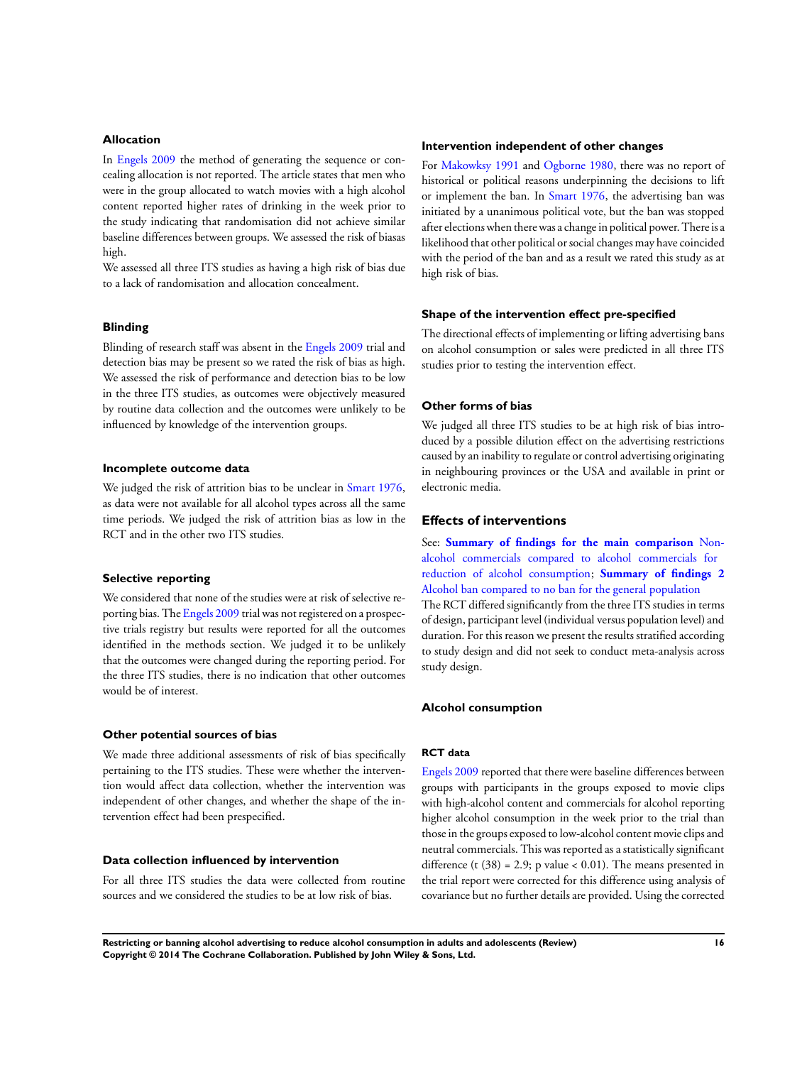### Allocation

In Engels 2009 the method of generating the sequence or concealing allocation is not reported. The article states that men who were in the group allocated to watch movies with a high alcohol content reported higher rates of drinking in the week prior to the study indicating that randomisation did not achieve similar baseline differences between groups. We assessed the risk of biasas high.

We assessed all three ITS studies as having a high risk of bias due to a lack of randomisation and allocation concealment.

### Blinding

Blinding of research staff was absent in the Engels 2009 trial and detection bias may be present so we rated the risk of bias as high. We assessed the risk of performance and detection bias to be low in the three ITS studies, as outcomes were objectively measured by routine data collection and the outcomes were unlikely to be influenced by knowledge of the intervention groups.

### Incomplete outcome data

We judged the risk of attrition bias to be unclear in Smart 1976, as data were not available for all alcohol types across all the same time periods. We judged the risk of attrition bias as low in the RCT and in the other two ITS studies.

### Selective reporting

We considered that none of the studies were at risk of selective reporting bias. The Engels 2009 trial was not registered on a prospective trials registry but results were reported for all the outcomes identified in the methods section. We judged it to be unlikely that the outcomes were changed during the reporting period. For the three ITS studies, there is no indication that other outcomes would be of interest.

### Other potential sources of bias

We made three additional assessments of risk of bias specifically pertaining to the ITS studies. These were whether the intervention would affect data collection, whether the intervention was independent of other changes, and whether the shape of the intervention effect had been prespecified.

### Data collection influenced by intervention

For all three ITS studies the data were collected from routine sources and we considered the studies to be at low risk of bias.

### Intervention independent of other changes

For Makowksy 1991 and Ogborne 1980, there was no report of historical or political reasons underpinning the decisions to lift or implement the ban. In Smart 1976, the advertising ban was initiated by a unanimous political vote, but the ban was stopped after elections when there was a change in political power. There is a likelihood that other political or social changes may have coincided with the period of the ban and as a result we rated this study as at high risk of bias.

### Shape of the intervention effect pre-specified

The directional effects of implementing or lifting advertising bans on alcohol consumption or sales were predicted in all three ITS studies prior to testing the intervention effect.

### Other forms of bias

We judged all three ITS studies to be at high risk of bias introduced by a possible dilution effect on the advertising restrictions caused by an inability to regulate or control advertising originating in neighbouring provinces or the USA and available in print or electronic media.

## Effects of interventions

See: **Summary of findings for the main comparison** Non-alcohol commercials compared to alcohol commercials for reduction of alcohol consumption; **Summary of findings 2** Alcohol ban compared to no ban for the general population

The RCT differed significantly from the three ITS studies in terms of design, participant level (individual versus population level) and duration. For this reason we present the results stratified according to study design and did not seek to conduct meta-analysis across study design.

### Alcohol consumption

#### RCT data

Engels 2009 reported that there were baseline differences between groups with participants in the groups exposed to movie clips with high-alcohol content and commercials for alcohol reporting higher alcohol consumption in the week prior to the trial than those in the groups exposed to low-alcohol content movie clips and neutral commercials. This was reported as a statistically significant difference ($t(38) = 2.9$; p value $< 0.01$). The means presented in the trial report were corrected for this difference using analysis of covariance but no further details are provided. Using the corrected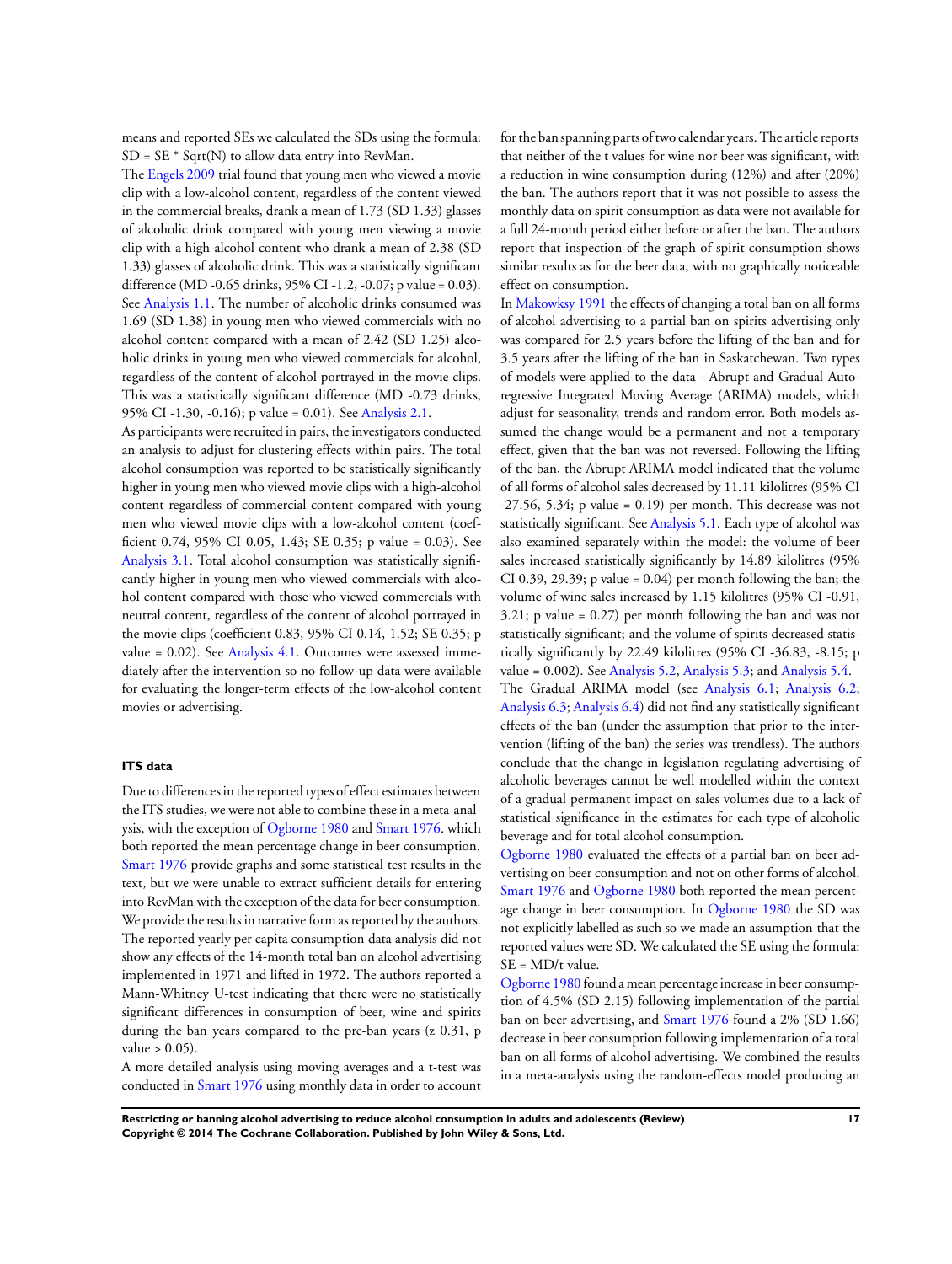means and reported SEs we calculated the SDs using the formula: SD = SE * Sqrt(N) to allow data entry into RevMan.

The Engels 2009 trial found that young men who viewed a movie clip with a low-alcohol content, regardless of the content viewed in the commercial breaks, drank a mean of 1.73 (SD 1.33) glasses of alcoholic drink compared with young men viewing a movie clip with a high-alcohol content who drank a mean of 2.38 (SD 1.33) glasses of alcoholic drink. This was a statistically significant difference (MD -0.65 drinks, 95% CI -1.2, -0.07; p value = 0.03). See Analysis 1.1. The number of alcoholic drinks consumed was 1.69 (SD 1.38) in young men who viewed commercials with no alcohol content compared with a mean of 2.42 (SD 1.25) alcoholic drinks in young men who viewed commercials for alcohol, regardless of the content of alcohol portrayed in the movie clips. This was a statistically significant difference (MD -0.73 drinks, 95% CI -1.30, -0.16); p value = 0.01). See Analysis 2.1.

As participants were recruited in pairs, the investigators conducted an analysis to adjust for clustering effects within pairs. The total alcohol consumption was reported to be statistically significantly higher in young men who viewed movie clips with a high-alcohol content regardless of commercial content compared with young men who viewed movie clips with a low-alcohol content (coefficient 0.74, 95% CI 0.05, 1.43; SE 0.35; p value = 0.03). See Analysis 3.1. Total alcohol consumption was statistically significantly higher in young men who viewed commercials with alcohol content compared with those who viewed commercials with neutral content, regardless of the content of alcohol portrayed in the movie clips (coefficient 0.83, 95% CI 0.14, 1.52; SE 0.35; p value = 0.02). See Analysis 4.1. Outcomes were assessed immediately after the intervention so no follow-up data were available for evaluating the longer-term effects of the low-alcohol content movies or advertising.

### ITS data

Due to differences in the reported types of effect estimates between the ITS studies, we were not able to combine these in a meta-analysis, with the exception of Ogborne 1980 and Smart 1976. which both reported the mean percentage change in beer consumption. Smart 1976 provide graphs and some statistical test results in the text, but we were unable to extract sufficient details for entering into RevMan with the exception of the data for beer consumption. We provide the results in narrative form as reported by the authors. The reported yearly per capita consumption data analysis did not show any effects of the 14-month total ban on alcohol advertising implemented in 1971 and lifted in 1972. The authors reported a Mann-Whitney U-test indicating that there were no statistically significant differences in consumption of beer, wine and spirits during the ban years compared to the pre-ban years (z 0.31, p value > 0.05).

A more detailed analysis using moving averages and a t-test was conducted in Smart 1976 using monthly data in order to account for the ban spanning parts of two calendar years. The article reports that neither of the t values for wine nor beer was significant, with a reduction in wine consumption during (12%) and after (20%) the ban. The authors report that it was not possible to assess the monthly data on spirit consumption as data were not available for a full 24-month period either before or after the ban. The authors report that inspection of the graph of spirit consumption shows similar results as for the beer data, with no graphically noticeable effect on consumption.

In Makowksy 1991 the effects of changing a total ban on all forms of alcohol advertising to a partial ban on spirits advertising only was compared for 2.5 years before the lifting of the ban and for 3.5 years after the lifting of the ban in Saskatchewan. Two types of models were applied to the data - Abrupt and Gradual Autoregressive Integrated Moving Average (ARIMA) models, which adjust for seasonality, trends and random error. Both models assumed the change would be a permanent and not a temporary effect, given that the ban was not reversed. Following the lifting of the ban, the Abrupt ARIMA model indicated that the volume of all forms of alcohol sales decreased by 11.11 kilolitres (95% CI -27.56, 5.34; p value = 0.19) per month. This decrease was not statistically significant. See Analysis 5.1. Each type of alcohol was also examined separately within the model: the volume of beer sales increased statistically significantly by 14.89 kilolitres (95% CI 0.39, 29.39; p value = 0.04) per month following the ban; the volume of wine sales increased by 1.15 kilolitres (95% CI -0.91, 3.21; p value = 0.27) per month following the ban and was not statistically significant; and the volume of spirits decreased statistically significantly by 22.49 kilolitres (95% CI -36.83, -8.15; p value = 0.002). See Analysis 5.2, Analysis 5.3; and Analysis 5.4.

The Gradual ARIMA model (see Analysis 6.1; Analysis 6.2; Analysis 6.3; Analysis 6.4) did not find any statistically significant effects of the ban (under the assumption that prior to the intervention (lifting of the ban) the series was trendless). The authors conclude that the change in legislation regulating advertising of alcoholic beverages cannot be well modelled within the context of a gradual permanent impact on sales volumes due to a lack of statistical significance in the estimates for each type of alcoholic beverage and for total alcohol consumption.

Ogborne 1980 evaluated the effects of a partial ban on beer advertising on beer consumption and not on other forms of alcohol. Smart 1976 and Ogborne 1980 both reported the mean percentage change in beer consumption. In Ogborne 1980 the SD was not explicitly labelled as such so we made an assumption that the reported values were SD. We calculated the SE using the formula: SE = MD/t value.

Ogborne 1980 found a mean percentage increase in beer consumption of 4.5% (SD 2.15) following implementation of the partial ban on beer advertising, and Smart 1976 found a 2% (SD 1.66) decrease in beer consumption following implementation of a total ban on all forms of alcohol advertising. We combined the results in a meta-analysis using the random-effects model producing an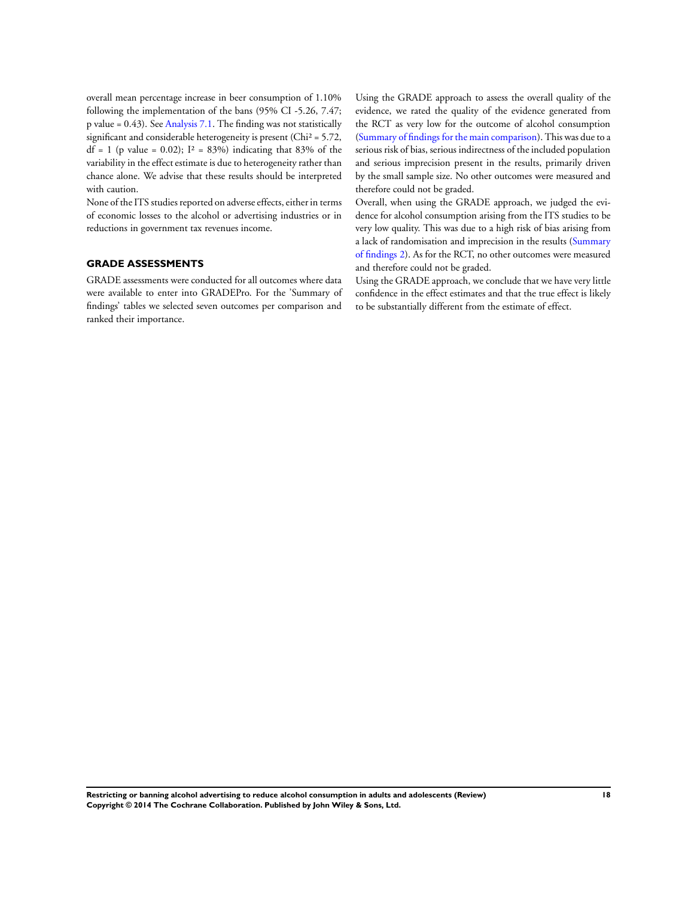overall mean percentage increase in beer consumption of 1.10% following the implementation of the bans (95% CI -5.26, 7.47; p value = 0.43). See Analysis 7.1. The finding was not statistically significant and considerable heterogeneity is present ($Chi^2 = 5.72$, df = 1 (p value = 0.02); $I^2 = 83\%$) indicating that 83% of the variability in the effect estimate is due to heterogeneity rather than chance alone. We advise that these results should be interpreted with caution.

None of the ITS studies reported on adverse effects, either in terms of economic losses to the alcohol or advertising industries or in reductions in government tax revenues income.

## GRADE ASSESSMENTS

GRADE assessments were conducted for all outcomes where data were available to enter into GRADEPro. For the 'Summary of findings' tables we selected seven outcomes per comparison and ranked their importance.

Using the GRADE approach to assess the overall quality of the evidence, we rated the quality of the evidence generated from the RCT as very low for the outcome of alcohol consumption (Summary of findings for the main comparison). This was due to a serious risk of bias, serious indirectness of the included population and serious imprecision present in the results, primarily driven by the small sample size. No other outcomes were measured and therefore could not be graded.

Overall, when using the GRADE approach, we judged the evidence for alcohol consumption arising from the ITS studies to be very low quality. This was due to a high risk of bias arising from a lack of randomisation and imprecision in the results (Summary of findings 2). As for the RCT, no other outcomes were measured and therefore could not be graded.

Using the GRADE approach, we conclude that we have very little confidence in the effect estimates and that the true effect is likely to be substantially different from the estimate of effect.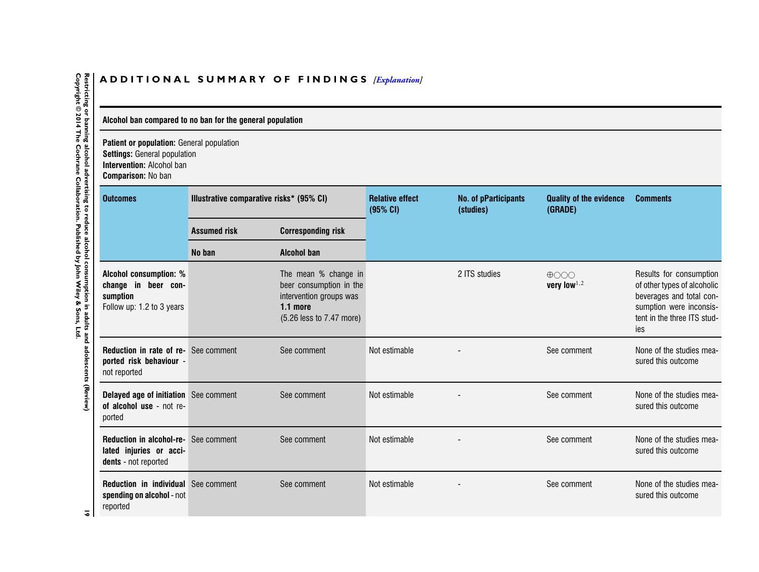## ADDITIONAL SUMMARY OF FINDINGS *[Explanation]*

| Alcohol ban compared to no ban for the general population | | | | | | |
|---|---|---|---|---|---|---|
| **Patient or population:** General population<br>**Settings:** General population<br>**Intervention:** Alcohol ban<br>**Comparison:** No ban | | | | | | |
| **Outcomes** | **Illustrative comparative risks* (95% CI)** | | **Relative effect (95% CI)** | **No. of pParticipants (studies)** | **Quality of the evidence (GRADE)** | **Comments** |
| | **Assumed risk** | **Corresponding risk** | | | | |
| | **No ban** | **Alcohol ban** | | | | |
| **Alcohol consumption: % change in beer consumption**<br>Follow up: 1.2 to 3 years | | The mean % change in beer consumption in the intervention groups was **1.1 more** (5.26 less to 7.47 more) | | 2 ITS studies | ⊕○○○ **very low**[1,2] | Results for consumption of other types of alcoholic beverages and total consumption were inconsistent in the three ITS studies |
| **Reduction in rate of reported risk behaviour** - not reported | See comment | See comment | Not estimable | - | See comment | None of the studies measured this outcome |
| **Delayed age of initiation of alcohol use** - not reported | See comment | See comment | Not estimable | - | See comment | None of the studies measured this outcome |
| **Reduction in alcohol-related injuries or accidents** - not reported | See comment | See comment | Not estimable | - | See comment | None of the studies measured this outcome |
| **Reduction in individual spending on alcohol** - not reported | See comment | See comment | Not estimable | - | See comment | None of the studies measured this outcome |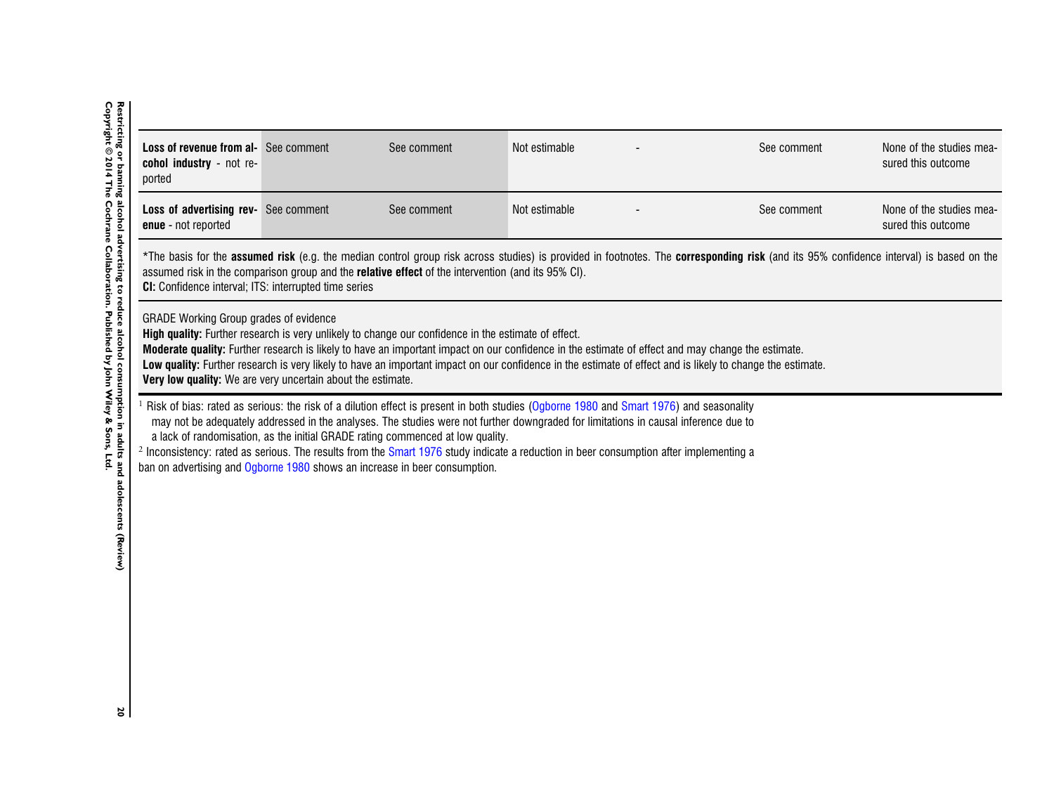| | | | | | | |
|---|---|---|---|---|---|---|
| **Loss of revenue from alcohol industry** - not reported | See comment | See comment | Not estimable | - | See comment | None of the studies measured this outcome |
| **Loss of advertising revenue** - not reported | See comment | See comment | Not estimable | - | See comment | None of the studies measured this outcome |

*The basis for the **assumed risk** (e.g. the median control group risk across studies) is provided in footnotes. The **corresponding risk** (and its 95% confidence interval) is based on the assumed risk in the comparison group and the **relative effect** of the intervention (and its 95% CI).
**CI:** Confidence interval; ITS: interrupted time series

GRADE Working Group grades of evidence
**High quality:** Further research is very unlikely to change our confidence in the estimate of effect.
**Moderate quality:** Further research is likely to have an important impact on our confidence in the estimate of effect and may change the estimate.
**Low quality:** Further research is very likely to have an important impact on our confidence in the estimate of effect and is likely to change the estimate.
**Very low quality:** We are very uncertain about the estimate.

[1] Risk of bias: rated as serious: the risk of a dilution effect is present in both studies (Ogborne 1980 and Smart 1976) and seasonality may not be adequately addressed in the analyses. The studies were not further downgraded for limitations in causal inference due to a lack of randomisation, as the initial GRADE rating commenced at low quality.

[2] Inconsistency: rated as serious. The results from the Smart 1976 study indicate a reduction in beer consumption after implementing a ban on advertising and Ogborne 1980 shows an increase in beer consumption.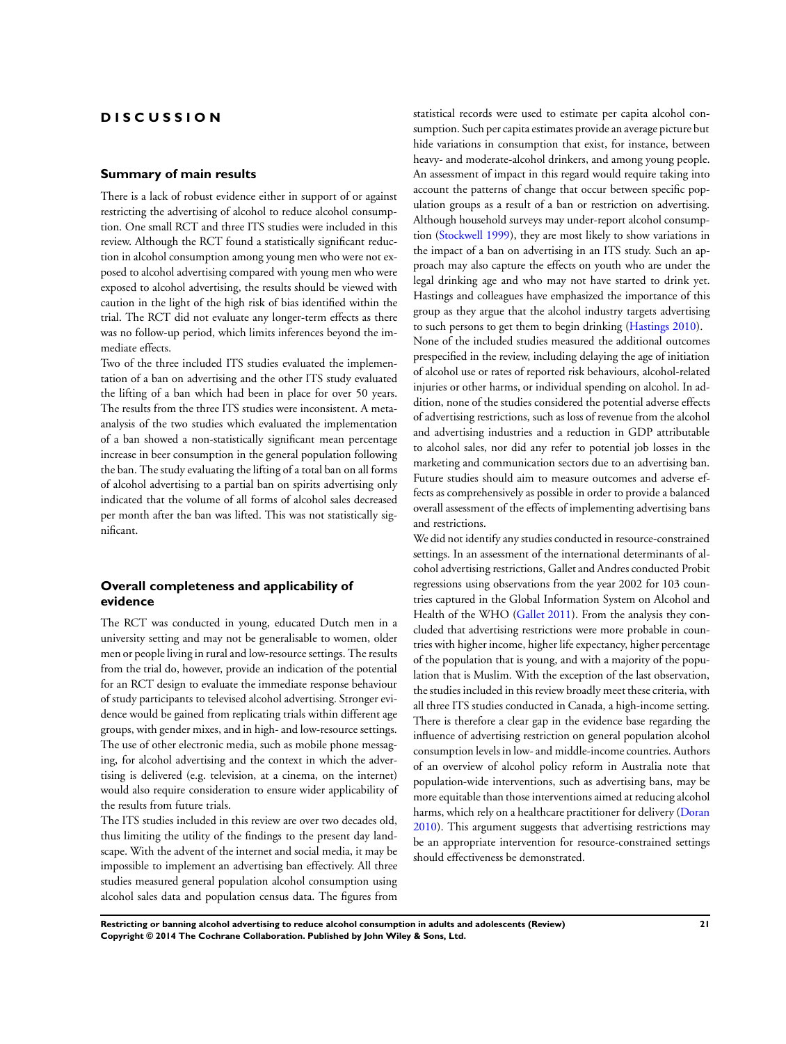# DISCUSSION

## Summary of main results

There is a lack of robust evidence either in support of or against restricting the advertising of alcohol to reduce alcohol consumption. One small RCT and three ITS studies were included in this review. Although the RCT found a statistically significant reduction in alcohol consumption among young men who were not exposed to alcohol advertising compared with young men who were exposed to alcohol advertising, the results should be viewed with caution in the light of the high risk of bias identified within the trial. The RCT did not evaluate any longer-term effects as there was no follow-up period, which limits inferences beyond the immediate effects.

Two of the three included ITS studies evaluated the implementation of a ban on advertising and the other ITS study evaluated the lifting of a ban which had been in place for over 50 years. The results from the three ITS studies were inconsistent. A meta-analysis of the two studies which evaluated the implementation of a ban showed a non-statistically significant mean percentage increase in beer consumption in the general population following the ban. The study evaluating the lifting of a total ban on all forms of alcohol advertising to a partial ban on spirits advertising only indicated that the volume of all forms of alcohol sales decreased per month after the ban was lifted. This was not statistically significant.

## Overall completeness and applicability of evidence

The RCT was conducted in young, educated Dutch men in a university setting and may not be generalisable to women, older men or people living in rural and low-resource settings. The results from the trial do, however, provide an indication of the potential for an RCT design to evaluate the immediate response behaviour of study participants to televised alcohol advertising. Stronger evidence would be gained from replicating trials within different age groups, with gender mixes, and in high- and low-resource settings. The use of other electronic media, such as mobile phone messaging, for alcohol advertising and the context in which the advertising is delivered (e.g. television, at a cinema, on the internet) would also require consideration to ensure wider applicability of the results from future trials.

The ITS studies included in this review are over two decades old, thus limiting the utility of the findings to the present day landscape. With the advent of the internet and social media, it may be impossible to implement an advertising ban effectively. All three studies measured general population alcohol consumption using alcohol sales data and population census data. The figures from statistical records were used to estimate per capita alcohol consumption. Such per capita estimates provide an average picture but hide variations in consumption that exist, for instance, between heavy- and moderate-alcohol drinkers, and among young people. An assessment of impact in this regard would require taking into account the patterns of change that occur between specific population groups as a result of a ban or restriction on advertising. Although household surveys may under-report alcohol consumption (Stockwell 1999), they are most likely to show variations in the impact of a ban on advertising in an ITS study. Such an approach may also capture the effects on youth who are under the legal drinking age and who may not have started to drink yet. Hastings and colleagues have emphasized the importance of this group as they argue that the alcohol industry targets advertising to such persons to get them to begin drinking (Hastings 2010).

None of the included studies measured the additional outcomes prespecified in the review, including delaying the age of initiation of alcohol use or rates of reported risk behaviours, alcohol-related injuries or other harms, or individual spending on alcohol. In addition, none of the studies considered the potential adverse effects of advertising restrictions, such as loss of revenue from the alcohol and advertising industries and a reduction in GDP attributable to alcohol sales, nor did any refer to potential job losses in the marketing and communication sectors due to an advertising ban. Future studies should aim to measure outcomes and adverse effects as comprehensively as possible in order to provide a balanced overall assessment of the effects of implementing advertising bans and restrictions.

We did not identify any studies conducted in resource-constrained settings. In an assessment of the international determinants of alcohol advertising restrictions, Gallet and Andres conducted Probit regressions using observations from the year 2002 for 103 countries captured in the Global Information System on Alcohol and Health of the WHO (Gallet 2011). From the analysis they concluded that advertising restrictions were more probable in countries with higher income, higher life expectancy, higher percentage of the population that is young, and with a majority of the population that is Muslim. With the exception of the last observation, the studies included in this review broadly meet these criteria, with all three ITS studies conducted in Canada, a high-income setting. There is therefore a clear gap in the evidence base regarding the influence of advertising restriction on general population alcohol consumption levels in low- and middle-income countries. Authors of an overview of alcohol policy reform in Australia note that population-wide interventions, such as advertising bans, may be more equitable than those interventions aimed at reducing alcohol harms, which rely on a healthcare practitioner for delivery (Doran 2010). This argument suggests that advertising restrictions may be an appropriate intervention for resource-constrained settings should effectiveness be demonstrated.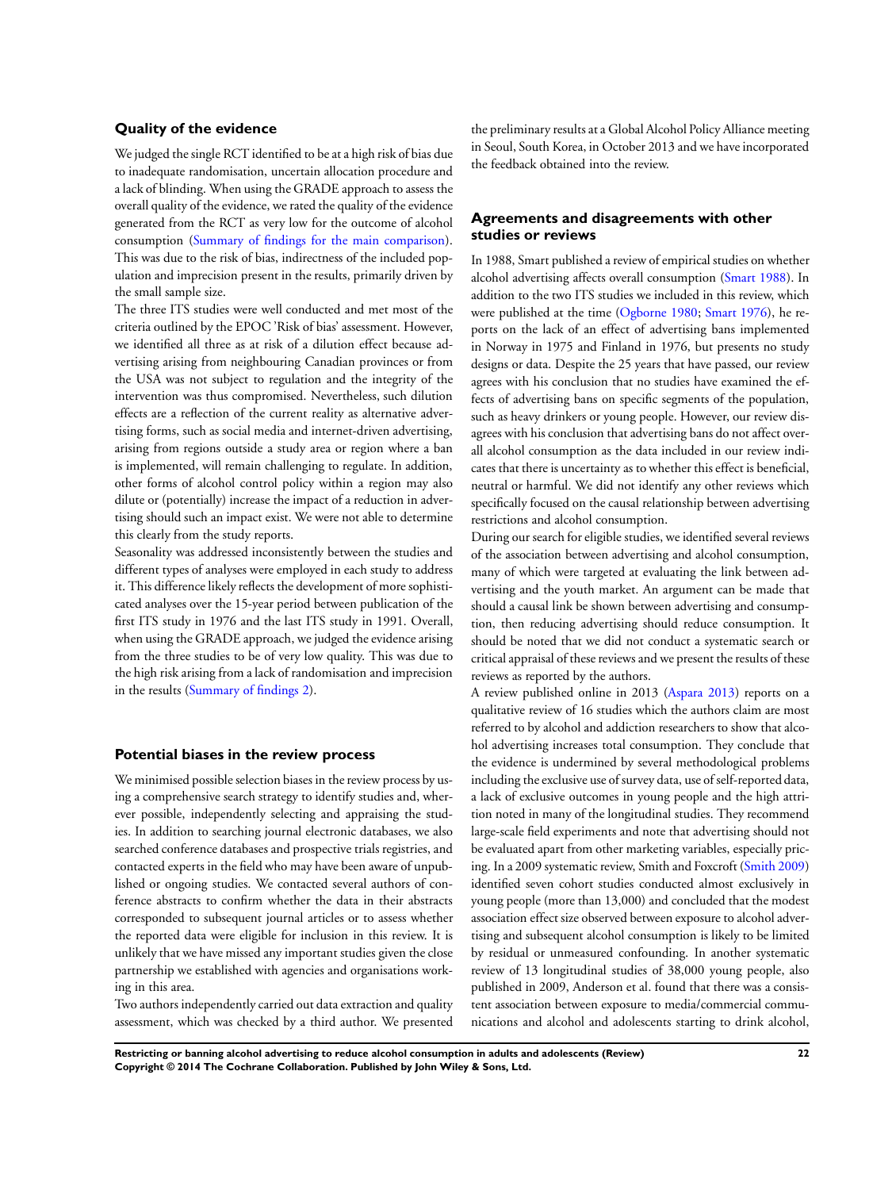## Quality of the evidence

We judged the single RCT identified to be at a high risk of bias due to inadequate randomisation, uncertain allocation procedure and a lack of blinding. When using the GRADE approach to assess the overall quality of the evidence, we rated the quality of the evidence generated from the RCT as very low for the outcome of alcohol consumption (Summary of findings for the main comparison). This was due to the risk of bias, indirectness of the included population and imprecision present in the results, primarily driven by the small sample size.

The three ITS studies were well conducted and met most of the criteria outlined by the EPOC 'Risk of bias' assessment. However, we identified all three as at risk of a dilution effect because advertising arising from neighbouring Canadian provinces or from the USA was not subject to regulation and the integrity of the intervention was thus compromised. Nevertheless, such dilution effects are a reflection of the current reality as alternative advertising forms, such as social media and internet-driven advertising, arising from regions outside a study area or region where a ban is implemented, will remain challenging to regulate. In addition, other forms of alcohol control policy within a region may also dilute or (potentially) increase the impact of a reduction in advertising should such an impact exist. We were not able to determine this clearly from the study reports.

Seasonality was addressed inconsistently between the studies and different types of analyses were employed in each study to address it. This difference likely reflects the development of more sophisticated analyses over the 15-year period between publication of the first ITS study in 1976 and the last ITS study in 1991. Overall, when using the GRADE approach, we judged the evidence arising from the three studies to be of very low quality. This was due to the high risk arising from a lack of randomisation and imprecision in the results (Summary of findings 2).

## Potential biases in the review process

We minimised possible selection biases in the review process by using a comprehensive search strategy to identify studies and, wherever possible, independently selecting and appraising the studies. In addition to searching journal electronic databases, we also searched conference databases and prospective trials registries, and contacted experts in the field who may have been aware of unpublished or ongoing studies. We contacted several authors of conference abstracts to confirm whether the data in their abstracts corresponded to subsequent journal articles or to assess whether the reported data were eligible for inclusion in this review. It is unlikely that we have missed any important studies given the close partnership we established with agencies and organisations working in this area.

Two authors independently carried out data extraction and quality assessment, which was checked by a third author. We presented the preliminary results at a Global Alcohol Policy Alliance meeting in Seoul, South Korea, in October 2013 and we have incorporated the feedback obtained into the review.

## Agreements and disagreements with other studies or reviews

In 1988, Smart published a review of empirical studies on whether alcohol advertising affects overall consumption (Smart 1988). In addition to the two ITS studies we included in this review, which were published at the time (Ogborne 1980; Smart 1976), he reports on the lack of an effect of advertising bans implemented in Norway in 1975 and Finland in 1976, but presents no study designs or data. Despite the 25 years that have passed, our review agrees with his conclusion that no studies have examined the effects of advertising bans on specific segments of the population, such as heavy drinkers or young people. However, our review disagrees with his conclusion that advertising bans do not affect overall alcohol consumption as the data included in our review indicates that there is uncertainty as to whether this effect is beneficial, neutral or harmful. We did not identify any other reviews which specifically focused on the causal relationship between advertising restrictions and alcohol consumption.

During our search for eligible studies, we identified several reviews of the association between advertising and alcohol consumption, many of which were targeted at evaluating the link between advertising and the youth market. An argument can be made that should a causal link be shown between advertising and consumption, then reducing advertising should reduce consumption. It should be noted that we did not conduct a systematic search or critical appraisal of these reviews and we present the results of these reviews as reported by the authors.

A review published online in 2013 (Aspara 2013) reports on a qualitative review of 16 studies which the authors claim are most referred to by alcohol and addiction researchers to show that alcohol advertising increases total consumption. They conclude that the evidence is undermined by several methodological problems including the exclusive use of survey data, use of self-reported data, a lack of exclusive outcomes in young people and the high attrition noted in many of the longitudinal studies. They recommend large-scale field experiments and note that advertising should not be evaluated apart from other marketing variables, especially pricing. In a 2009 systematic review, Smith and Foxcroft (Smith 2009) identified seven cohort studies conducted almost exclusively in young people (more than 13,000) and concluded that the modest association effect size observed between exposure to alcohol advertising and subsequent alcohol consumption is likely to be limited by residual or unmeasured confounding. In another systematic review of 13 longitudinal studies of 38,000 young people, also published in 2009, Anderson et al. found that there was a consistent association between exposure to media/commercial communications and alcohol and adolescents starting to drink alcohol,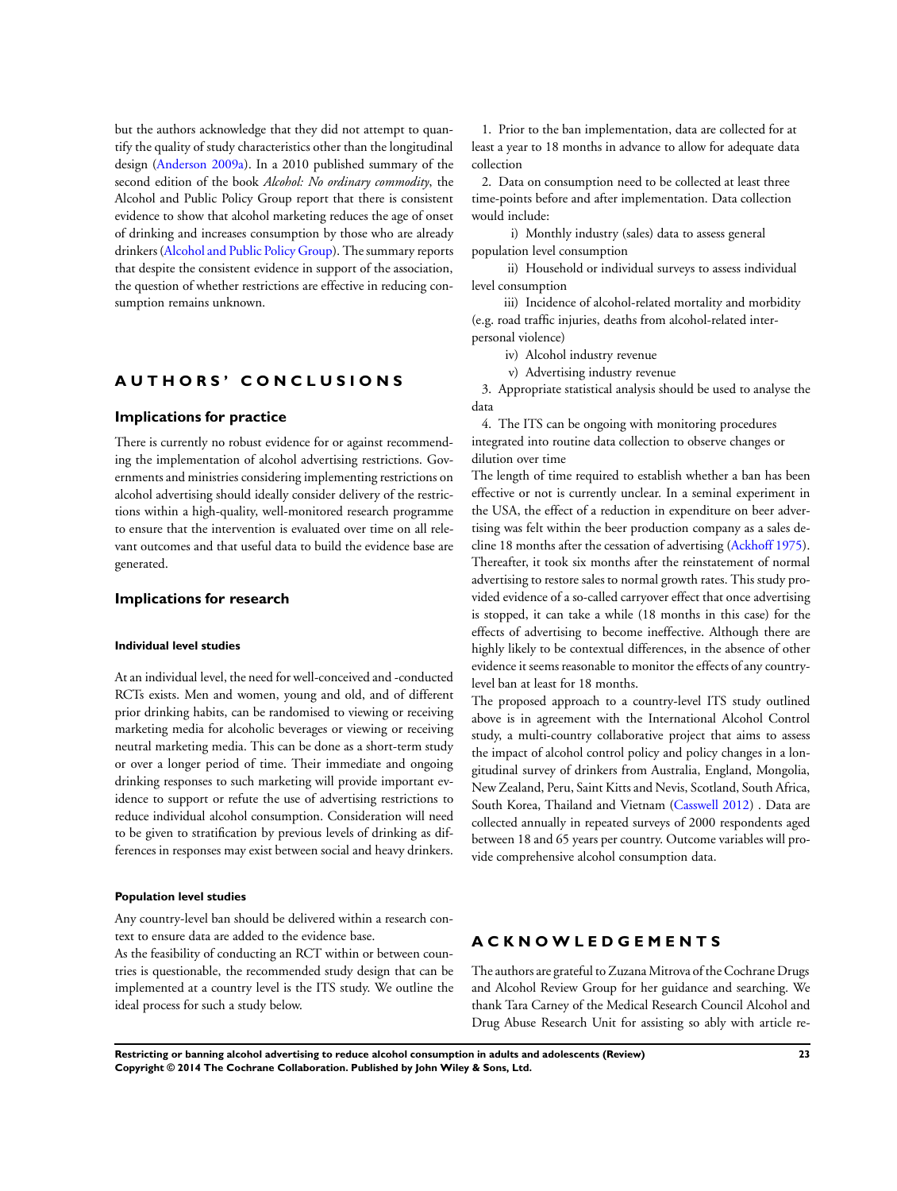but the authors acknowledge that they did not attempt to quantify the quality of study characteristics other than the longitudinal design (Anderson 2009a). In a 2010 published summary of the second edition of the book *Alcohol: No ordinary commodity*, the Alcohol and Public Policy Group report that there is consistent evidence to show that alcohol marketing reduces the age of onset of drinking and increases consumption by those who are already drinkers (Alcohol and Public Policy Group). The summary reports that despite the consistent evidence in support of the association, the question of whether restrictions are effective in reducing consumption remains unknown.

# AUTHORS' CONCLUSIONS

## Implications for practice

There is currently no robust evidence for or against recommending the implementation of alcohol advertising restrictions. Governments and ministries considering implementing restrictions on alcohol advertising should ideally consider delivery of the restrictions within a high-quality, well-monitored research programme to ensure that the intervention is evaluated over time on all relevant outcomes and that useful data to build the evidence base are generated.

## Implications for research

#### Individual level studies

At an individual level, the need for well-conceived and -conducted RCTs exists. Men and women, young and old, and of different prior drinking habits, can be randomised to viewing or receiving marketing media for alcoholic beverages or viewing or receiving neutral marketing media. This can be done as a short-term study or over a longer period of time. Their immediate and ongoing drinking responses to such marketing will provide important evidence to support or refute the use of advertising restrictions to reduce individual alcohol consumption. Consideration will need to be given to stratification by previous levels of drinking as differences in responses may exist between social and heavy drinkers.

#### Population level studies

Any country-level ban should be delivered within a research context to ensure data are added to the evidence base.

As the feasibility of conducting an RCT within or between countries is questionable, the recommended study design that can be implemented at a country level is the ITS study. We outline the ideal process for such a study below.

1. Prior to the ban implementation, data are collected for at least a year to 18 months in advance to allow for adequate data collection
2. Data on consumption need to be collected at least three time-points before and after implementation. Data collection would include:
    i) Monthly industry (sales) data to assess general population level consumption
    ii) Household or individual surveys to assess individual level consumption
    iii) Incidence of alcohol-related mortality and morbidity (e.g. road traffic injuries, deaths from alcohol-related interpersonal violence)
    iv) Alcohol industry revenue
    v) Advertising industry revenue
3. Appropriate statistical analysis should be used to analyse the data
4. The ITS can be ongoing with monitoring procedures integrated into routine data collection to observe changes or dilution over time

The length of time required to establish whether a ban has been effective or not is currently unclear. In a seminal experiment in the USA, the effect of a reduction in expenditure on beer advertising was felt within the beer production company as a sales decline 18 months after the cessation of advertising (Ackhoff 1975). Thereafter, it took six months after the reinstatement of normal advertising to restore sales to normal growth rates. This study provided evidence of a so-called carryover effect that once advertising is stopped, it can take a while (18 months in this case) for the effects of advertising to become ineffective. Although there are highly likely to be contextual differences, in the absence of other evidence it seems reasonable to monitor the effects of any country-level ban at least for 18 months.

The proposed approach to a country-level ITS study outlined above is in agreement with the International Alcohol Control study, a multi-country collaborative project that aims to assess the impact of alcohol control policy and policy changes in a longitudinal survey of drinkers from Australia, England, Mongolia, New Zealand, Peru, Saint Kitts and Nevis, Scotland, South Africa, South Korea, Thailand and Vietnam (Casswell 2012) . Data are collected annually in repeated surveys of 2000 respondents aged between 18 and 65 years per country. Outcome variables will provide comprehensive alcohol consumption data.

# ACKNOWLEDGEMENTS

The authors are grateful to Zuzana Mitrova of the Cochrane Drugs and Alcohol Review Group for her guidance and searching. We thank Tara Carney of the Medical Research Council Alcohol and Drug Abuse Research Unit for assisting so ably with article re-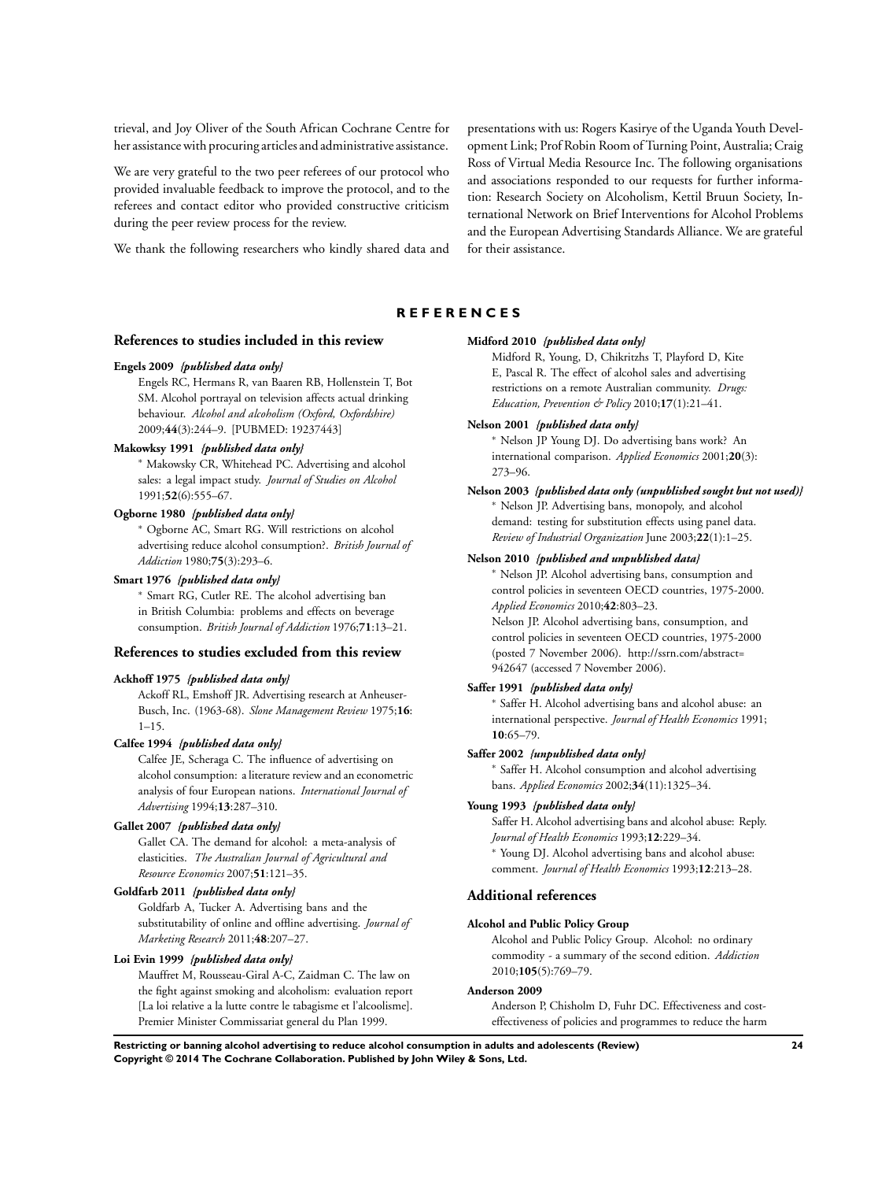trieval, and Joy Oliver of the South African Cochrane Centre for her assistance with procuring articles and administrative assistance.

We are very grateful to the two peer referees of our protocol who provided invaluable feedback to improve the protocol, and to the referees and contact editor who provided constructive criticism during the peer review process for the review.

We thank the following researchers who kindly shared data and presentations with us: Rogers Kasirye of the Uganda Youth Development Link; Prof Robin Room of Turning Point, Australia; Craig Ross of Virtual Media Resource Inc. The following organisations and associations responded to our requests for further information: Research Society on Alcoholism, Kettil Bruun Society, International Network on Brief Interventions for Alcohol Problems and the European Advertising Standards Alliance. We are grateful for their assistance.

# REFERENCES

## References to studies included in this review

**Engels 2009** *{published data only}*

Engels RC, Hermans R, van Baaren RB, Hollenstein T, Bot SM. Alcohol portrayal on television affects actual drinking behaviour. *Alcohol and alcoholism (Oxford, Oxfordshire)* 2009;**44**(3):244–9. [PUBMED: 19237443]

**Makowksy 1991** *{published data only}*

* Makowsky CR, Whitehead PC. Advertising and alcohol sales: a legal impact study. *Journal of Studies on Alcohol* 1991;**52**(6):555–67.

**Ogborne 1980** *{published data only}*

* Ogborne AC, Smart RG. Will restrictions on alcohol advertising reduce alcohol consumption?. *British Journal of Addiction* 1980;**75**(3):293–6.

**Smart 1976** *{published data only}*

* Smart RG, Cutler RE. The alcohol advertising ban in British Columbia: problems and effects on beverage consumption. *British Journal of Addiction* 1976;**71**:13–21.

## References to studies excluded from this review

**Ackhoff 1975** *{published data only}*

Ackoff RL, Emshoff JR. Advertising research at Anheuser-Busch, Inc. (1963-68). *Slone Management Review* 1975;**16**: 1–15.

**Calfee 1994** *{published data only}*

Calfee JE, Scheraga C. The influence of advertising on alcohol consumption: a literature review and an econometric analysis of four European nations. *International Journal of Advertising* 1994;**13**:287–310.

**Gallet 2007** *{published data only}*

Gallet CA. The demand for alcohol: a meta-analysis of elasticities. *The Australian Journal of Agricultural and Resource Economics* 2007;**51**:121–35.

**Goldfarb 2011** *{published data only}*

Goldfarb A, Tucker A. Advertising bans and the substitutability of online and offline advertising. *Journal of Marketing Research* 2011;**48**:207–27.

**Loi Evin 1999** *{published data only}*

Mauffret M, Rousseau-Giral A-C, Zaidman C. The law on the fight against smoking and alcoholism: evaluation report [La loi relative a la lutte contre le tabagisme et l'alcoolisme]. Premier Minister Commissariat general du Plan 1999.

**Midford 2010** *{published data only}*

Midford R, Young, D, Chikritzhs T, Playford D, Kite E, Pascal R. The effect of alcohol sales and advertising restrictions on a remote Australian community. *Drugs: Education, Prevention & Policy* 2010;**17**(1):21–41.

**Nelson 2001** *{published data only}*

* Nelson JP Young DJ. Do advertising bans work? An international comparison. *Applied Economics* 2001;**20**(3): 273–96.

**Nelson 2003** *{published data only (unpublished sought but not used)}*

* Nelson JP. Advertising bans, monopoly, and alcohol demand: testing for substitution effects using panel data. *Review of Industrial Organization* June 2003;**22**(1):1–25.

**Nelson 2010** *{published and unpublished data}*

* Nelson JP. Alcohol advertising bans, consumption and control policies in seventeen OECD countries, 1975-2000. *Applied Economics* 2010;**42**:803–23.

Nelson JP. Alcohol advertising bans, consumption, and control policies in seventeen OECD countries, 1975-2000 (posted 7 November 2006). http://ssrn.com/abstract=942647 (accessed 7 November 2006).

**Saffer 1991** *{published data only}*

* Saffer H. Alcohol advertising bans and alcohol abuse: an international perspective. *Journal of Health Economics* 1991; **10**:65–79.

**Saffer 2002** *{unpublished data only}*

* Saffer H. Alcohol consumption and alcohol advertising bans. *Applied Economics* 2002;**34**(11):1325–34.

**Young 1993** *{published data only}*

Saffer H. Alcohol advertising bans and alcohol abuse: Reply. *Journal of Health Economics* 1993;**12**:229–34.

* Young DJ. Alcohol advertising bans and alcohol abuse: comment. *Journal of Health Economics* 1993;**12**:213–28.

## Additional references

**Alcohol and Public Policy Group**

Alcohol and Public Policy Group. Alcohol: no ordinary commodity - a summary of the second edition. *Addiction* 2010;**105**(5):769–79.

**Anderson 2009**

Anderson P, Chisholm D, Fuhr DC. Effectiveness and cost-effectiveness of policies and programmes to reduce the harm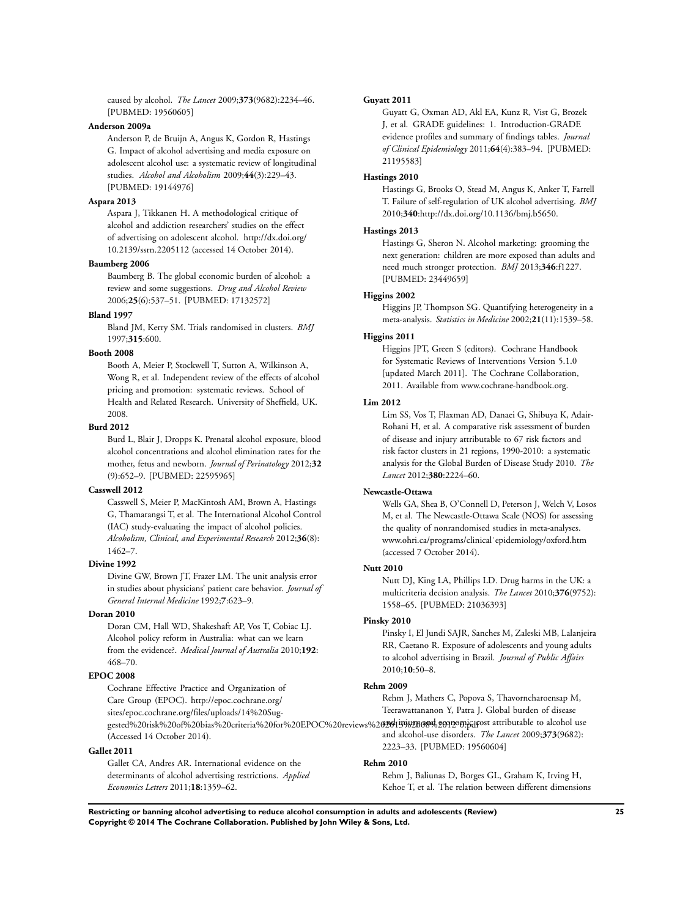caused by alcohol. *The Lancet* 2009;**373**(9682):2234–46. [PUBMED: 19560605]

**Anderson 2009a**

Anderson P, de Bruijn A, Angus K, Gordon R, Hastings G. Impact of alcohol advertising and media exposure on adolescent alcohol use: a systematic review of longitudinal studies. *Alcohol and Alcoholism* 2009;**44**(3):229–43. [PUBMED: 19144976]

**Aspara 2013**

Aspara J, Tikkanen H. A methodological critique of alcohol and addiction researchers' studies on the effect of advertising on adolescent alcohol. http://dx.doi.org/10.2139/ssrn.2205112 (accessed 14 October 2014).

**Baumberg 2006**

Baumberg B. The global economic burden of alcohol: a review and some suggestions. *Drug and Alcohol Review* 2006;**25**(6):537–51. [PUBMED: 17132572]

**Bland 1997**

Bland JM, Kerry SM. Trials randomised in clusters. *BMJ* 1997;**315**:600.

**Booth 2008**

Booth A, Meier P, Stockwell T, Sutton A, Wilkinson A, Wong R, et al. Independent review of the effects of alcohol pricing and promotion: systematic reviews. School of Health and Related Research. University of Sheffield, UK. 2008.

**Burd 2012**

Burd L, Blair J, Dropps K. Prenatal alcohol exposure, blood alcohol concentrations and alcohol elimination rates for the mother, fetus and newborn. *Journal of Perinatology* 2012;**32**(9):652–9. [PUBMED: 22595965]

**Casswell 2012**

Casswell S, Meier P, MacKintosh AM, Brown A, Hastings G, Thamarangsi T, et al. The International Alcohol Control (IAC) study-evaluating the impact of alcohol policies. *Alcoholism, Clinical, and Experimental Research* 2012;**36**(8):1462–7.

**Divine 1992**

Divine GW, Brown JT, Frazer LM. The unit analysis error in studies about physicians' patient care behavior. *Journal of General Internal Medicine* 1992;**7**:623–9.

**Doran 2010**

Doran CM, Hall WD, Shakeshaft AP, Vos T, Cobiac LJ. Alcohol policy reform in Australia: what can we learn from the evidence?. *Medical Journal of Australia* 2010;**192**:468–70.

**EPOC 2008**

Cochrane Effective Practice and Organization of Care Group (EPOC). http://epoc.cochrane.org/sites/epoc.cochrane.org/files/uploads/14%20Suggested%20risk%20of%20bias%20criteria%20for%20EPOC%20reviews%202013%2008%2012_0.pdf (Accessed 14 October 2014).

**Gallet 2011**

Gallet CA, Andres AR. International evidence on the determinants of alcohol advertising restrictions. *Applied Economics Letters* 2011;**18**:1359–62.

**Guyatt 2011**

Guyatt G, Oxman AD, Akl EA, Kunz R, Vist G, Brozek J, et al. GRADE guidelines: 1. Introduction-GRADE evidence profiles and summary of findings tables. *Journal of Clinical Epidemiology* 2011;**64**(4):383–94. [PUBMED: 21195583]

**Hastings 2010**

Hastings G, Brooks O, Stead M, Angus K, Anker T, Farrell T. Failure of self-regulation of UK alcohol advertising. *BMJ* 2010;**340**:http://dx.doi.org/10.1136/bmj.b5650.

**Hastings 2013**

Hastings G, Sheron N. Alcohol marketing: grooming the next generation: children are more exposed than adults and need much stronger protection. *BMJ* 2013;**346**:f1227. [PUBMED: 23449659]

**Higgins 2002**

Higgins JP, Thompson SG. Quantifying heterogeneity in a meta-analysis. *Statistics in Medicine* 2002;**21**(11):1539–58.

**Higgins 2011**

Higgins JPT, Green S (editors). Cochrane Handbook for Systematic Reviews of Interventions Version 5.1.0 [updated March 2011]. The Cochrane Collaboration, 2011. Available from www.cochrane-handbook.org.

**Lim 2012**

Lim SS, Vos T, Flaxman AD, Danaei G, Shibuya K, Adair-Rohani H, et al. A comparative risk assessment of burden of disease and injury attributable to 67 risk factors and risk factor clusters in 21 regions, 1990-2010: a systematic analysis for the Global Burden of Disease Study 2010. *The Lancet* 2012;**380**:2224–60.

**Newcastle-Ottawa**

Wells GA, Shea B, O'Connell D, Peterson J, Welch V, Losos M, et al. The Newcastle-Ottawa Scale (NOS) for assessing the quality of nonrandomised studies in meta-analyses. www.ohri.ca/programs/clinical_epidemiology/oxford.htm (accessed 7 October 2014).

**Nutt 2010**

Nutt DJ, King LA, Phillips LD. Drug harms in the UK: a multicriteria decision analysis. *The Lancet* 2010;**376**(9752):1558–65. [PUBMED: 21036393]

**Pinsky 2010**

Pinsky I, El Jundi SAJR, Sanches M, Zaleski MB, Lalanjeira RR, Caetano R. Exposure of adolescents and young adults to alcohol advertising in Brazil. *Journal of Public Affairs* 2010;**10**:50–8.

**Rehm 2009**

Rehm J, Mathers C, Popova S, Thavorncharoensap M, Teerawattananon Y, Patra J. Global burden of disease and injury and economic cost attributable to alcohol use and alcohol-use disorders. *The Lancet* 2009;**373**(9682):2223–33. [PUBMED: 19560604]

**Rehm 2010**

Rehm J, Baliunas D, Borges GL, Graham K, Irving H, Kehoe T, et al. The relation between different dimensions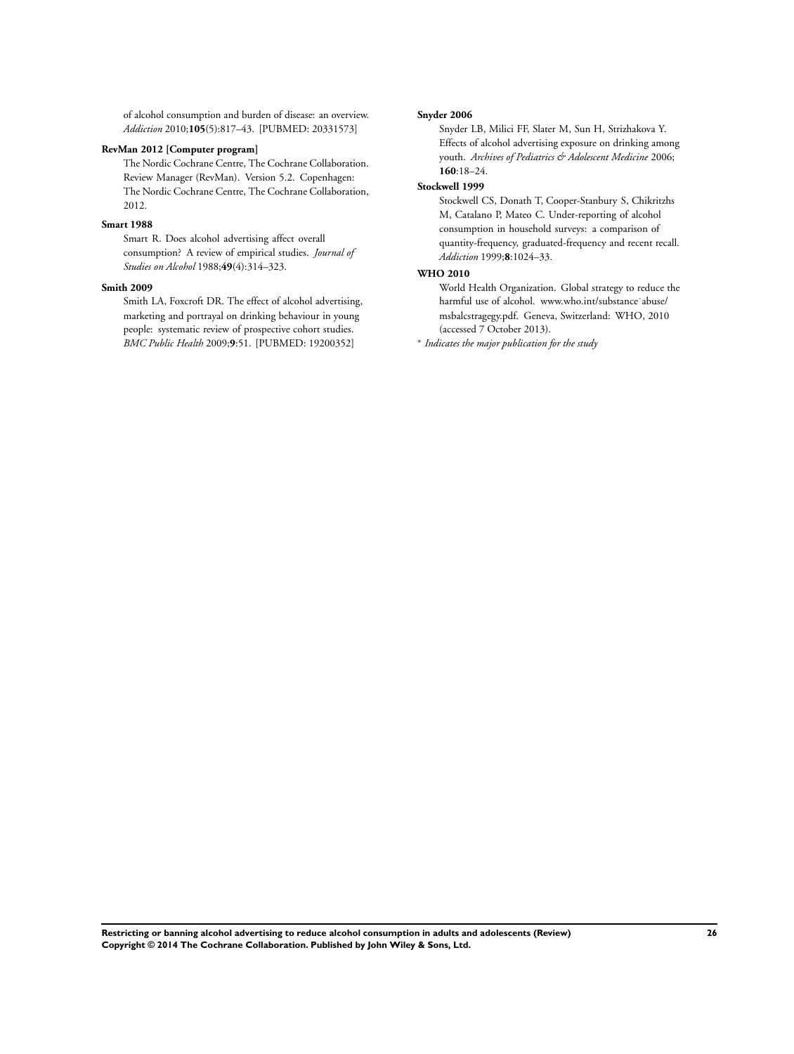of alcohol consumption and burden of disease: an overview. *Addiction* 2010;**105**(5):817–43. [PUBMED: 20331573]

**RevMan 2012 [Computer program]**

The Nordic Cochrane Centre, The Cochrane Collaboration. Review Manager (RevMan). Version 5.2. Copenhagen: The Nordic Cochrane Centre, The Cochrane Collaboration, 2012.

**Smart 1988**

Smart R. Does alcohol advertising affect overall consumption? A review of empirical studies. *Journal of Studies on Alcohol* 1988;**49**(4):314–323.

**Smith 2009**

Smith LA, Foxcroft DR. The effect of alcohol advertising, marketing and portrayal on drinking behaviour in young people: systematic review of prospective cohort studies. *BMC Public Health* 2009;**9**:51. [PUBMED: 19200352]

**Snyder 2006**

Snyder LB, Milici FF, Slater M, Sun H, Strizhakova Y. Effects of alcohol advertising exposure on drinking among youth. *Archives of Pediatrics & Adolescent Medicine* 2006; **160**:18–24.

**Stockwell 1999**

Stockwell CS, Donath T, Cooper-Stanbury S, Chikritzhs M, Catalano P, Mateo C. Under-reporting of alcohol consumption in household surveys: a comparison of quantity-frequency, graduated-frequency and recent recall. *Addiction* 1999;**8**:1024–33.

**WHO 2010**

World Health Organization. Global strategy to reduce the harmful use of alcohol. www.who.int/substance˙abuse/msbalcstragegy.pdf. Geneva, Switzerland: WHO, 2010 (accessed 7 October 2013).

∗ *Indicates the major publication for the study*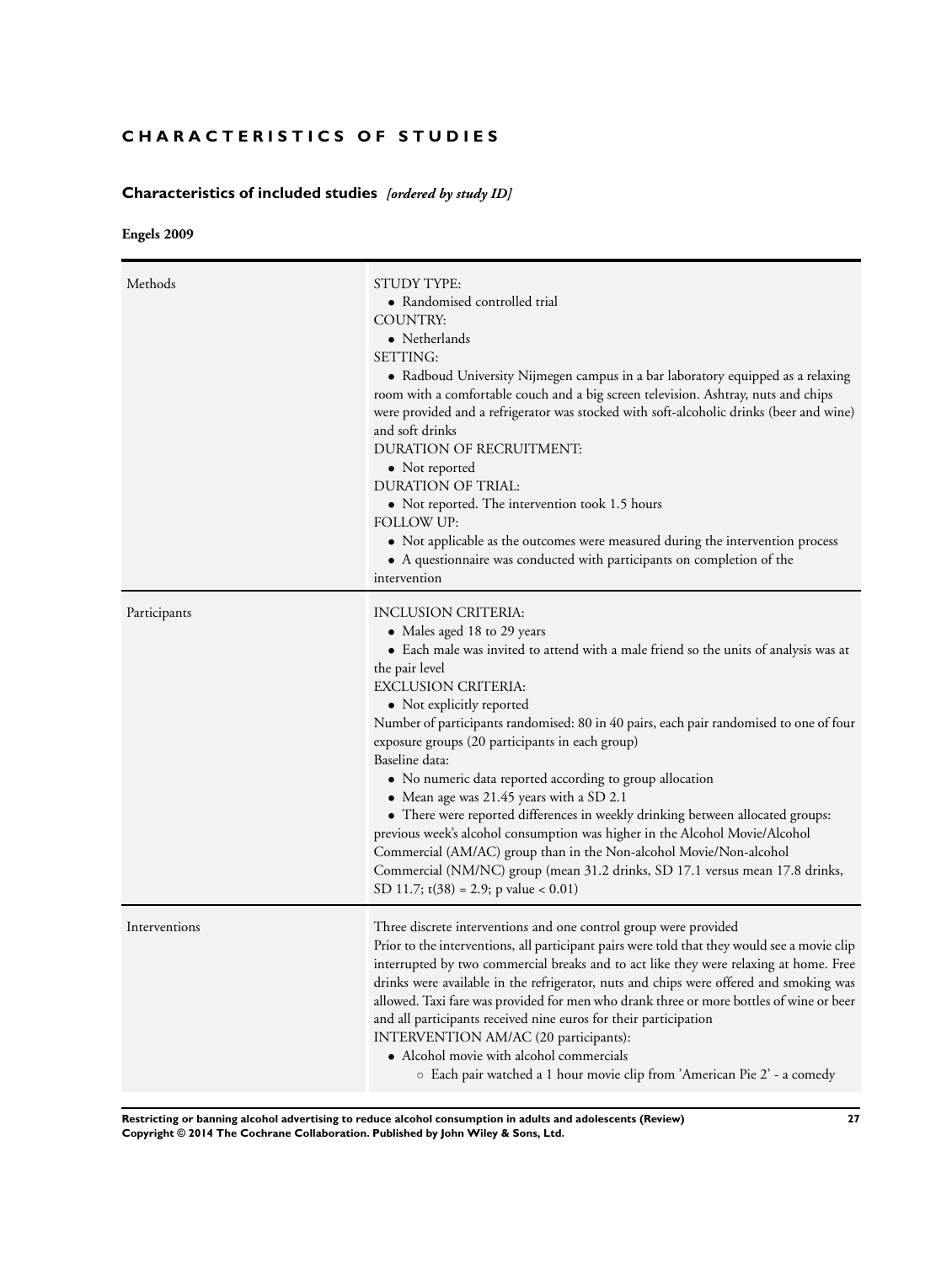# CHARACTERISTICS OF STUDIES

## Characteristics of included studies *[ordered by study ID]*

### Engels 2009

| | |
|---|---|
| Methods | STUDY TYPE:<br>• Randomised controlled trial<br>COUNTRY:<br>• Netherlands<br>SETTING:<br>• Radboud University Nijmegen campus in a bar laboratory equipped as a relaxing room with a comfortable couch and a big screen television. Ashtray, nuts and chips were provided and a refrigerator was stocked with soft-alcoholic drinks (beer and wine) and soft drinks<br>DURATION OF RECRUITMENT:<br>• Not reported<br>DURATION OF TRIAL:<br>• Not reported. The intervention took 1.5 hours<br>FOLLOW UP:<br>• Not applicable as the outcomes were measured during the intervention process<br>• A questionnaire was conducted with participants on completion of the intervention |
| Participants | INCLUSION CRITERIA:<br>• Males aged 18 to 29 years<br>• Each male was invited to attend with a male friend so the units of analysis was at the pair level<br>EXCLUSION CRITERIA:<br>• Not explicitly reported<br>Number of participants randomised: 80 in 40 pairs, each pair randomised to one of four exposure groups (20 participants in each group)<br>Baseline data:<br>• No numeric data reported according to group allocation<br>• Mean age was 21.45 years with a SD 2.1<br>• There were reported differences in weekly drinking between allocated groups: previous week's alcohol consumption was higher in the Alcohol Movie/Alcohol Commercial (AM/AC) group than in the Non-alcohol Movie/Non-alcohol Commercial (NM/NC) group (mean 31.2 drinks, SD 17.1 versus mean 17.8 drinks, SD 11.7; $t(38) = 2.9$; p value $< 0.01$) |
| Interventions | Three discrete interventions and one control group were provided<br>Prior to the interventions, all participant pairs were told that they would see a movie clip interrupted by two commercial breaks and to act like they were relaxing at home. Free drinks were available in the refrigerator, nuts and chips were offered and smoking was allowed. Taxi fare was provided for men who drank three or more bottles of wine or beer and all participants received nine euros for their participation<br>INTERVENTION AM/AC (20 participants):<br>• Alcohol movie with alcohol commercials<br>  ○ Each pair watched a 1 hour movie clip from 'American Pie 2' - a comedy |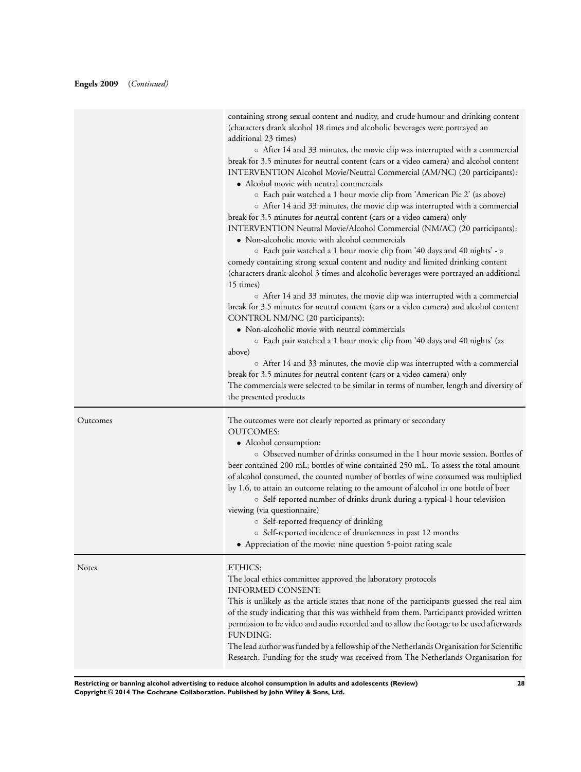**Engels 2009** (*Continued*)

| | |
|---|---|
| | containing strong sexual content and nudity, and crude humour and drinking content (characters drank alcohol 18 times and alcoholic beverages were portrayed an additional 23 times)<br>○ After 14 and 33 minutes, the movie clip was interrupted with a commercial break for 3.5 minutes for neutral content (cars or a video camera) and alcohol content<br>INTERVENTION Alcohol Movie/Neutral Commercial (AM/NC) (20 participants):<br>• Alcohol movie with neutral commercials<br>○ Each pair watched a 1 hour movie clip from 'American Pie 2' (as above)<br>○ After 14 and 33 minutes, the movie clip was interrupted with a commercial break for 3.5 minutes for neutral content (cars or a video camera) only<br>INTERVENTION Neutral Movie/Alcohol Commercial (NM/AC) (20 participants):<br>• Non-alcoholic movie with alcohol commercials<br>○ Each pair watched a 1 hour movie clip from '40 days and 40 nights' - a comedy containing strong sexual content and nudity and limited drinking content (characters drank alcohol 3 times and alcoholic beverages were portrayed an additional 15 times)<br>○ After 14 and 33 minutes, the movie clip was interrupted with a commercial break for 3.5 minutes for neutral content (cars or a video camera) and alcohol content<br>CONTROL NM/NC (20 participants):<br>• Non-alcoholic movie with neutral commercials<br>○ Each pair watched a 1 hour movie clip from '40 days and 40 nights' (as above)<br>○ After 14 and 33 minutes, the movie clip was interrupted with a commercial break for 3.5 minutes for neutral content (cars or a video camera) only<br>The commercials were selected to be similar in terms of number, length and diversity of the presented products |
| Outcomes | The outcomes were not clearly reported as primary or secondary<br>OUTCOMES:<br>• Alcohol consumption:<br>○ Observed number of drinks consumed in the 1 hour movie session. Bottles of beer contained 200 mL; bottles of wine contained 250 mL. To assess the total amount of alcohol consumed, the counted number of bottles of wine consumed was multiplied by 1.6, to attain an outcome relating to the amount of alcohol in one bottle of beer<br>○ Self-reported number of drinks drunk during a typical 1 hour television viewing (via questionnaire)<br>○ Self-reported frequency of drinking<br>○ Self-reported incidence of drunkenness in past 12 months<br>• Appreciation of the movie: nine question 5-point rating scale |
| Notes | ETHICS:<br>The local ethics committee approved the laboratory protocols<br>INFORMED CONSENT:<br>This is unlikely as the article states that none of the participants guessed the real aim of the study indicating that this was withheld from them. Participants provided written permission to be video and audio recorded and to allow the footage to be used afterwards<br>FUNDING:<br>The lead author was funded by a fellowship of the Netherlands Organisation for Scientific Research. Funding for the study was received from The Netherlands Organisation for |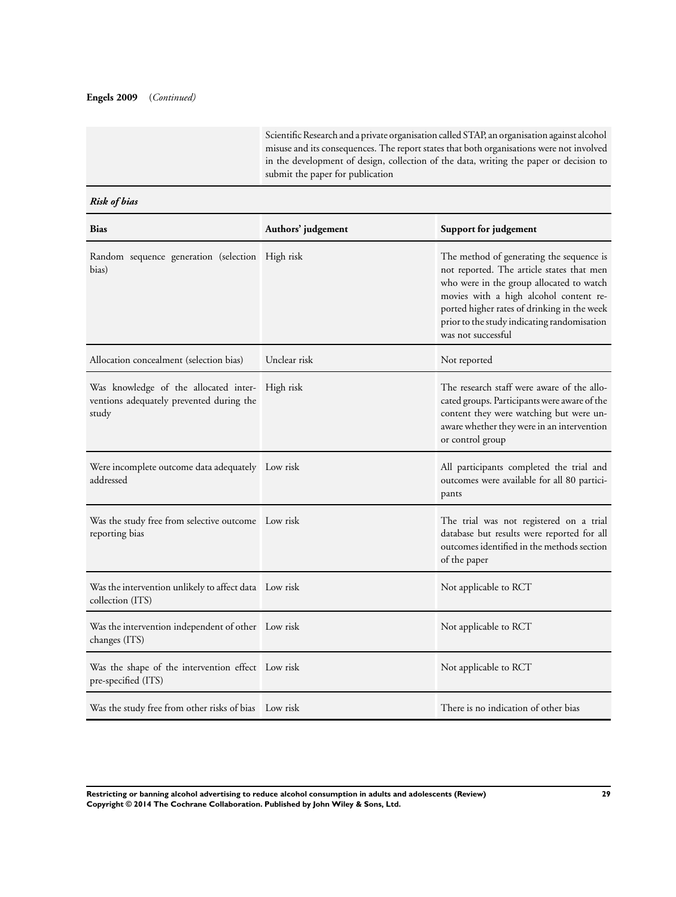**Engels 2009** (*Continued*)

| | |
|---|---|
| | Scientific Research and a private organisation called STAP, an organisation against alcohol misuse and its consequences. The report states that both organisations were not involved in the development of design, collection of the data, writing the paper or decision to submit the paper for publication |

***Risk of bias***

| Bias | Authors' judgement | Support for judgement |
|---|---|---|
| Random sequence generation (selection bias) | High risk | The method of generating the sequence is not reported. The article states that men who were in the group allocated to watch movies with a high alcohol content reported higher rates of drinking in the week prior to the study indicating randomisation was not successful |
| Allocation concealment (selection bias) | Unclear risk | Not reported |
| Was knowledge of the allocated interventions adequately prevented during the study | High risk | The research staff were aware of the allocated groups. Participants were aware of the content they were watching but were unaware whether they were in an intervention or control group |
| Were incomplete outcome data adequately addressed | Low risk | All participants completed the trial and outcomes were available for all 80 participants |
| Was the study free from selective outcome reporting bias | Low risk | The trial was not registered on a trial database but results were reported for all outcomes identified in the methods section of the paper |
| Was the intervention unlikely to affect data collection (ITS) | Low risk | Not applicable to RCT |
| Was the intervention independent of other changes (ITS) | Low risk | Not applicable to RCT |
| Was the shape of the intervention effect pre-specified (ITS) | Low risk | Not applicable to RCT |
| Was the study free from other risks of bias | Low risk | There is no indication of other bias |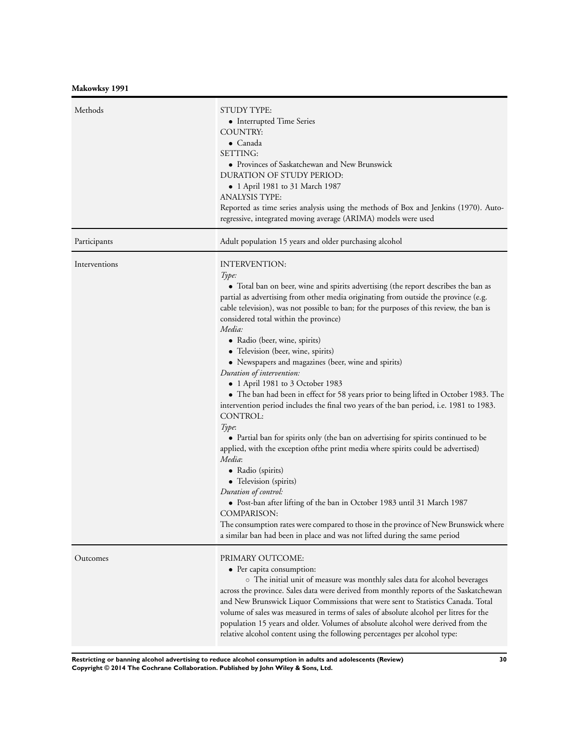**Makowksy 1991**

| | |
|---|---|
| Methods | STUDY TYPE:<br>• Interrupted Time Series<br>COUNTRY:<br>• Canada<br>SETTING:<br>• Provinces of Saskatchewan and New Brunswick<br>DURATION OF STUDY PERIOD:<br>• 1 April 1981 to 31 March 1987<br>ANALYSIS TYPE:<br>Reported as time series analysis using the methods of Box and Jenkins (1970). Auto-regressive, integrated moving average (ARIMA) models were used |
| Participants | Adult population 15 years and older purchasing alcohol |
| Interventions | INTERVENTION:<br>*Type:*<br>• Total ban on beer, wine and spirits advertising (the report describes the ban as partial as advertising from other media originating from outside the province (e.g. cable television), was not possible to ban; for the purposes of this review, the ban is considered total within the province)<br>*Media:*<br>• Radio (beer, wine, spirits)<br>• Television (beer, wine, spirits)<br>• Newspapers and magazines (beer, wine and spirits)<br>*Duration of intervention:*<br>• 1 April 1981 to 3 October 1983<br>• The ban had been in effect for 58 years prior to being lifted in October 1983. The intervention period includes the final two years of the ban period, i.e. 1981 to 1983.<br>CONTROL:<br>*Type*:<br>• Partial ban for spirits only (the ban on advertising for spirits continued to be applied, with the exception ofthe print media where spirits could be advertised)<br>*Media*:<br>• Radio (spirits)<br>• Television (spirits)<br>*Duration of control:*<br>• Post-ban after lifting of the ban in October 1983 until 31 March 1987<br>COMPARISON:<br>The consumption rates were compared to those in the province of New Brunswick where a similar ban had been in place and was not lifted during the same period |
| Outcomes | PRIMARY OUTCOME:<br>• Per capita consumption:<br>○ The initial unit of measure was monthly sales data for alcohol beverages across the province. Sales data were derived from monthly reports of the Saskatchewan and New Brunswick Liquor Commissions that were sent to Statistics Canada. Total volume of sales was measured in terms of sales of absolute alcohol per litres for the population 15 years and older. Volumes of absolute alcohol were derived from the relative alcohol content using the following percentages per alcohol type: |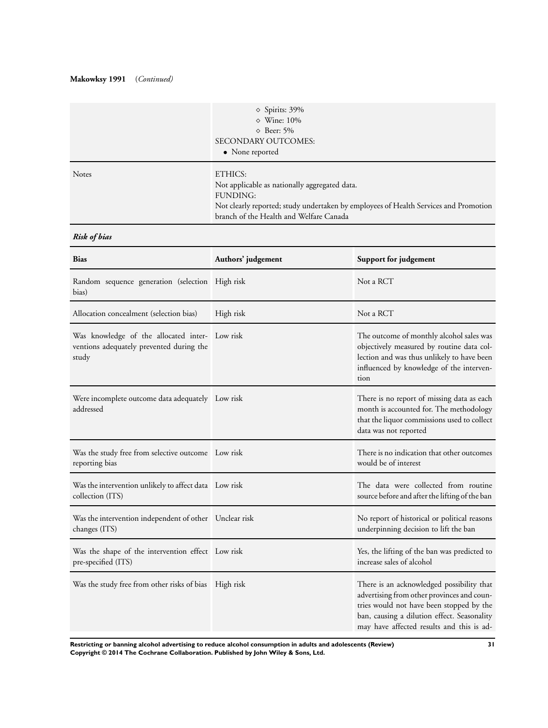**Makowksy 1991** (*Continued*)

| | |
|---|---|
| | ◇ Spirits: 39%<br>◇ Wine: 10%<br>◇ Beer: 5%<br>SECONDARY OUTCOMES:<br>• None reported |
| Notes | ETHICS:<br>Not applicable as nationally aggregated data.<br>FUNDING:<br>Not clearly reported; study undertaken by employees of Health Services and Promotion branch of the Health and Welfare Canada |

***Risk of bias***

| Bias | Authors' judgement | Support for judgement |
|---|---|---|
| Random sequence generation (selection bias) | High risk | Not a RCT |
| Allocation concealment (selection bias) | High risk | Not a RCT |
| Was knowledge of the allocated interventions adequately prevented during the study | Low risk | The outcome of monthly alcohol sales was objectively measured by routine data collection and was thus unlikely to have been influenced by knowledge of the intervention |
| Were incomplete outcome data adequately addressed | Low risk | There is no report of missing data as each month is accounted for. The methodology that the liquor commissions used to collect data was not reported |
| Was the study free from selective outcome reporting bias | Low risk | There is no indication that other outcomes would be of interest |
| Was the intervention unlikely to affect data collection (ITS) | Low risk | The data were collected from routine source before and after the lifting of the ban |
| Was the intervention independent of other changes (ITS) | Unclear risk | No report of historical or political reasons underpinning decision to lift the ban |
| Was the shape of the intervention effect pre-specified (ITS) | Low risk | Yes, the lifting of the ban was predicted to increase sales of alcohol |
| Was the study free from other risks of bias | High risk | There is an acknowledged possibility that advertising from other provinces and countries would not have been stopped by the ban, causing a dilution effect. Seasonality may have affected results and this is ad- |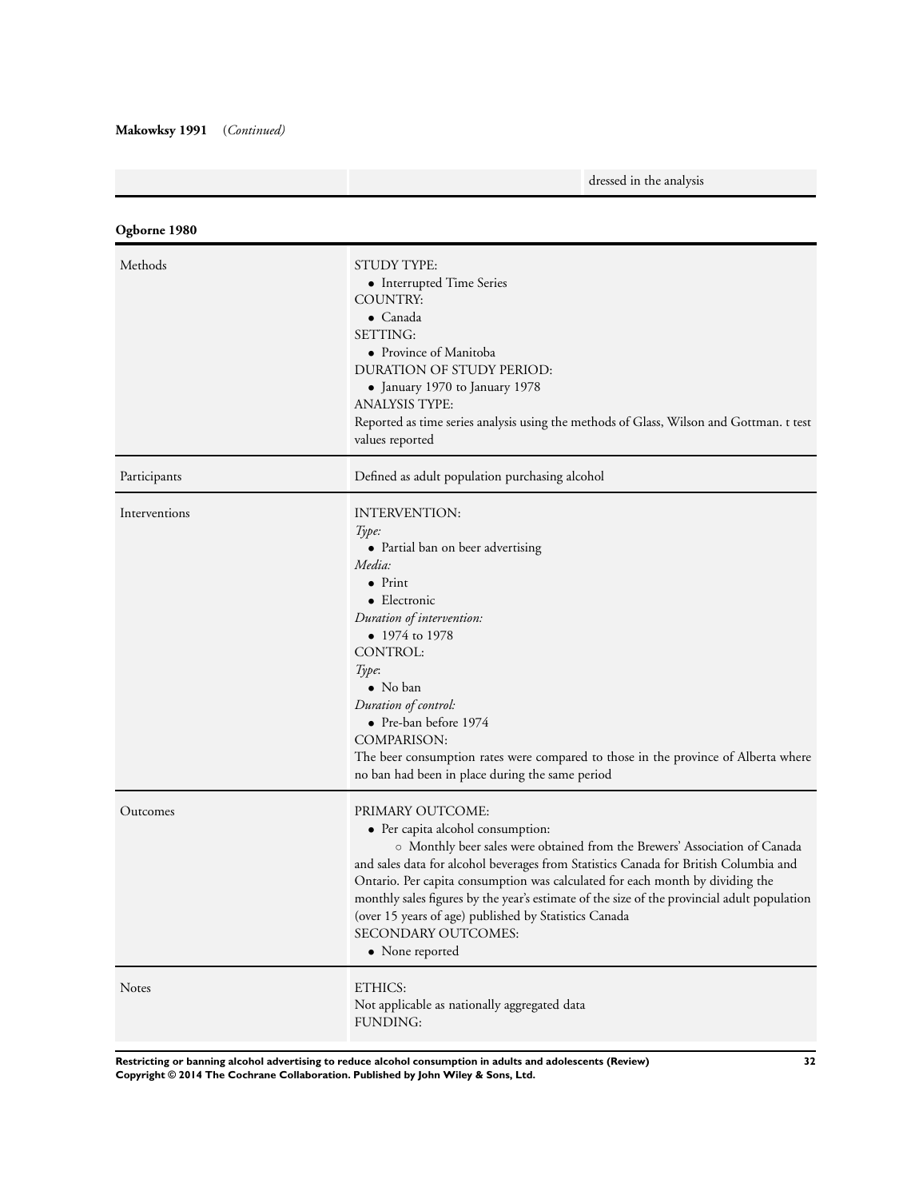**Makowksy 1991** *(Continued)*

| | | |
|---|---|---|
| | | dressed in the analysis |

**Ogborne 1980**

| | |
|---|---|
| Methods | STUDY TYPE:<br>• Interrupted Time Series<br>COUNTRY:<br>• Canada<br>SETTING:<br>• Province of Manitoba<br>DURATION OF STUDY PERIOD:<br>• January 1970 to January 1978<br>ANALYSIS TYPE:<br>Reported as time series analysis using the methods of Glass, Wilson and Gottman. t test values reported |
| Participants | Defined as adult population purchasing alcohol |
| Interventions | INTERVENTION:<br>*Type:*<br>• Partial ban on beer advertising<br>*Media:*<br>• Print<br>• Electronic<br>*Duration of intervention:*<br>• 1974 to 1978<br>CONTROL:<br>*Type*:<br>• No ban<br>*Duration of control:*<br>• Pre-ban before 1974<br>COMPARISON:<br>The beer consumption rates were compared to those in the province of Alberta where no ban had been in place during the same period |
| Outcomes | PRIMARY OUTCOME:<br>• Per capita alcohol consumption:<br>○ Monthly beer sales were obtained from the Brewers' Association of Canada and sales data for alcohol beverages from Statistics Canada for British Columbia and Ontario. Per capita consumption was calculated for each month by dividing the monthly sales figures by the year's estimate of the size of the provincial adult population (over 15 years of age) published by Statistics Canada<br>SECONDARY OUTCOMES:<br>• None reported |
| Notes | ETHICS:<br>Not applicable as nationally aggregated data<br>FUNDING: |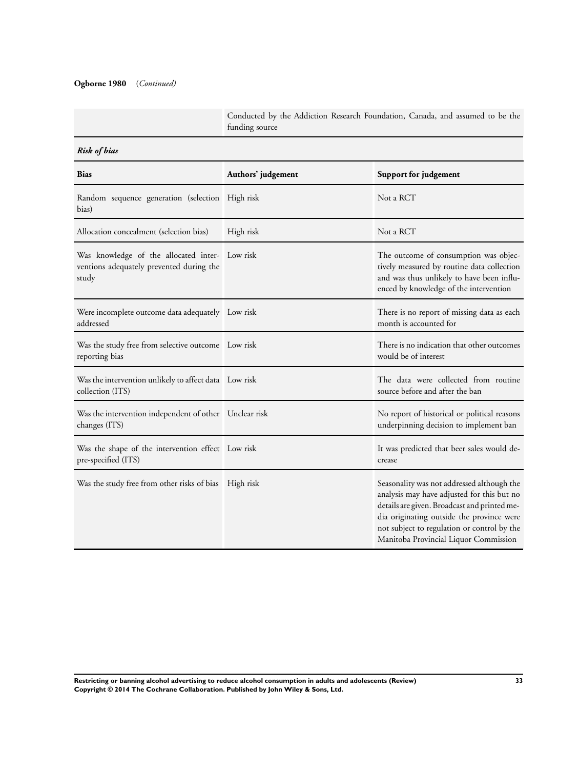**Ogborne 1980** (*Continued*)

| | |
|---|---|
| | Conducted by the Addiction Research Foundation, Canada, and assumed to be the funding source |

***Risk of bias***

| Bias | Authors' judgement | Support for judgement |
|---|---|---|
| Random sequence generation (selection bias) | High risk | Not a RCT |
| Allocation concealment (selection bias) | High risk | Not a RCT |
| Was knowledge of the allocated interventions adequately prevented during the study | Low risk | The outcome of consumption was objectively measured by routine data collection and was thus unlikely to have been influenced by knowledge of the intervention |
| Were incomplete outcome data adequately addressed | Low risk | There is no report of missing data as each month is accounted for |
| Was the study free from selective outcome reporting bias | Low risk | There is no indication that other outcomes would be of interest |
| Was the intervention unlikely to affect data collection (ITS) | Low risk | The data were collected from routine source before and after the ban |
| Was the intervention independent of other changes (ITS) | Unclear risk | No report of historical or political reasons underpinning decision to implement ban |
| Was the shape of the intervention effect pre-specified (ITS) | Low risk | It was predicted that beer sales would decrease |
| Was the study free from other risks of bias | High risk | Seasonality was not addressed although the analysis may have adjusted for this but no details are given. Broadcast and printed media originating outside the province were not subject to regulation or control by the Manitoba Provincial Liquor Commission |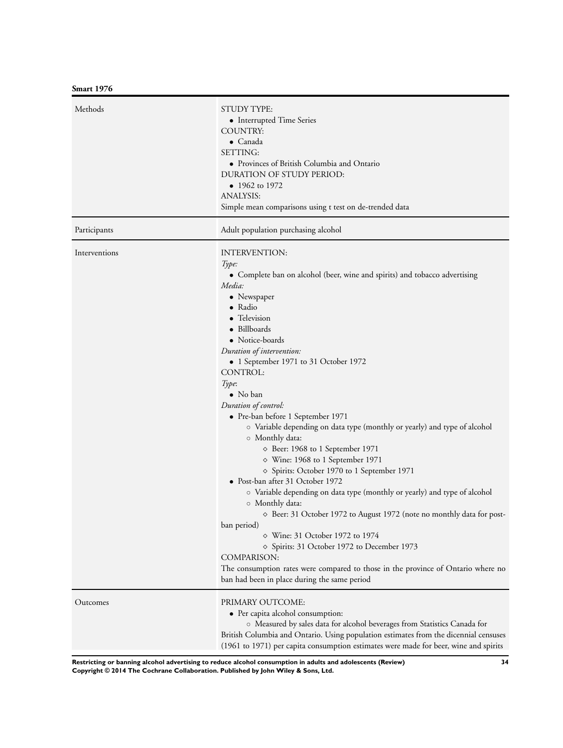**Smart 1976**

| | |
|---|---|
| Methods | STUDY TYPE:<br>• Interrupted Time Series<br>COUNTRY:<br>• Canada<br>SETTING:<br>• Provinces of British Columbia and Ontario<br>DURATION OF STUDY PERIOD:<br>• 1962 to 1972<br>ANALYSIS:<br>Simple mean comparisons using t test on de-trended data |
| Participants | Adult population purchasing alcohol |
| Interventions | INTERVENTION:<br>*Type:*<br>• Complete ban on alcohol (beer, wine and spirits) and tobacco advertising<br>*Media:*<br>• Newspaper<br>• Radio<br>• Television<br>• Billboards<br>• Notice-boards<br>*Duration of intervention:*<br>• 1 September 1971 to 31 October 1972<br>CONTROL:<br>*Type*:<br>• No ban<br>*Duration of control:*<br>• Pre-ban before 1 September 1971<br>  ○ Variable depending on data type (monthly or yearly) and type of alcohol<br>  ○ Monthly data:<br>    ◇ Beer: 1968 to 1 September 1971<br>    ◇ Wine: 1968 to 1 September 1971<br>    ◇ Spirits: October 1970 to 1 September 1971<br>• Post-ban after 31 October 1972<br>  ○ Variable depending on data type (monthly or yearly) and type of alcohol<br>  ○ Monthly data:<br>    ◇ Beer: 31 October 1972 to August 1972 (note no monthly data for post-ban period)<br>    ◇ Wine: 31 October 1972 to 1974<br>    ◇ Spirits: 31 October 1972 to December 1973<br>COMPARISON:<br>The consumption rates were compared to those in the province of Ontario where no ban had been in place during the same period |
| Outcomes | PRIMARY OUTCOME:<br>• Per capita alcohol consumption:<br>  ○ Measured by sales data for alcohol beverages from Statistics Canada for British Columbia and Ontario. Using population estimates from the dicennial censuses (1961 to 1971) per capita consumption estimates were made for beer, wine and spirits |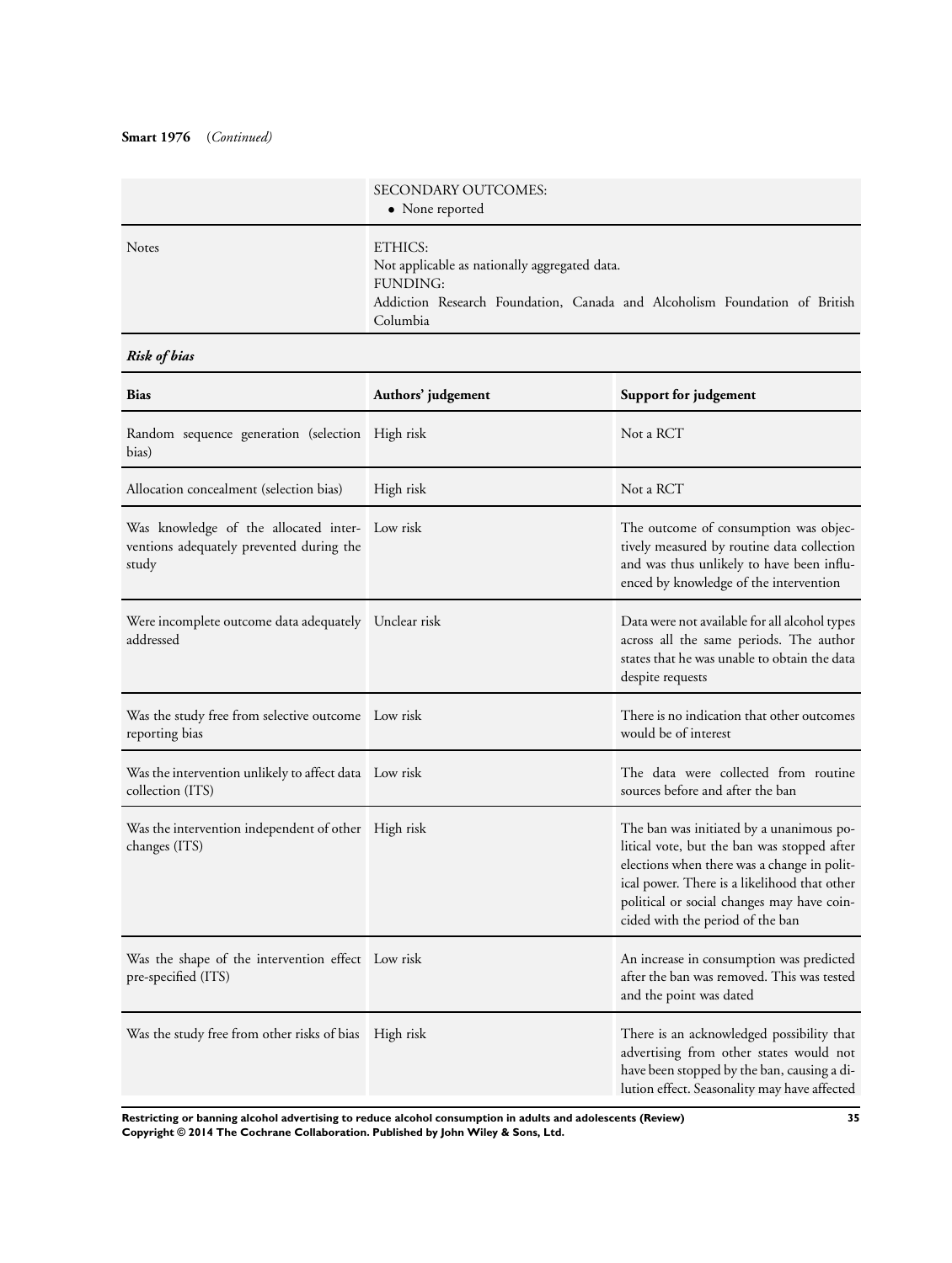**Smart 1976** (*Continued*)

| | |
|---|---|
| | SECONDARY OUTCOMES:<br>• None reported |
| Notes | ETHICS:<br>Not applicable as nationally aggregated data.<br>FUNDING:<br>Addiction Research Foundation, Canada and Alcoholism Foundation of British Columbia |

***Risk of bias***

| Bias | Authors' judgement | Support for judgement |
|---|---|---|
| Random sequence generation (selection bias) | High risk | Not a RCT |
| Allocation concealment (selection bias) | High risk | Not a RCT |
| Was knowledge of the allocated interventions adequately prevented during the study | Low risk | The outcome of consumption was objectively measured by routine data collection and was thus unlikely to have been influenced by knowledge of the intervention |
| Were incomplete outcome data adequately addressed | Unclear risk | Data were not available for all alcohol types across all the same periods. The author states that he was unable to obtain the data despite requests |
| Was the study free from selective outcome reporting bias | Low risk | There is no indication that other outcomes would be of interest |
| Was the intervention unlikely to affect data collection (ITS) | Low risk | The data were collected from routine sources before and after the ban |
| Was the intervention independent of other changes (ITS) | High risk | The ban was initiated by a unanimous political vote, but the ban was stopped after elections when there was a change in political power. There is a likelihood that other political or social changes may have coincided with the period of the ban |
| Was the shape of the intervention effect pre-specified (ITS) | Low risk | An increase in consumption was predicted after the ban was removed. This was tested and the point was dated |
| Was the study free from other risks of bias | High risk | There is an acknowledged possibility that advertising from other states would not have been stopped by the ban, causing a dilution effect. Seasonality may have affected |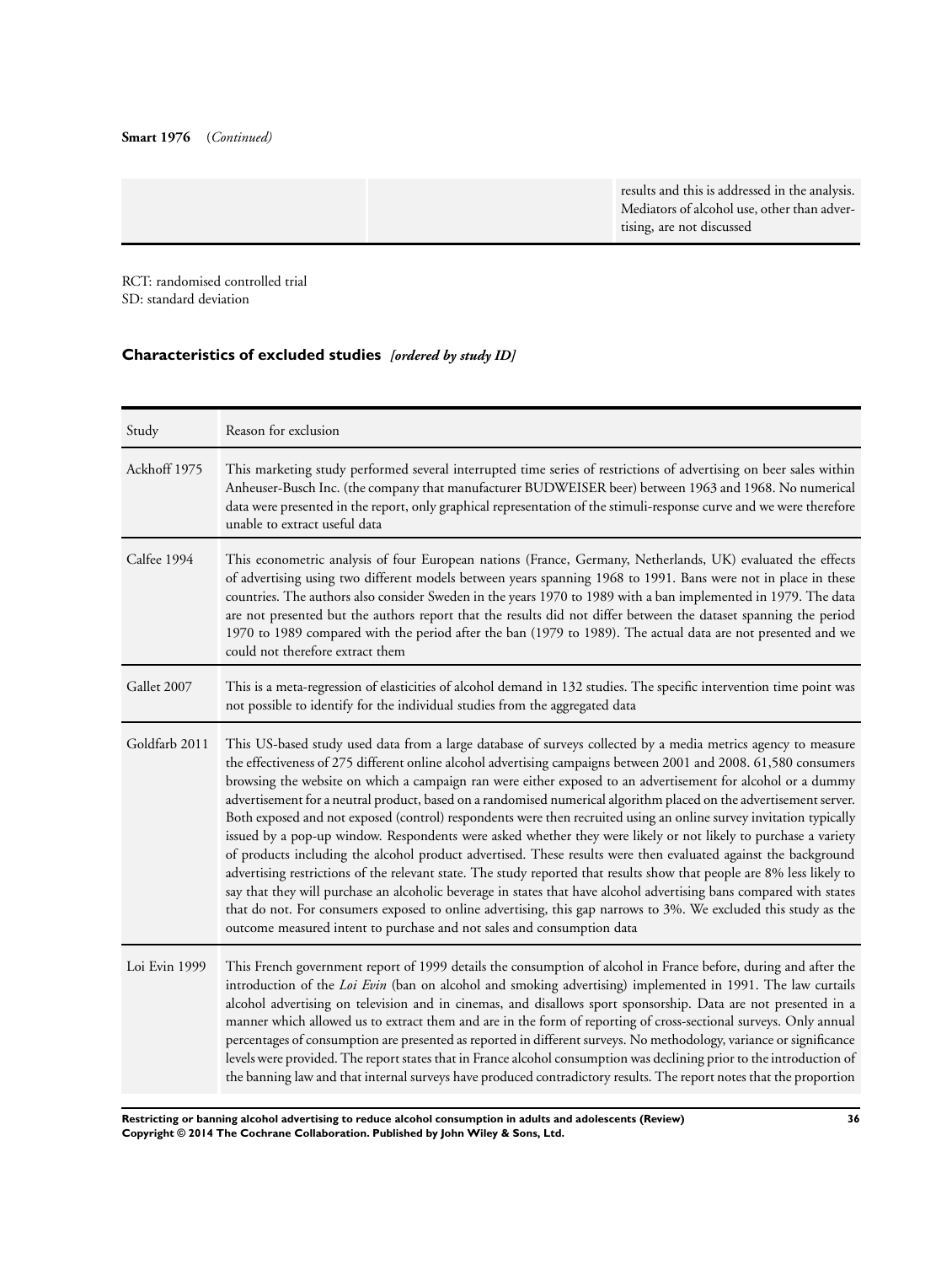**Smart 1976** (*Continued*)

| | | |
|---|---|---|
| | | results and this is addressed in the analysis. Mediators of alcohol use, other than advertising, are not discussed |

RCT: randomised controlled trial
SD: standard deviation

## Characteristics of excluded studies *[ordered by study ID]*

| Study | Reason for exclusion |
|---|---|
| Ackhoff 1975 | This marketing study performed several interrupted time series of restrictions of advertising on beer sales within Anheuser-Busch Inc. (the company that manufacturer BUDWEISER beer) between 1963 and 1968. No numerical data were presented in the report, only graphical representation of the stimuli-response curve and we were therefore unable to extract useful data |
| Calfee 1994 | This econometric analysis of four European nations (France, Germany, Netherlands, UK) evaluated the effects of advertising using two different models between years spanning 1968 to 1991. Bans were not in place in these countries. The authors also consider Sweden in the years 1970 to 1989 with a ban implemented in 1979. The data are not presented but the authors report that the results did not differ between the dataset spanning the period 1970 to 1989 compared with the period after the ban (1979 to 1989). The actual data are not presented and we could not therefore extract them |
| Gallet 2007 | This is a meta-regression of elasticities of alcohol demand in 132 studies. The specific intervention time point was not possible to identify for the individual studies from the aggregated data |
| Goldfarb 2011 | This US-based study used data from a large database of surveys collected by a media metrics agency to measure the effectiveness of 275 different online alcohol advertising campaigns between 2001 and 2008. 61,580 consumers browsing the website on which a campaign ran were either exposed to an advertisement for alcohol or a dummy advertisement for a neutral product, based on a randomised numerical algorithm placed on the advertisement server. Both exposed and not exposed (control) respondents were then recruited using an online survey invitation typically issued by a pop-up window. Respondents were asked whether they were likely or not likely to purchase a variety of products including the alcohol product advertised. These results were then evaluated against the background advertising restrictions of the relevant state. The study reported that results show that people are 8% less likely to say that they will purchase an alcoholic beverage in states that have alcohol advertising bans compared with states that do not. For consumers exposed to online advertising, this gap narrows to 3%. We excluded this study as the outcome measured intent to purchase and not sales and consumption data |
| Loi Evin 1999 | This French government report of 1999 details the consumption of alcohol in France before, during and after the introduction of the *Loi Evin* (ban on alcohol and smoking advertising) implemented in 1991. The law curtails alcohol advertising on television and in cinemas, and disallows sport sponsorship. Data are not presented in a manner which allowed us to extract them and are in the form of reporting of cross-sectional surveys. Only annual percentages of consumption are presented as reported in different surveys. No methodology, variance or significance levels were provided. The report states that in France alcohol consumption was declining prior to the introduction of the banning law and that internal surveys have produced contradictory results. The report notes that the proportion |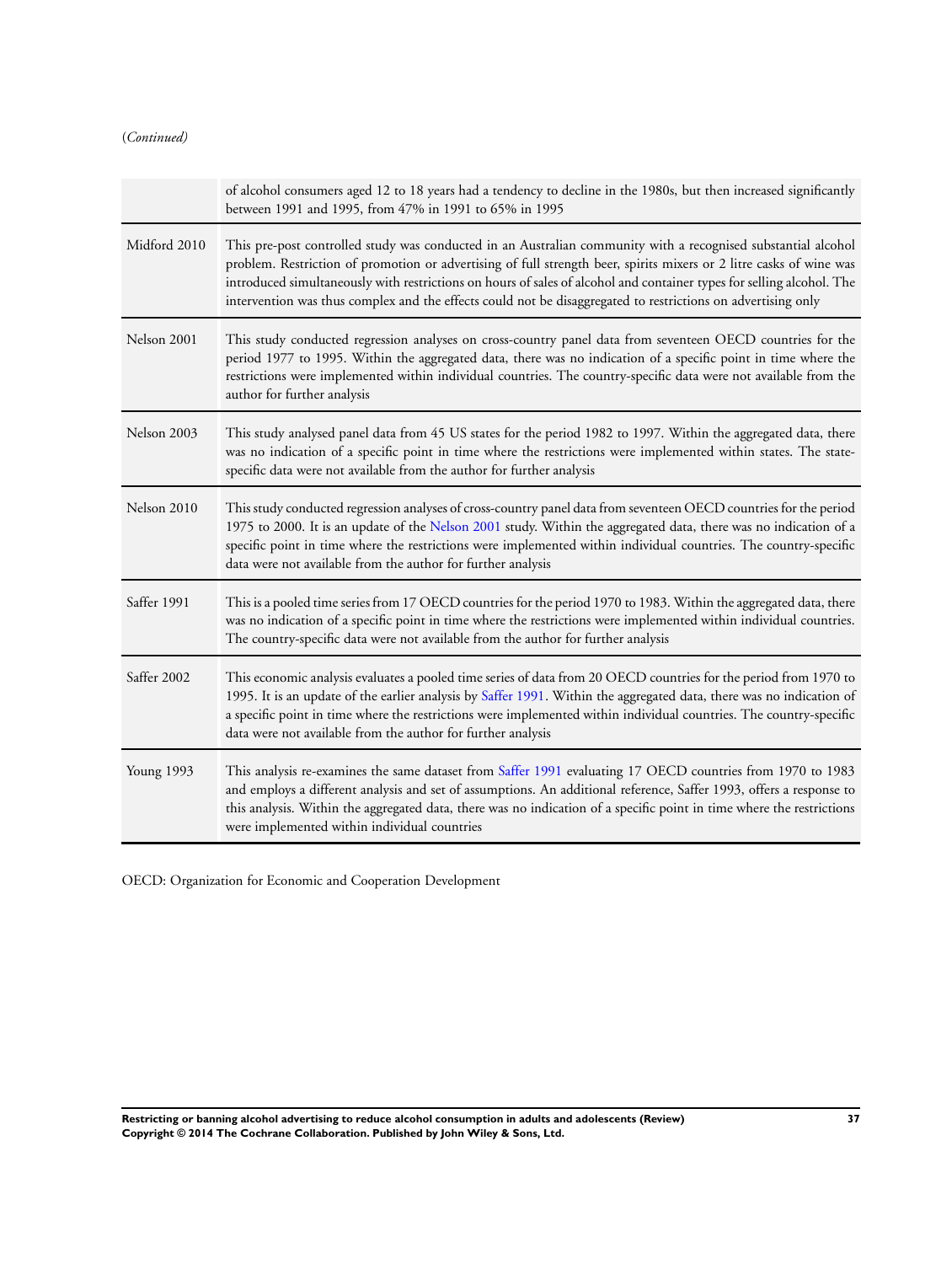(*Continued*)

| | |
|---|---|
| | of alcohol consumers aged 12 to 18 years had a tendency to decline in the 1980s, but then increased significantly between 1991 and 1995, from 47% in 1991 to 65% in 1995 |
| Midford 2010 | This pre-post controlled study was conducted in an Australian community with a recognised substantial alcohol problem. Restriction of promotion or advertising of full strength beer, spirits mixers or 2 litre casks of wine was introduced simultaneously with restrictions on hours of sales of alcohol and container types for selling alcohol. The intervention was thus complex and the effects could not be disaggregated to restrictions on advertising only |
| Nelson 2001 | This study conducted regression analyses on cross-country panel data from seventeen OECD countries for the period 1977 to 1995. Within the aggregated data, there was no indication of a specific point in time where the restrictions were implemented within individual countries. The country-specific data were not available from the author for further analysis |
| Nelson 2003 | This study analysed panel data from 45 US states for the period 1982 to 1997. Within the aggregated data, there was no indication of a specific point in time where the restrictions were implemented within states. The state-specific data were not available from the author for further analysis |
| Nelson 2010 | This study conducted regression analyses of cross-country panel data from seventeen OECD countries for the period 1975 to 2000. It is an update of the Nelson 2001 study. Within the aggregated data, there was no indication of a specific point in time where the restrictions were implemented within individual countries. The country-specific data were not available from the author for further analysis |
| Saffer 1991 | This is a pooled time series from 17 OECD countries for the period 1970 to 1983. Within the aggregated data, there was no indication of a specific point in time where the restrictions were implemented within individual countries. The country-specific data were not available from the author for further analysis |
| Saffer 2002 | This economic analysis evaluates a pooled time series of data from 20 OECD countries for the period from 1970 to 1995. It is an update of the earlier analysis by Saffer 1991. Within the aggregated data, there was no indication of a specific point in time where the restrictions were implemented within individual countries. The country-specific data were not available from the author for further analysis |
| Young 1993 | This analysis re-examines the same dataset from Saffer 1991 evaluating 17 OECD countries from 1970 to 1983 and employs a different analysis and set of assumptions. An additional reference, Saffer 1993, offers a response to this analysis. Within the aggregated data, there was no indication of a specific point in time where the restrictions were implemented within individual countries |

OECD: Organization for Economic and Cooperation Development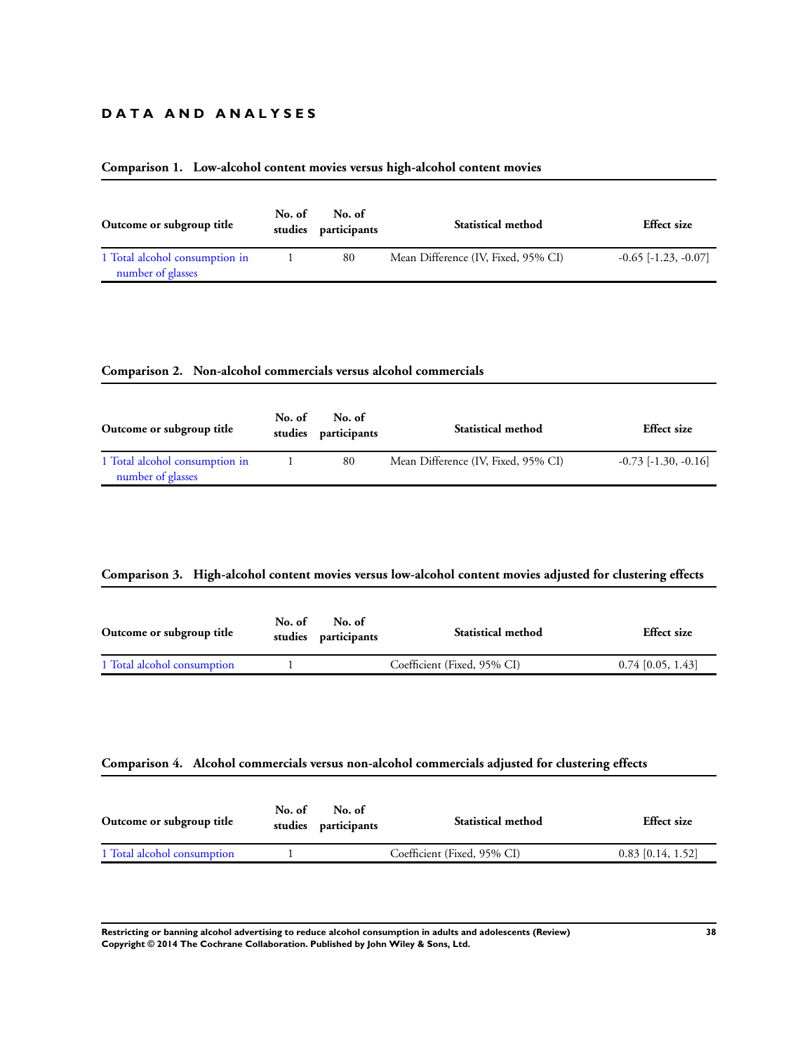## DATA AND ANALYSES

### Comparison 1. Low-alcohol content movies versus high-alcohol content movies

| Outcome or subgroup title | No. of studies | No. of participants | Statistical method | Effect size |
|---|---|---|---|---|
| 1 Total alcohol consumption in number of glasses | 1 | 80 | Mean Difference (IV, Fixed, 95% CI) | -0.65 [-1.23, -0.07] |

### Comparison 2. Non-alcohol commercials versus alcohol commercials

| Outcome or subgroup title | No. of studies | No. of participants | Statistical method | Effect size |
|---|---|---|---|---|
| 1 Total alcohol consumption in number of glasses | 1 | 80 | Mean Difference (IV, Fixed, 95% CI) | -0.73 [-1.30, -0.16] |

### Comparison 3. High-alcohol content movies versus low-alcohol content movies adjusted for clustering effects

| Outcome or subgroup title | No. of studies | No. of participants | Statistical method | Effect size |
|---|---|---|---|---|
| 1 Total alcohol consumption | 1 | | Coefficient (Fixed, 95% CI) | 0.74 [0.05, 1.43] |

### Comparison 4. Alcohol commercials versus non-alcohol commercials adjusted for clustering effects

| Outcome or subgroup title | No. of studies | No. of participants | Statistical method | Effect size |
|---|---|---|---|---|
| 1 Total alcohol consumption | 1 | | Coefficient (Fixed, 95% CI) | 0.83 [0.14, 1.52] |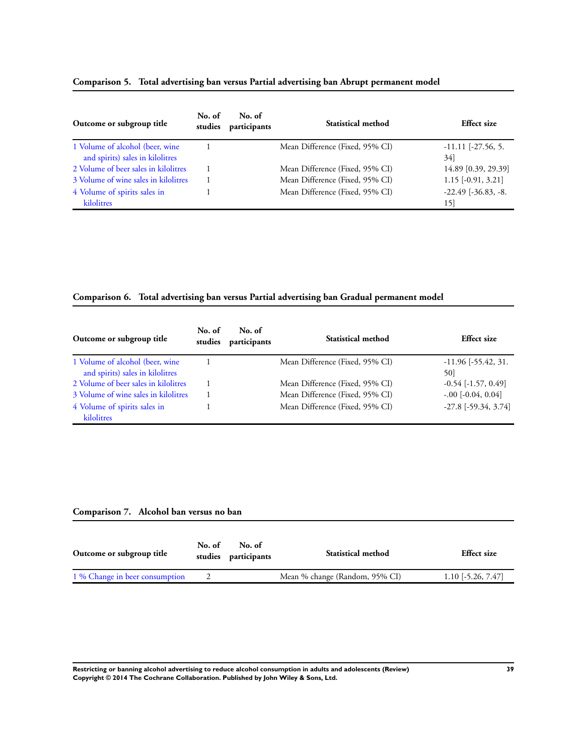### Comparison 5. Total advertising ban versus Partial advertising ban Abrupt permanent model

| Outcome or subgroup title | No. of studies | No. of participants | Statistical method | Effect size |
|---|---|---|---|---|
| 1 Volume of alcohol (beer, wine and spirits) sales in kilolitres | 1 | | Mean Difference (Fixed, 95% CI) | -11.11 [-27.56, 5.34] |
| 2 Volume of beer sales in kilolitres | 1 | | Mean Difference (Fixed, 95% CI) | 14.89 [0.39, 29.39] |
| 3 Volume of wine sales in kilolitres | 1 | | Mean Difference (Fixed, 95% CI) | 1.15 [-0.91, 3.21] |
| 4 Volume of spirits sales in kilolitres | 1 | | Mean Difference (Fixed, 95% CI) | -22.49 [-36.83, -8.15] |

### Comparison 6. Total advertising ban versus Partial advertising ban Gradual permanent model

| Outcome or subgroup title | No. of studies | No. of participants | Statistical method | Effect size |
|---|---|---|---|---|
| 1 Volume of alcohol (beer, wine and spirits) sales in kilolitres | 1 | | Mean Difference (Fixed, 95% CI) | -11.96 [-55.42, 31.50] |
| 2 Volume of beer sales in kilolitres | 1 | | Mean Difference (Fixed, 95% CI) | -0.54 [-1.57, 0.49] |
| 3 Volume of wine sales in kilolitres | 1 | | Mean Difference (Fixed, 95% CI) | -.00 [-0.04, 0.04] |
| 4 Volume of spirits sales in kilolitres | 1 | | Mean Difference (Fixed, 95% CI) | -27.8 [-59.34, 3.74] |

### Comparison 7. Alcohol ban versus no ban

| Outcome or subgroup title | No. of studies | No. of participants | Statistical method | Effect size |
|---|---|---|---|---|
| 1 % Change in beer consumption | 2 | | Mean % change (Random, 95% CI) | 1.10 [-5.26, 7.47] |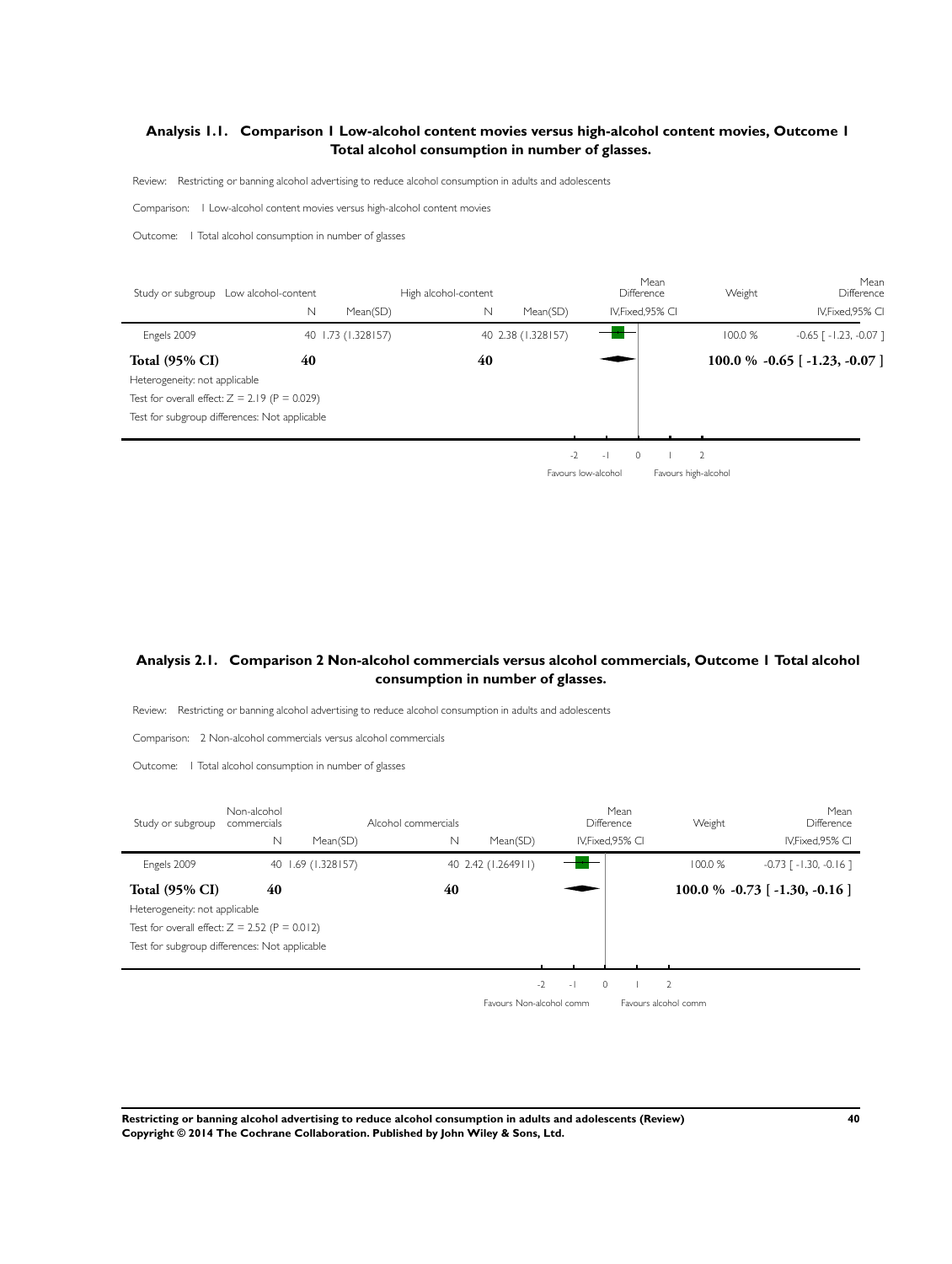### Analysis 1.1. Comparison 1 Low-alcohol content movies versus high-alcohol content movies, Outcome 1 Total alcohol consumption in number of glasses.

Review: Restricting or banning alcohol advertising to reduce alcohol consumption in adults and adolescents

Comparison: 1 Low-alcohol content movies versus high-alcohol content movies

Outcome: 1 Total alcohol consumption in number of glasses

| Study or subgroup | Low alcohol-content N | Mean(SD) | High alcohol-content N | Mean(SD) | Mean Difference IV,Fixed,95% CI | Weight | Mean Difference IV,Fixed,95% CI |
|---|---|---|---|---|---|---|---|
| Engels 2009 | 40 | 1.73 (1.328157) | 40 | 2.38 (1.328157) | | 100.0 % | -0.65 [ -1.23, -0.07 ] |
| **Total (95% CI)** | **40** | | **40** | | | **100.0 %** | **-0.65 [ -1.23, -0.07 ]** |

Heterogeneity: not applicable

Test for overall effect: Z = 2.19 (P = 0.029)

Test for subgroup differences: Not applicable

-2 -1 0 1 2

Favours low-alcohol | Favours high-alcohol

### Analysis 2.1. Comparison 2 Non-alcohol commercials versus alcohol commercials, Outcome 1 Total alcohol consumption in number of glasses.

Review: Restricting or banning alcohol advertising to reduce alcohol consumption in adults and adolescents

Comparison: 2 Non-alcohol commercials versus alcohol commercials

Outcome: 1 Total alcohol consumption in number of glasses

| Study or subgroup | Non-alcohol commercials N | Mean(SD) | Alcohol commercials N | Mean(SD) | Mean Difference IV,Fixed,95% CI | Weight | Mean Difference IV,Fixed,95% CI |
|---|---|---|---|---|---|---|---|
| Engels 2009 | 40 | 1.69 (1.328157) | 40 | 2.42 (1.264911) | | 100.0 % | -0.73 [ -1.30, -0.16 ] |
| **Total (95% CI)** | **40** | | **40** | | | **100.0 %** | **-0.73 [ -1.30, -0.16 ]** |

Heterogeneity: not applicable

Test for overall effect: Z = 2.52 (P = 0.012)

Test for subgroup differences: Not applicable

-2 -1 0 1 2

Favours Non-alcohol comm | Favours alcohol comm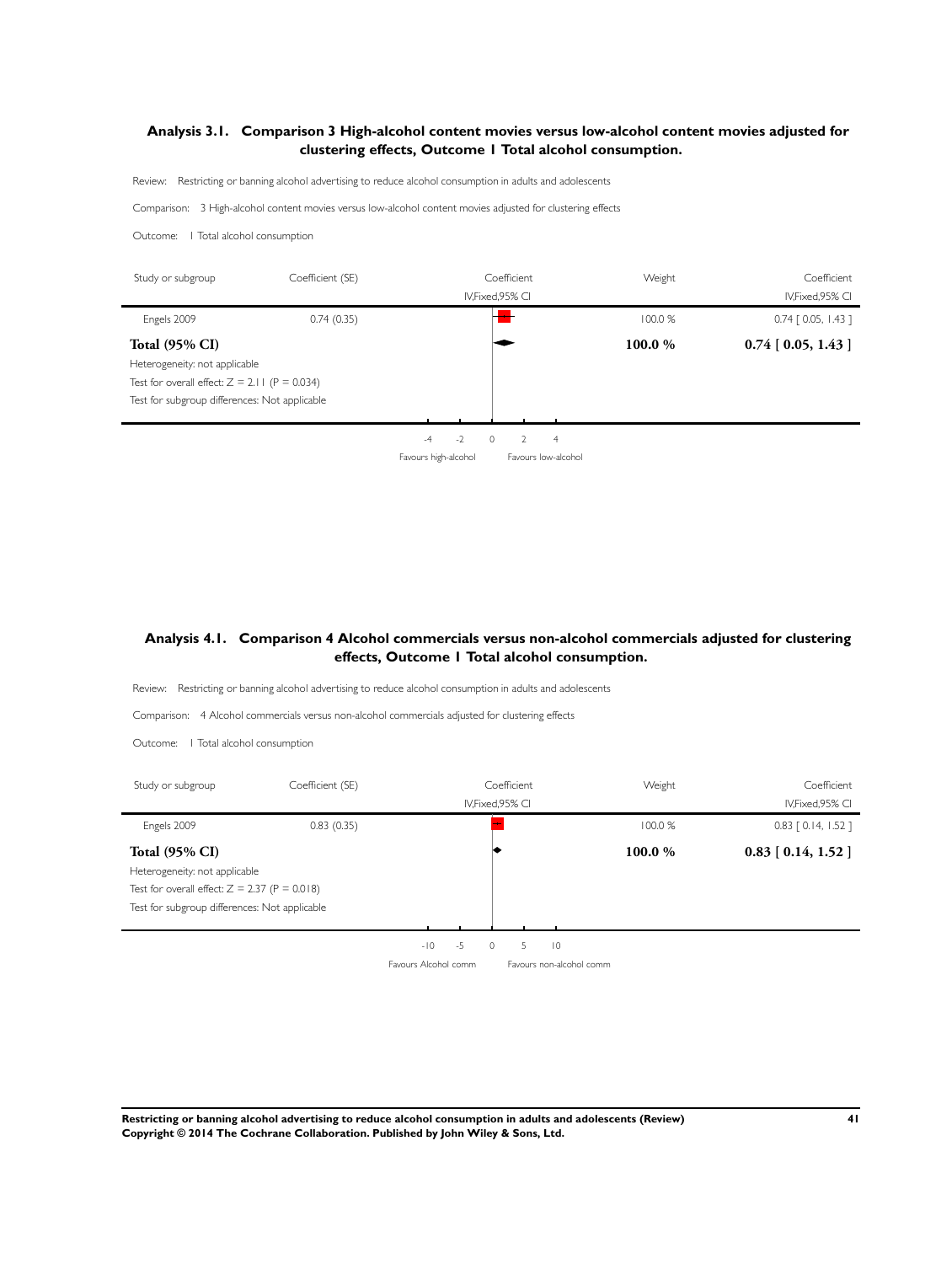### Analysis 3.1. Comparison 3 High-alcohol content movies versus low-alcohol content movies adjusted for clustering effects, Outcome 1 Total alcohol consumption.

Review: Restricting or banning alcohol advertising to reduce alcohol consumption in adults and adolescents

Comparison: 3 High-alcohol content movies versus low-alcohol content movies adjusted for clustering effects

Outcome: 1 Total alcohol consumption

| Study or subgroup | Coefficient (SE) | Coefficient IV,Fixed,95% CI | Weight | Coefficient IV,Fixed,95% CI |
|---|---|---|---|---|
| Engels 2009 | 0.74 (0.35) | | 100.0 % | 0.74 [ 0.05, 1.43 ] |
| **Total (95% CI)** | | | **100.0 %** | **0.74 [ 0.05, 1.43 ]** |

Heterogeneity: not applicable

Test for overall effect: $Z = 2.11$ ($P = 0.034$)

Test for subgroup differences: Not applicable

-4 -2 0 2 4

Favours high-alcohol | Favours low-alcohol

### Analysis 4.1. Comparison 4 Alcohol commercials versus non-alcohol commercials adjusted for clustering effects, Outcome 1 Total alcohol consumption.

Review: Restricting or banning alcohol advertising to reduce alcohol consumption in adults and adolescents

Comparison: 4 Alcohol commercials versus non-alcohol commercials adjusted for clustering effects

Outcome: 1 Total alcohol consumption

| Study or subgroup | Coefficient (SE) | Coefficient IV,Fixed,95% CI | Weight | Coefficient IV,Fixed,95% CI |
|---|---|---|---|---|
| Engels 2009 | 0.83 (0.35) | | 100.0 % | 0.83 [ 0.14, 1.52 ] |
| **Total (95% CI)** | | | **100.0 %** | **0.83 [ 0.14, 1.52 ]** |

Heterogeneity: not applicable

Test for overall effect: $Z = 2.37$ ($P = 0.018$)

Test for subgroup differences: Not applicable

-10 -5 0 5 10

Favours Alcohol comm | Favours non-alcohol comm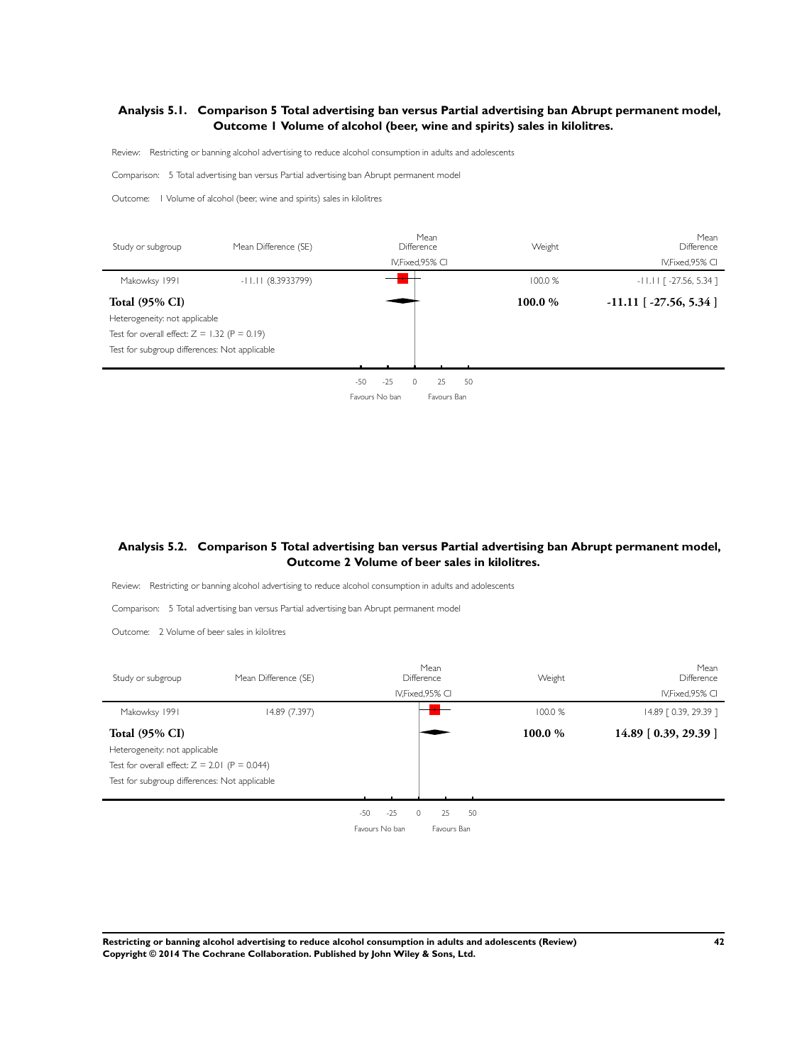### Analysis 5.1. Comparison 5 Total advertising ban versus Partial advertising ban Abrupt permanent model, Outcome 1 Volume of alcohol (beer, wine and spirits) sales in kilolitres.

Review: Restricting or banning alcohol advertising to reduce alcohol consumption in adults and adolescents

Comparison: 5 Total advertising ban versus Partial advertising ban Abrupt permanent model

Outcome: 1 Volume of alcohol (beer, wine and spirits) sales in kilolitres

| Study or subgroup | Mean Difference (SE) | Mean Difference IV,Fixed,95% CI | Weight | Mean Difference IV,Fixed,95% CI |
|---|---|---|---|---|
| Makowksy 1991 | -11.11 (8.3933799) | | 100.0 % | -11.11 [ -27.56, 5.34 ] |
| **Total (95% CI)** | | | **100.0 %** | **-11.11 [ -27.56, 5.34 ]** |

Heterogeneity: not applicable

Test for overall effect: $Z = 1.32$ ($P = 0.19$)

Test for subgroup differences: Not applicable

-50 -25 0 25 50

Favours No ban Favours Ban

### Analysis 5.2. Comparison 5 Total advertising ban versus Partial advertising ban Abrupt permanent model, Outcome 2 Volume of beer sales in kilolitres.

Review: Restricting or banning alcohol advertising to reduce alcohol consumption in adults and adolescents

Comparison: 5 Total advertising ban versus Partial advertising ban Abrupt permanent model

Outcome: 2 Volume of beer sales in kilolitres

| Study or subgroup | Mean Difference (SE) | Mean Difference IV,Fixed,95% CI | Weight | Mean Difference IV,Fixed,95% CI |
|---|---|---|---|---|
| Makowksy 1991 | 14.89 (7.397) | | 100.0 % | 14.89 [ 0.39, 29.39 ] |
| **Total (95% CI)** | | | **100.0 %** | **14.89 [ 0.39, 29.39 ]** |

Heterogeneity: not applicable

Test for overall effect: $Z = 2.01$ ($P = 0.044$)

Test for subgroup differences: Not applicable

-50 -25 0 25 50

Favours No ban Favours Ban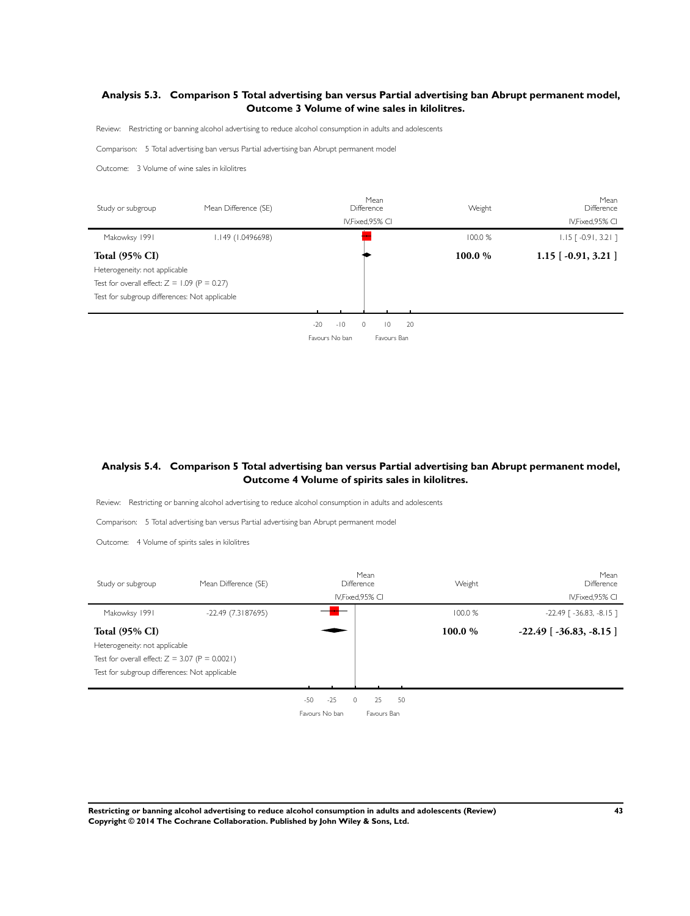### Analysis 5.3. Comparison 5 Total advertising ban versus Partial advertising ban Abrupt permanent model, Outcome 3 Volume of wine sales in kilolitres.

Review: Restricting or banning alcohol advertising to reduce alcohol consumption in adults and adolescents

Comparison: 5 Total advertising ban versus Partial advertising ban Abrupt permanent model

Outcome: 3 Volume of wine sales in kilolitres

| Study or subgroup | Mean Difference (SE) | Mean Difference IV,Fixed,95% CI | Weight | Mean Difference IV,Fixed,95% CI |
|---|---|---|---|---|
| Makowksy 1991 | 1.149 (1.0496698) | | 100.0 % | 1.15 [ -0.91, 3.21 ] |
| **Total (95% CI)** | | | **100.0 %** | **1.15 [ -0.91, 3.21 ]** |

Heterogeneity: not applicable

Test for overall effect: Z = 1.09 (P = 0.27)

Test for subgroup differences: Not applicable

-20 -10 0 10 20

Favours No ban Favours Ban

### Analysis 5.4. Comparison 5 Total advertising ban versus Partial advertising ban Abrupt permanent model, Outcome 4 Volume of spirits sales in kilolitres.

Review: Restricting or banning alcohol advertising to reduce alcohol consumption in adults and adolescents

Comparison: 5 Total advertising ban versus Partial advertising ban Abrupt permanent model

Outcome: 4 Volume of spirits sales in kilolitres

| Study or subgroup | Mean Difference (SE) | Mean Difference IV,Fixed,95% CI | Weight | Mean Difference IV,Fixed,95% CI |
|---|---|---|---|---|
| Makowksy 1991 | -22.49 (7.3187695) | | 100.0 % | -22.49 [ -36.83, -8.15 ] |
| **Total (95% CI)** | | | **100.0 %** | **-22.49 [ -36.83, -8.15 ]** |

Heterogeneity: not applicable

Test for overall effect: Z = 3.07 (P = 0.0021)

Test for subgroup differences: Not applicable

-50 -25 0 25 50

Favours No ban Favours Ban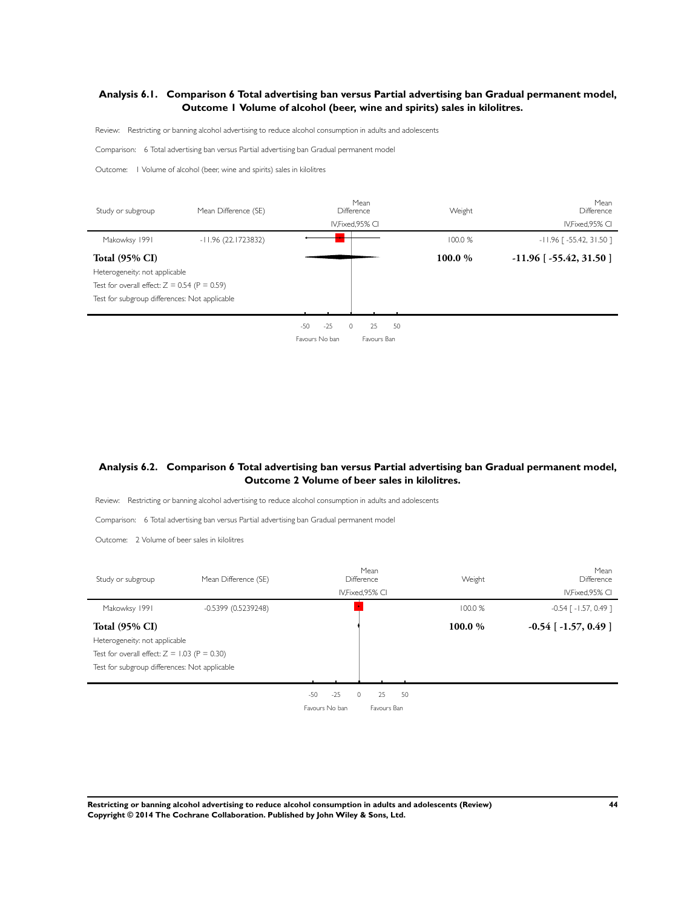### Analysis 6.1. Comparison 6 Total advertising ban versus Partial advertising ban Gradual permanent model, Outcome 1 Volume of alcohol (beer, wine and spirits) sales in kilolitres.

Review: Restricting or banning alcohol advertising to reduce alcohol consumption in adults and adolescents

Comparison: 6 Total advertising ban versus Partial advertising ban Gradual permanent model

Outcome: 1 Volume of alcohol (beer, wine and spirits) sales in kilolitres

| Study or subgroup | Mean Difference (SE) | Mean Difference IV,Fixed,95% CI | Weight | Mean Difference IV,Fixed,95% CI |
|---|---|---|---|---|
| Makowsky 1991 | -11.96 (22.1723832) | | 100.0 % | -11.96 [ -55.42, 31.50 ] |
| **Total (95% CI)** | | | **100.0 %** | **-11.96 [ -55.42, 31.50 ]** |

Heterogeneity: not applicable

Test for overall effect: Z = 0.54 (P = 0.59)

Test for subgroup differences: Not applicable

-50 -25 0 25 50

Favours No ban Favours Ban

### Analysis 6.2. Comparison 6 Total advertising ban versus Partial advertising ban Gradual permanent model, Outcome 2 Volume of beer sales in kilolitres.

Review: Restricting or banning alcohol advertising to reduce alcohol consumption in adults and adolescents

Comparison: 6 Total advertising ban versus Partial advertising ban Gradual permanent model

Outcome: 2 Volume of beer sales in kilolitres

| Study or subgroup | Mean Difference (SE) | Mean Difference IV,Fixed,95% CI | Weight | Mean Difference IV,Fixed,95% CI |
|---|---|---|---|---|
| Makowsky 1991 | -0.5399 (0.5239248) | | 100.0 % | -0.54 [ -1.57, 0.49 ] |
| **Total (95% CI)** | | | **100.0 %** | **-0.54 [ -1.57, 0.49 ]** |

Heterogeneity: not applicable

Test for overall effect: Z = 1.03 (P = 0.30)

Test for subgroup differences: Not applicable

-50 -25 0 25 50

Favours No ban Favours Ban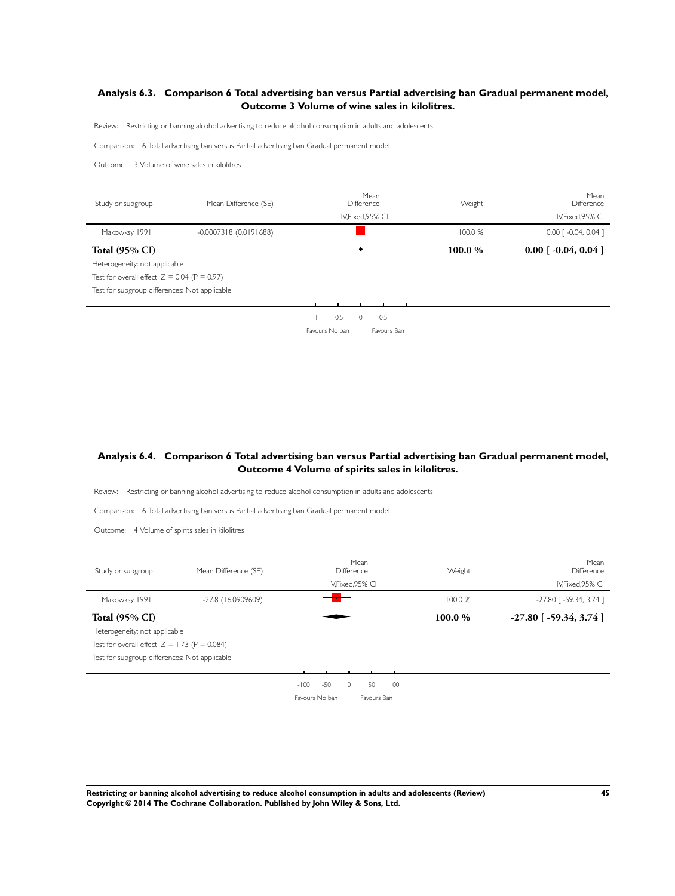## Analysis 6.3. Comparison 6 Total advertising ban versus Partial advertising ban Gradual permanent model, Outcome 3 Volume of wine sales in kilolitres.

Review: Restricting or banning alcohol advertising to reduce alcohol consumption in adults and adolescents

Comparison: 6 Total advertising ban versus Partial advertising ban Gradual permanent model

Outcome: 3 Volume of wine sales in kilolitres

| Study or subgroup | Mean Difference (SE) | Mean Difference IV,Fixed,95% CI | Weight | Mean Difference IV,Fixed,95% CI |
|---|---|---|---|---|
| Makowksy 1991 | -0.0007318 (0.0191688) | | 100.0 % | 0.00 [ -0.04, 0.04 ] |
| **Total (95% CI)** | | | **100.0 %** | **0.00 [ -0.04, 0.04 ]** |

Heterogeneity: not applicable

Test for overall effect: Z = 0.04 (P = 0.97)

Test for subgroup differences: Not applicable

-1 -0.5 0 0.5 1

Favours No ban Favours Ban

## Analysis 6.4. Comparison 6 Total advertising ban versus Partial advertising ban Gradual permanent model, Outcome 4 Volume of spirits sales in kilolitres.

Review: Restricting or banning alcohol advertising to reduce alcohol consumption in adults and adolescents

Comparison: 6 Total advertising ban versus Partial advertising ban Gradual permanent model

Outcome: 4 Volume of spirits sales in kilolitres

| Study or subgroup | Mean Difference (SE) | Mean Difference IV,Fixed,95% CI | Weight | Mean Difference IV,Fixed,95% CI |
|---|---|---|---|---|
| Makowksy 1991 | -27.8 (16.0909609) | | 100.0 % | -27.80 [ -59.34, 3.74 ] |
| **Total (95% CI)** | | | **100.0 %** | **-27.80 [ -59.34, 3.74 ]** |

Heterogeneity: not applicable

Test for overall effect: Z = 1.73 (P = 0.084)

Test for subgroup differences: Not applicable

-100 -50 0 50 100

Favours No ban Favours Ban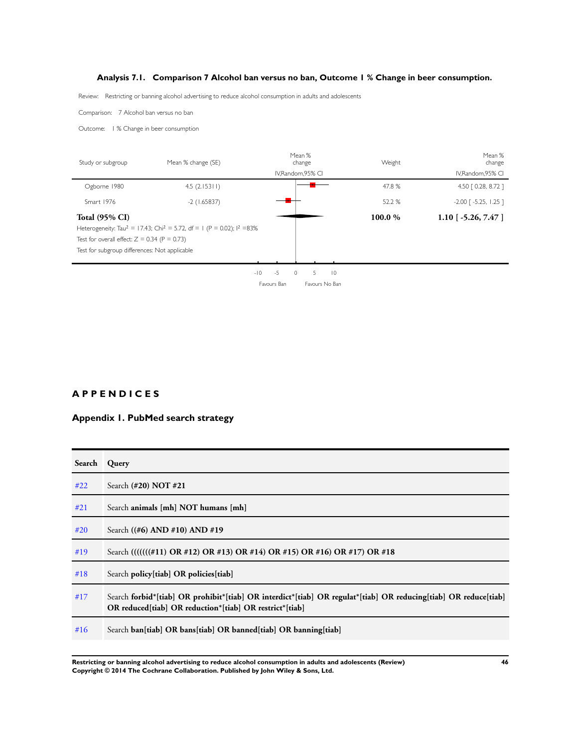### Analysis 7.1. Comparison 7 Alcohol ban versus no ban, Outcome 1 % Change in beer consumption.

Review: Restricting or banning alcohol advertising to reduce alcohol consumption in adults and adolescents

Comparison: 7 Alcohol ban versus no ban

Outcome: 1 % Change in beer consumption

| Study or subgroup | Mean % change (SE) | Mean % change IV,Random,95% CI | Weight | Mean % change IV,Random,95% CI |
|---|---|---|---|---|
| Ogborne 1980 | 4.5 (2.15311) | | 47.8 % | 4.50 [ 0.28, 8.72 ] |
| Smart 1976 | -2 (1.65837) | | 52.2 % | -2.00 [ -5.25, 1.25 ] |
| **Total (95% CI)** | | | **100.0 %** | **1.10 [ -5.26, 7.47 ]** |

Heterogeneity: $Tau^2 = 17.43$; $Chi^2 = 5.72$, df = 1 (P = 0.02); $I^2$ =83%

Test for overall effect: Z = 0.34 (P = 0.73)

Test for subgroup differences: Not applicable

-10 -5 0 5 10

Favours Ban Favours No Ban

# APPENDICES

## Appendix 1. PubMed search strategy

| Search | Query |
|---|---|
| #22 | Search **(#20) NOT #21** |
| #21 | Search **animals [mh] NOT humans [mh]** |
| #20 | Search **((#6) AND #10) AND #19** |
| #19 | Search **(((((((#11) OR #12) OR #13) OR #14) OR #15) OR #16) OR #17) OR #18** |
| #18 | Search **policy[tiab] OR policies[tiab]** |
| #17 | Search **forbid*[tiab] OR prohibit*[tiab] OR interdict*[tiab] OR regulat*[tiab] OR reducing[tiab] OR reduce[tiab] OR reduced[tiab] OR reduction*[tiab] OR restrict*[tiab]** |
| #16 | Search **ban[tiab] OR bans[tiab] OR banned[tiab] OR banning[tiab]** |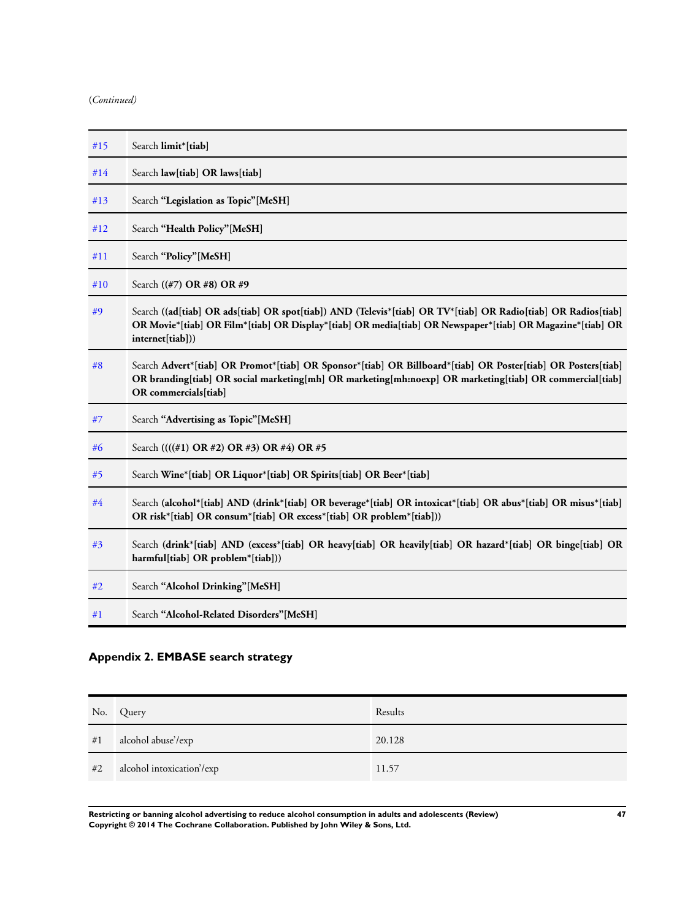(*Continued*)

| | |
|---|---|
| #15 | Search **limit*[tiab]** |
| #14 | Search **law[tiab] OR laws[tiab]** |
| #13 | Search **"Legislation as Topic"[MeSH]** |
| #12 | Search **"Health Policy"[MeSH]** |
| #11 | Search **"Policy"[MeSH]** |
| #10 | Search **((#7) OR #8) OR #9** |
| #9 | Search **((ad[tiab] OR ads[tiab] OR spot[tiab]) AND (Televis*[tiab] OR TV*[tiab] OR Radio[tiab] OR Radios[tiab] OR Movie*[tiab] OR Film*[tiab] OR Display*[tiab] OR media[tiab] OR Newspaper*[tiab] OR Magazine*[tiab] OR internet[tiab]))** |
| #8 | Search **Advert*[tiab] OR Promot*[tiab] OR Sponsor*[tiab] OR Billboard*[tiab] OR Poster[tiab] OR Posters[tiab] OR branding[tiab] OR social marketing[mh] OR marketing[mh:noexp] OR marketing[tiab] OR commercial[tiab] OR commercials[tiab]** |
| #7 | Search **"Advertising as Topic"[MeSH]** |
| #6 | Search **((((#1) OR #2) OR #3) OR #4) OR #5** |
| #5 | Search **Wine*[tiab] OR Liquor*[tiab] OR Spirits[tiab] OR Beer*[tiab]** |
| #4 | Search **(alcohol*[tiab] AND (drink*[tiab] OR beverage*[tiab] OR intoxicat*[tiab] OR abus*[tiab] OR misus*[tiab] OR risk*[tiab] OR consum*[tiab] OR excess*[tiab] OR problem*[tiab]))** |
| #3 | Search **(drink*[tiab] AND (excess*[tiab] OR heavy[tiab] OR heavily[tiab] OR hazard*[tiab] OR binge[tiab] OR harmful[tiab] OR problem*[tiab]))** |
| #2 | Search **"Alcohol Drinking"[MeSH]** |
| #1 | Search **"Alcohol-Related Disorders"[MeSH]** |

## Appendix 2. EMBASE search strategy

| No. | Query | Results |
|---|---|---|
| #1 | alcohol abuse'/exp | 20.128 |
| #2 | alcohol intoxication'/exp | 11.57 |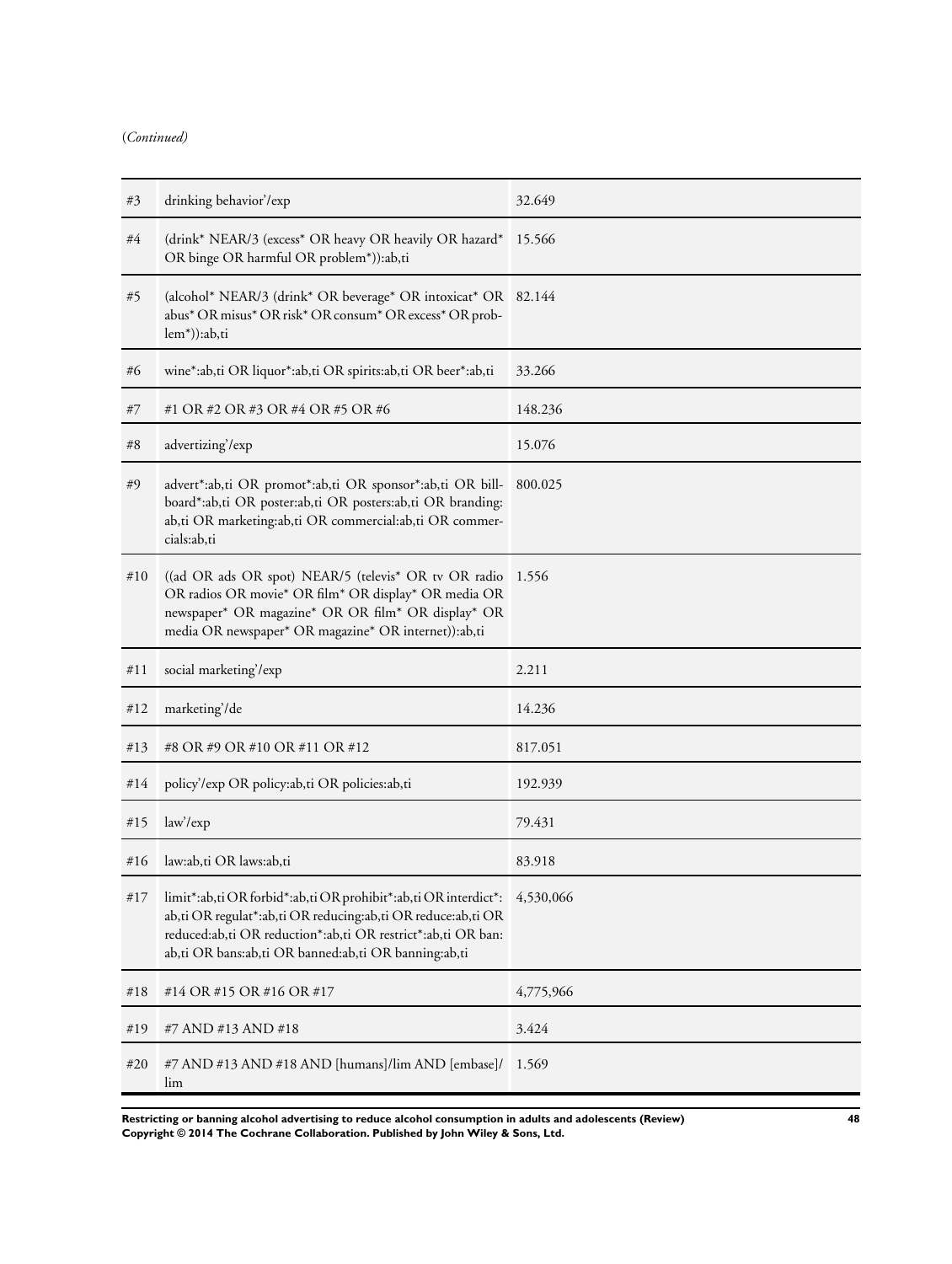(*Continued*)

| | | |
|---|---|---|
| #3 | drinking behavior'/exp | 32.649 |
| #4 | (drink* NEAR/3 (excess* OR heavy OR heavily OR hazard* OR binge OR harmful OR problem*)):ab,ti | 15.566 |
| #5 | (alcohol* NEAR/3 (drink* OR beverage* OR intoxicat* OR abus* OR misus* OR risk* OR consum* OR excess* OR problem*)):ab,ti | 82.144 |
| #6 | wine*:ab,ti OR liquor*:ab,ti OR spirits:ab,ti OR beer*:ab,ti | 33.266 |
| #7 | #1 OR #2 OR #3 OR #4 OR #5 OR #6 | 148.236 |
| #8 | advertizing'/exp | 15.076 |
| #9 | advert*:ab,ti OR promot*:ab,ti OR sponsor*:ab,ti OR billboard*:ab,ti OR poster:ab,ti OR posters:ab,ti OR branding:ab,ti OR marketing:ab,ti OR commercial:ab,ti OR commercials:ab,ti | 800.025 |
| #10 | ((ad OR ads OR spot) NEAR/5 (televis* OR tv OR radio OR radios OR movie* OR film* OR display* OR media OR newspaper* OR magazine* OR OR film* OR display* OR media OR newspaper* OR magazine* OR internet)):ab,ti | 1.556 |
| #11 | social marketing'/exp | 2.211 |
| #12 | marketing'/de | 14.236 |
| #13 | #8 OR #9 OR #10 OR #11 OR #12 | 817.051 |
| #14 | policy'/exp OR policy:ab,ti OR policies:ab,ti | 192.939 |
| #15 | law'/exp | 79.431 |
| #16 | law:ab,ti OR laws:ab,ti | 83.918 |
| #17 | limit*:ab,ti OR forbid*:ab,ti OR prohibit*:ab,ti OR interdict*:ab,ti OR regulat*:ab,ti OR reducing:ab,ti OR reduce:ab,ti OR reduced:ab,ti OR reduction*:ab,ti OR restrict*:ab,ti OR ban:ab,ti OR bans:ab,ti OR banned:ab,ti OR banning:ab,ti | 4,530,066 |
| #18 | #14 OR #15 OR #16 OR #17 | 4,775,966 |
| #19 | #7 AND #13 AND #18 | 3.424 |
| #20 | #7 AND #13 AND #18 AND [humans]/lim AND [embase]/lim | 1.569 |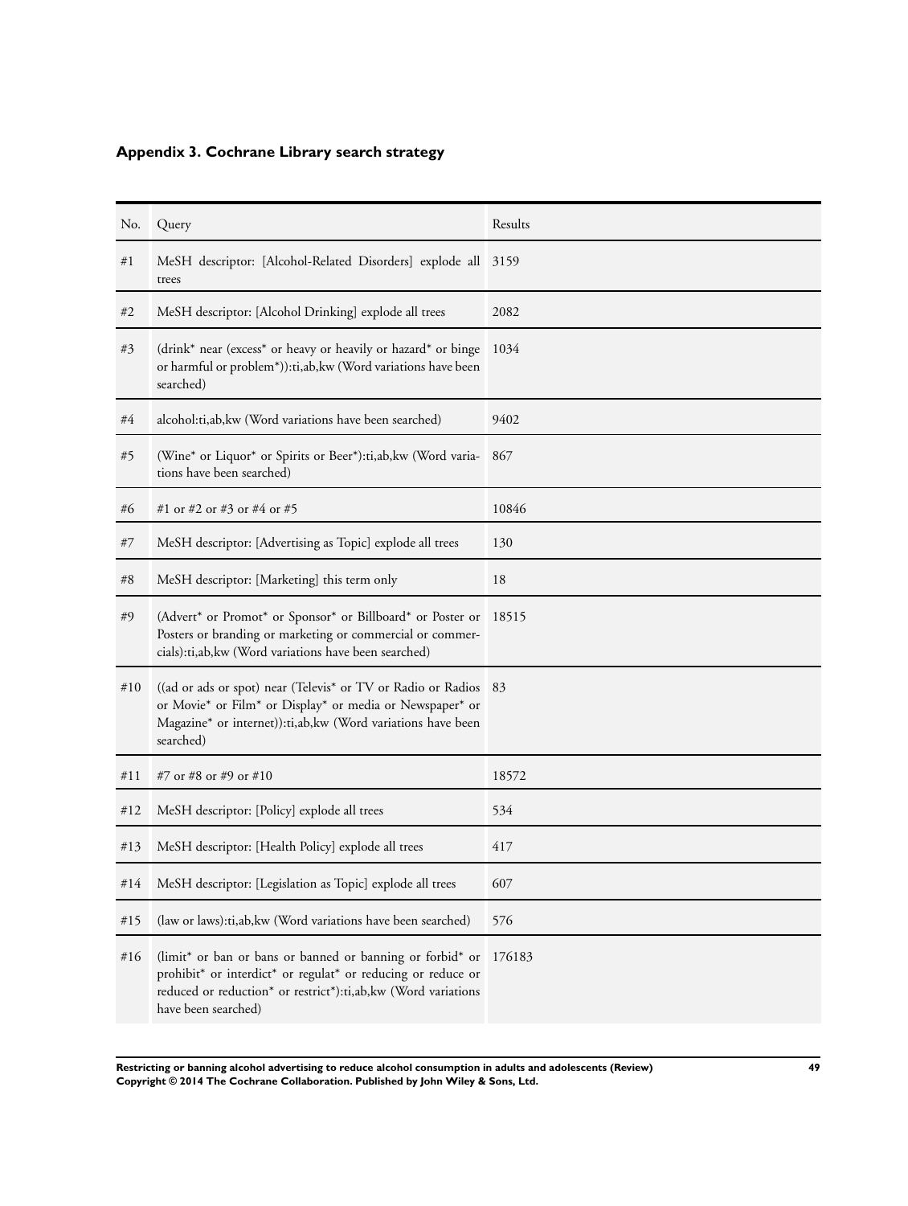## Appendix 3. Cochrane Library search strategy

| No. | Query | Results |
|---|---|---|
| #1 | MeSH descriptor: [Alcohol-Related Disorders] explode all trees | 3159 |
| #2 | MeSH descriptor: [Alcohol Drinking] explode all trees | 2082 |
| #3 | (drink* near (excess* or heavy or heavily or hazard* or binge or harmful or problem*)):ti,ab,kw (Word variations have been searched) | 1034 |
| #4 | alcohol:ti,ab,kw (Word variations have been searched) | 9402 |
| #5 | (Wine* or Liquor* or Spirits or Beer*):ti,ab,kw (Word variations have been searched) | 867 |
| #6 | #1 or #2 or #3 or #4 or #5 | 10846 |
| #7 | MeSH descriptor: [Advertising as Topic] explode all trees | 130 |
| #8 | MeSH descriptor: [Marketing] this term only | 18 |
| #9 | (Advert* or Promot* or Sponsor* or Billboard* or Poster or Posters or branding or marketing or commercial or commercials):ti,ab,kw (Word variations have been searched) | 18515 |
| #10 | ((ad or ads or spot) near (Televis* or TV or Radio or Radios or Movie* or Film* or Display* or media or Newspaper* or Magazine* or internet)):ti,ab,kw (Word variations have been searched) | 83 |
| #11 | #7 or #8 or #9 or #10 | 18572 |
| #12 | MeSH descriptor: [Policy] explode all trees | 534 |
| #13 | MeSH descriptor: [Health Policy] explode all trees | 417 |
| #14 | MeSH descriptor: [Legislation as Topic] explode all trees | 607 |
| #15 | (law or laws):ti,ab,kw (Word variations have been searched) | 576 |
| #16 | (limit* or ban or bans or banned or banning or forbid* or prohibit* or interdict* or regulat* or reducing or reduce or reduced or reduction* or restrict*):ti,ab,kw (Word variations have been searched) | 176183 |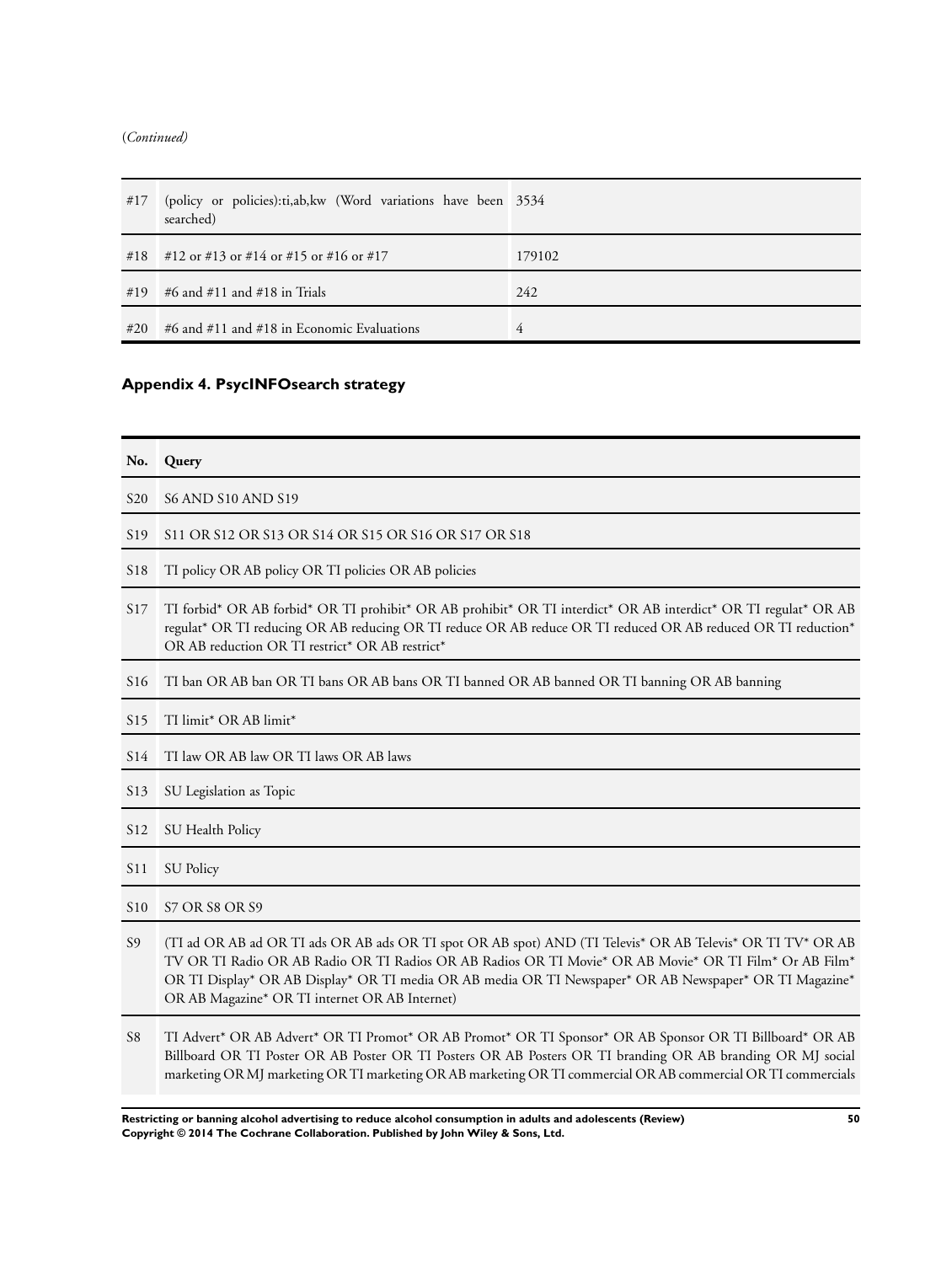(*Continued*)

| | | |
|---|---|---|
| #17 | (policy or policies):ti,ab,kw (Word variations have been searched) | 3534 |
| #18 | #12 or #13 or #14 or #15 or #16 or #17 | 179102 |
| #19 | #6 and #11 and #18 in Trials | 242 |
| #20 | #6 and #11 and #18 in Economic Evaluations | 4 |

### Appendix 4. PsycINFOsearch strategy

| No. | Query |
|---|---|
| S20 | S6 AND S10 AND S19 |
| S19 | S11 OR S12 OR S13 OR S14 OR S15 OR S16 OR S17 OR S18 |
| S18 | TI policy OR AB policy OR TI policies OR AB policies |
| S17 | TI forbid* OR AB forbid* OR TI prohibit* OR AB prohibit* OR TI interdict* OR AB interdict* OR TI regulat* OR AB regulat* OR TI reducing OR AB reducing OR TI reduce OR AB reduce OR TI reduced OR AB reduced OR TI reduction* OR AB reduction OR TI restrict* OR AB restrict* |
| S16 | TI ban OR AB ban OR TI bans OR AB bans OR TI banned OR AB banned OR TI banning OR AB banning |
| S15 | TI limit* OR AB limit* |
| S14 | TI law OR AB law OR TI laws OR AB laws |
| S13 | SU Legislation as Topic |
| S12 | SU Health Policy |
| S11 | SU Policy |
| S10 | S7 OR S8 OR S9 |
| S9 | (TI ad OR AB ad OR TI ads OR AB ads OR TI spot OR AB spot) AND (TI Televis* OR AB Televis* OR TI TV* OR AB TV OR TI Radio OR AB Radio OR TI Radios OR AB Radios OR TI Movie* OR AB Movie* OR TI Film* Or AB Film* OR TI Display* OR AB Display* OR TI media OR AB media OR TI Newspaper* OR AB Newspaper* OR TI Magazine* OR AB Magazine* OR TI internet OR AB Internet) |
| S8 | TI Advert* OR AB Advert* OR TI Promot* OR AB Promot* OR TI Sponsor* OR AB Sponsor OR TI Billboard* OR AB Billboard OR TI Poster OR AB Poster OR TI Posters OR AB Posters OR TI branding OR AB branding OR MJ social marketing OR MJ marketing OR TI marketing OR AB marketing OR TI commercial OR AB commercial OR TI commercials |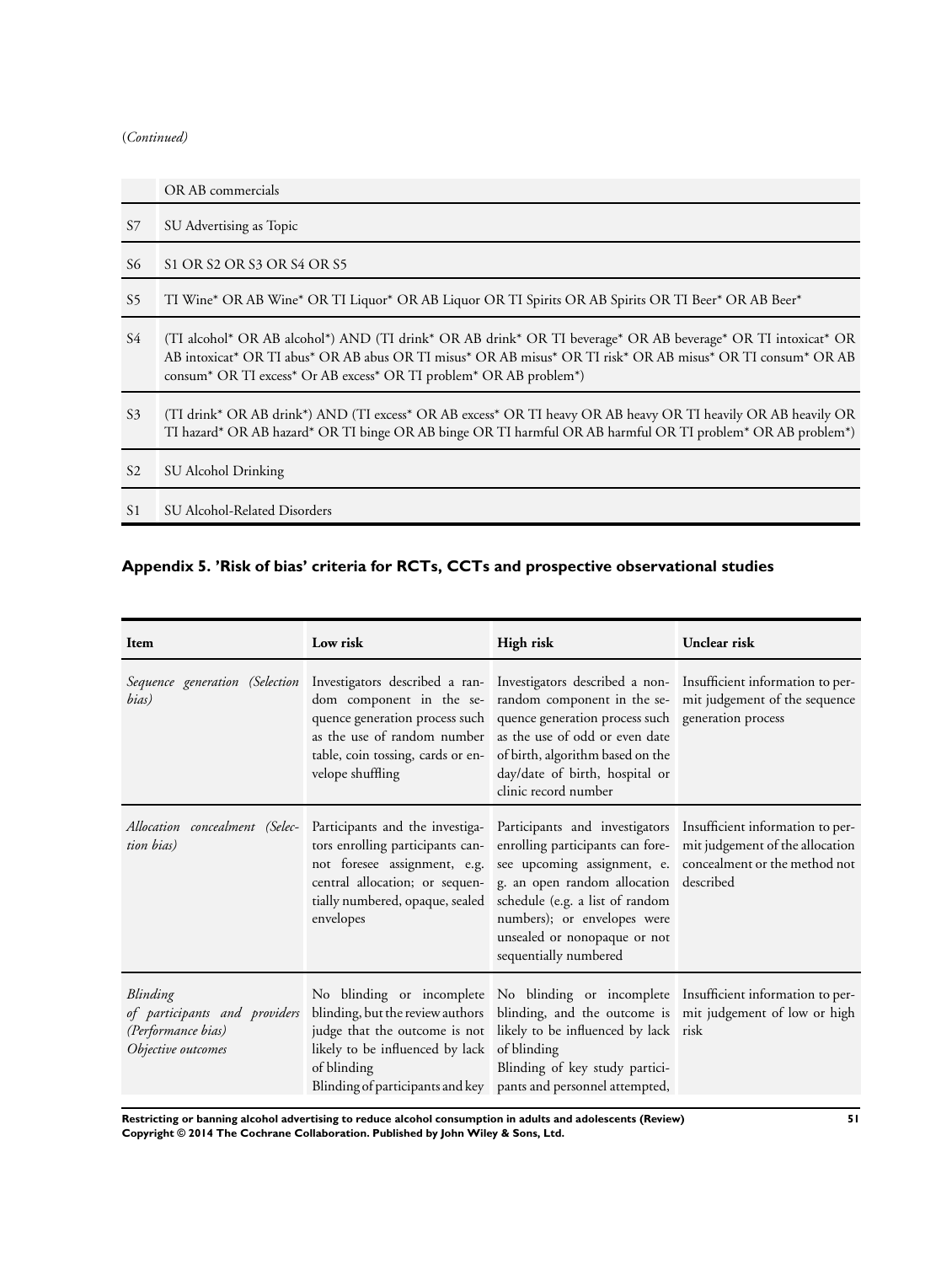(*Continued*)

| | |
|---|---|
| | OR AB commercials |
| S7 | SU Advertising as Topic |
| S6 | S1 OR S2 OR S3 OR S4 OR S5 |
| S5 | TI Wine* OR AB Wine* OR TI Liquor* OR AB Liquor OR TI Spirits OR AB Spirits OR TI Beer* OR AB Beer* |
| S4 | (TI alcohol* OR AB alcohol*) AND (TI drink* OR AB drink* OR TI beverage* OR AB beverage* OR TI intoxicat* OR AB intoxicat* OR TI abus* OR AB abus OR TI misus* OR AB misus* OR TI risk* OR AB misus* OR TI consum* OR AB consum* OR TI excess* Or AB excess* OR TI problem* OR AB problem*) |
| S3 | (TI drink* OR AB drink*) AND (TI excess* OR AB excess* OR TI heavy OR AB heavy OR TI heavily OR AB heavily OR TI hazard* OR AB hazard* OR TI binge OR AB binge OR TI harmful OR AB harmful OR TI problem* OR AB problem*) |
| S2 | SU Alcohol Drinking |
| S1 | SU Alcohol-Related Disorders |

## Appendix 5. 'Risk of bias' criteria for RCTs, CCTs and prospective observational studies

| Item | Low risk | High risk | Unclear risk |
|---|---|---|---|
| *Sequence generation (Selection bias)* | Investigators described a random component in the sequence generation process such as the use of random number table, coin tossing, cards or envelope shuffling | Investigators described a non-random component in the sequence generation process such as the use of odd or even date of birth, algorithm based on the day/date of birth, hospital or clinic record number | Insufficient information to permit judgement of the sequence generation process |
| *Allocation concealment (Selection bias)* | Participants and the investigators enrolling participants cannot foresee assignment, e.g. central allocation; or sequentially numbered, opaque, sealed envelopes | Participants and investigators enrolling participants can foresee upcoming assignment, e. g. an open random allocation schedule (e.g. a list of random numbers); or envelopes were unsealed or nonopaque or not sequentially numbered | Insufficient information to permit judgement of the allocation concealment or the method not described |
| *Blinding of participants and providers (Performance bias) Objective outcomes* | No blinding or incomplete blinding, but the review authors judge that the outcome is not likely to be influenced by lack of blinding Blinding of participants and key | No blinding or incomplete blinding, and the outcome is likely to be influenced by lack of blinding Blinding of key study participants and personnel attempted, | Insufficient information to permit judgement of low or high risk |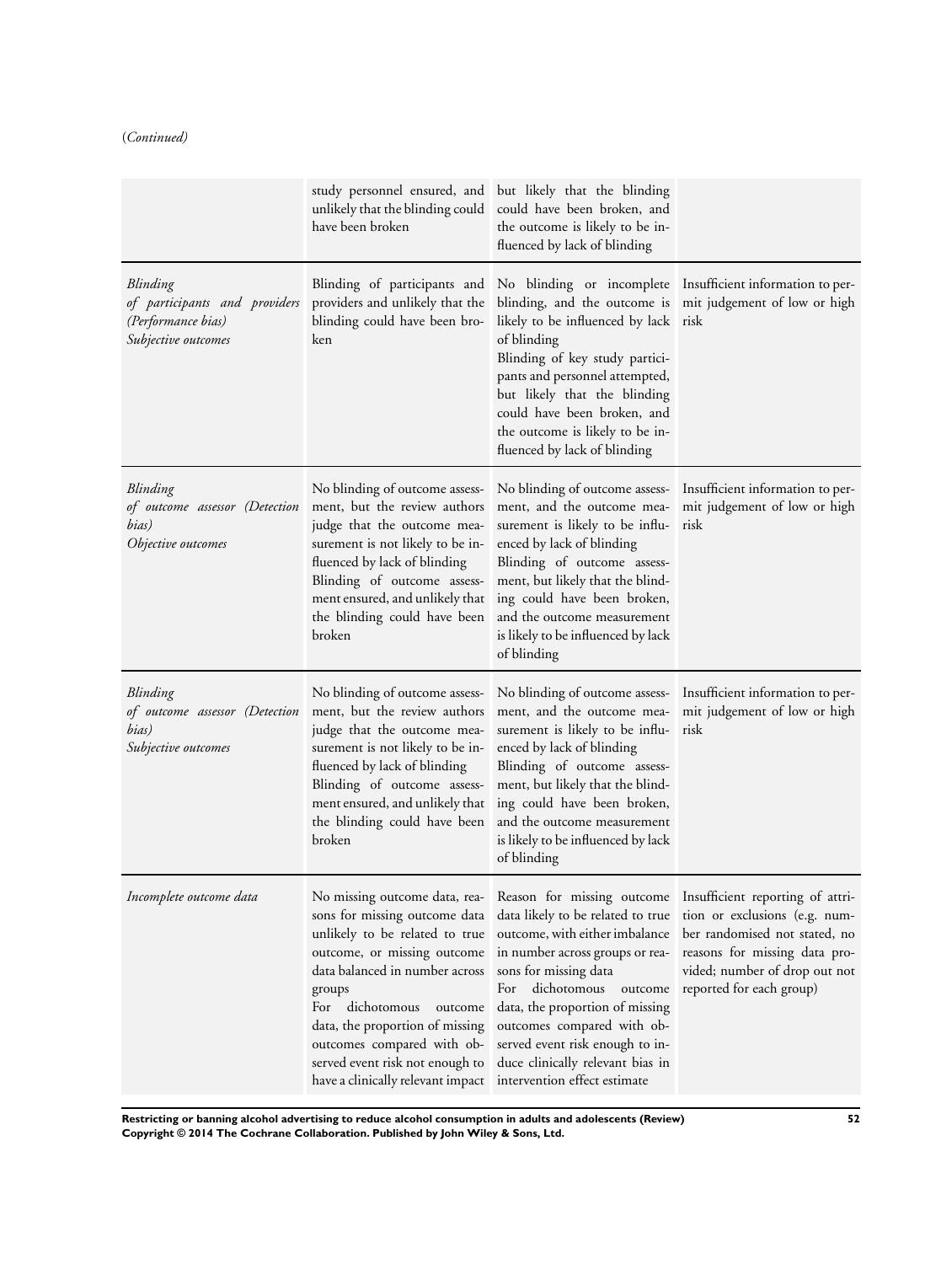(*Continued*)

| | | | |
|---|---|---|---|
| | study personnel ensured, and unlikely that the blinding could have been broken | but likely that the blinding could have been broken, and the outcome is likely to be influenced by lack of blinding | |
| *Blinding of participants and providers (Performance bias) Subjective outcomes* | Blinding of participants and providers and unlikely that the blinding could have been broken | No blinding or incomplete blinding, and the outcome is likely to be influenced by lack of blinding<br>Blinding of key study participants and personnel attempted, but likely that the blinding could have been broken, and the outcome is likely to be influenced by lack of blinding | Insufficient information to permit judgement of low or high risk |
| *Blinding of outcome assessor (Detection bias) Objective outcomes* | No blinding of outcome assessment, but the review authors judge that the outcome measurement is not likely to be influenced by lack of blinding<br>Blinding of outcome assessment ensured, and unlikely that the blinding could have been broken | No blinding of outcome assessment, and the outcome measurement is likely to be influenced by lack of blinding<br>Blinding of outcome assessment, but likely that the blinding could have been broken, and the outcome measurement is likely to be influenced by lack of blinding | Insufficient information to permit judgement of low or high risk |
| *Blinding of outcome assessor (Detection bias) Subjective outcomes* | No blinding of outcome assessment, but the review authors judge that the outcome measurement is not likely to be influenced by lack of blinding<br>Blinding of outcome assessment ensured, and unlikely that the blinding could have been broken | No blinding of outcome assessment, and the outcome measurement is likely to be influenced by lack of blinding<br>Blinding of outcome assessment, but likely that the blinding could have been broken, and the outcome measurement is likely to be influenced by lack of blinding | Insufficient information to permit judgement of low or high risk |
| *Incomplete outcome data* | No missing outcome data, reasons for missing outcome data unlikely to be related to true outcome, or missing outcome data balanced in number across groups<br>For dichotomous outcome data, the proportion of missing outcomes compared with observed event risk not enough to have a clinically relevant impact | Reason for missing outcome data likely to be related to true outcome, with either imbalance in number across groups or reasons for missing data<br>For dichotomous outcome data, the proportion of missing outcomes compared with observed event risk enough to induce clinically relevant bias in intervention effect estimate | Insufficient reporting of attrition or exclusions (e.g. number randomised not stated, no reasons for missing data provided; number of drop out not reported for each group) |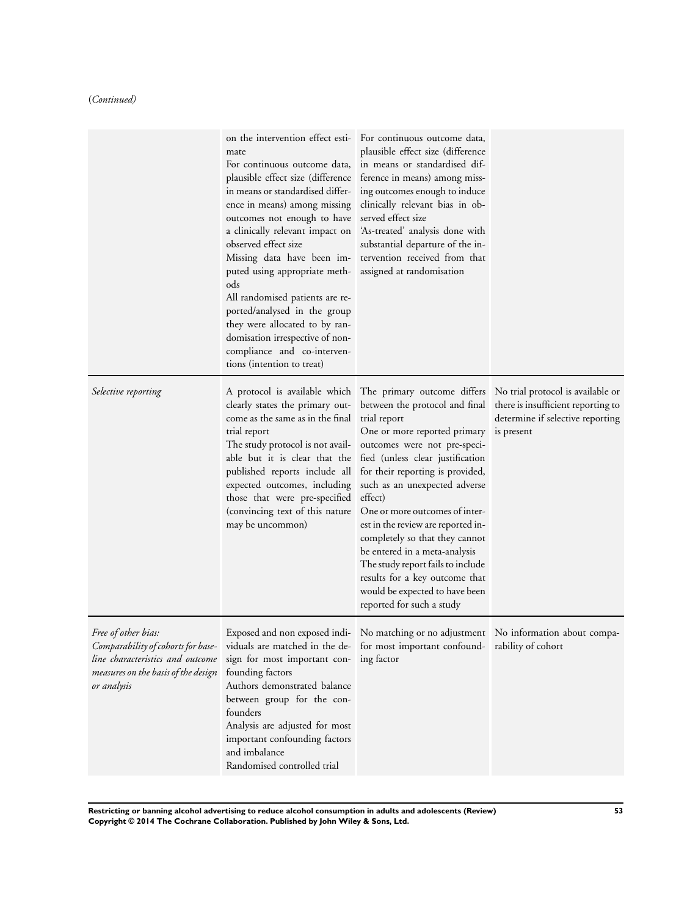(*Continued*)

| | | | |
|---|---|---|---|
| | on the intervention effect estimate<br>For continuous outcome data, plausible effect size (difference in means or standardised difference in means) among missing outcomes not enough to have a clinically relevant impact on observed effect size<br>Missing data have been imputed using appropriate methods<br>All randomised patients are reported/analysed in the group they were allocated to by randomisation irrespective of non-compliance and co-interventions (intention to treat) | For continuous outcome data, plausible effect size (difference in means or standardised difference in means) among missing outcomes enough to induce clinically relevant bias in observed effect size<br>'As-treated' analysis done with substantial departure of the intervention received from that assigned at randomisation | |
| *Selective reporting* | A protocol is available which clearly states the primary outcome as the same as in the final trial report<br>The study protocol is not available but it is clear that the published reports include all expected outcomes, including those that were pre-specified (convincing text of this nature may be uncommon) | The primary outcome differs between the protocol and final trial report<br>One or more reported primary outcomes were not pre-specified (unless clear justification for their reporting is provided, such as an unexpected adverse effect)<br>One or more outcomes of interest in the review are reported incompletely so that they cannot be entered in a meta-analysis<br>The study report fails to include results for a key outcome that would be expected to have been reported for such a study | No trial protocol is available or there is insufficient reporting to determine if selective reporting is present |
| *Free of other bias: Comparability of cohorts for baseline characteristics and outcome measures on the basis of the design or analysis* | Exposed and non exposed individuals are matched in the design for most important confounding factors<br>Authors demonstrated balance between group for the confounders<br>Analysis are adjusted for most important confounding factors and imbalance<br>Randomised controlled trial | No matching or no adjustment for most important confounding factor | No information about comparability of cohort |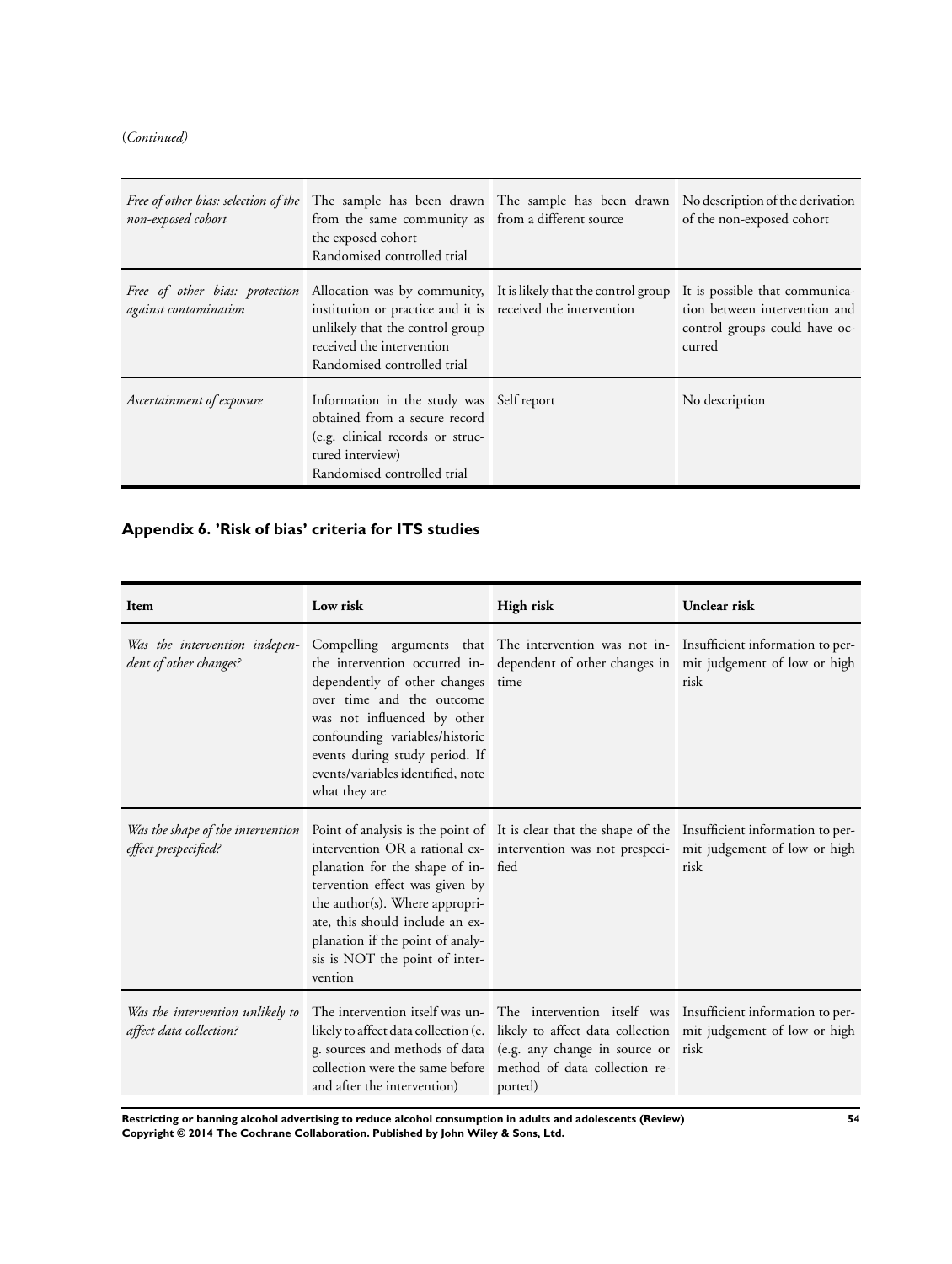(*Continued*)

| | | | |
|---|---|---|---|
| *Free of other bias: selection of the non-exposed cohort* | The sample has been drawn from the same community as the exposed cohort<br>Randomised controlled trial | The sample has been drawn from a different source | No description of the derivation of the non-exposed cohort |
| *Free of other bias: protection against contamination* | Allocation was by community, institution or practice and it is unlikely that the control group received the intervention<br>Randomised controlled trial | It is likely that the control group received the intervention | It is possible that communication between intervention and control groups could have occurred |
| *Ascertainment of exposure* | Information in the study was obtained from a secure record (e.g. clinical records or structured interview)<br>Randomised controlled trial | Self report | No description |

## Appendix 6. 'Risk of bias' criteria for ITS studies

| Item | Low risk | High risk | Unclear risk |
|---|---|---|---|
| *Was the intervention independent of other changes?* | Compelling arguments that the intervention occurred independently of other changes over time and the outcome was not influenced by other confounding variables/historic events during study period. If events/variables identified, note what they are | The intervention was not independent of other changes in time | Insufficient information to permit judgement of low or high risk |
| *Was the shape of the intervention effect prespecified?* | Point of analysis is the point of intervention OR a rational explanation for the shape of intervention effect was given by the author(s). Where appropriate, this should include an explanation if the point of analysis is NOT the point of intervention | It is clear that the shape of the intervention was not prespecified | Insufficient information to permit judgement of low or high risk |
| *Was the intervention unlikely to affect data collection?* | The intervention itself was unlikely to affect data collection (e. g. sources and methods of data collection were the same before and after the intervention) | The intervention itself was likely to affect data collection (e.g. any change in source or method of data collection reported) | Insufficient information to permit judgement of low or high risk |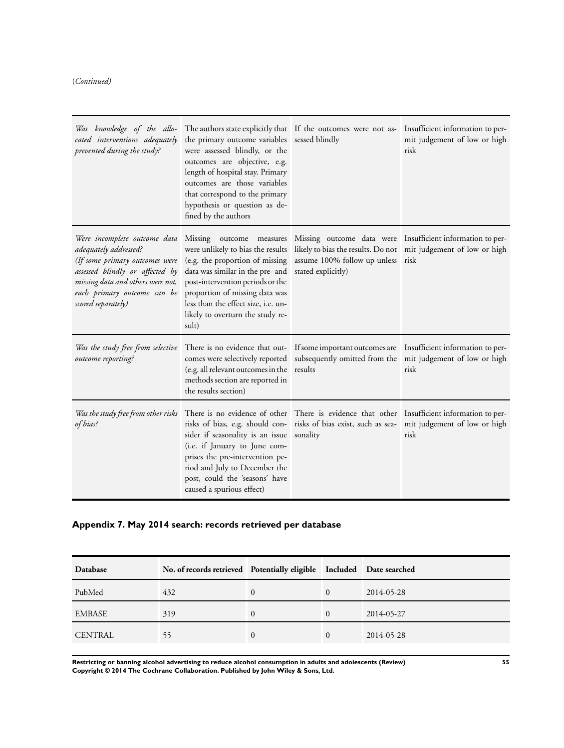(*Continued*)

| | | | |
|---|---|---|---|
| *Was knowledge of the allocated interventions adequately prevented during the study?* | The authors state explicitly that the primary outcome variables were assessed blindly, or the outcomes are objective, e.g. length of hospital stay. Primary outcomes are those variables that correspond to the primary hypothesis or question as defined by the authors | If the outcomes were not assessed blindly | Insufficient information to permit judgement of low or high risk |
| *Were incomplete outcome data adequately addressed? (If some primary outcomes were assessed blindly or affected by missing data and others were not, each primary outcome can be scored separately)* | Missing outcome measures were unlikely to bias the results (e.g. the proportion of missing data was similar in the pre- and post-intervention periods or the proportion of missing data was less than the effect size, i.e. unlikely to overturn the study result) | Missing outcome data were likely to bias the results. Do not assume 100% follow up unless stated explicitly) | Insufficient information to permit judgement of low or high risk |
| *Was the study free from selective outcome reporting?* | There is no evidence that outcomes were selectively reported (e.g. all relevant outcomes in the methods section are reported in the results section) | If some important outcomes are subsequently omitted from the results | Insufficient information to permit judgement of low or high risk |
| *Was the study free from other risks of bias?* | There is no evidence of other risks of bias, e.g. should consider if seasonality is an issue (i.e. if January to June comprises the pre-intervention period and July to December the post, could the 'seasons' have caused a spurious effect) | There is evidence that other risks of bias exist, such as seasonality | Insufficient information to permit judgement of low or high risk |

## Appendix 7. May 2014 search: records retrieved per database

| Database | No. of records retrieved | Potentially eligible | Included | Date searched |
|---|---|---|---|---|
| PubMed | 432 | 0 | 0 | 2014-05-28 |
| EMBASE | 319 | 0 | 0 | 2014-05-27 |
| CENTRAL | 55 | 0 | 0 | 2014-05-28 |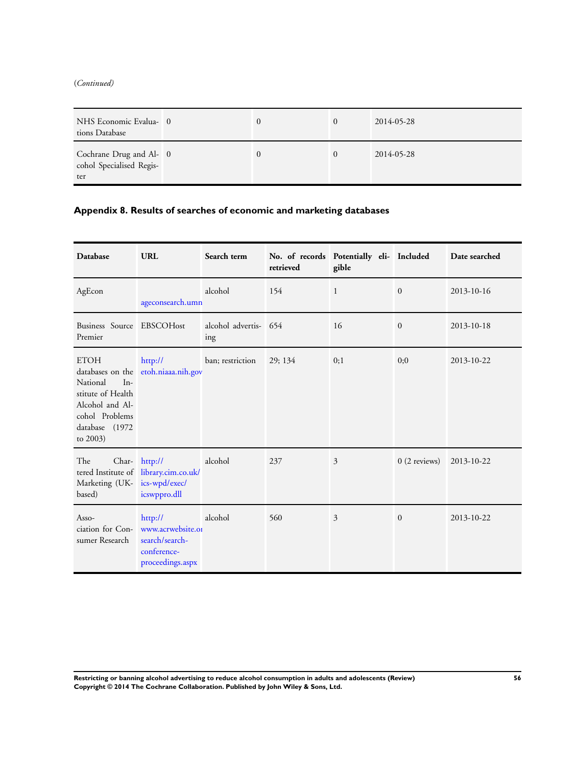(*Continued*)

| | | | | |
|---|---|---|---|---|
| NHS Economic Evaluations Database | 0 | 0 | 0 | 2014-05-28 |
| Cochrane Drug and Alcohol Specialised Register | 0 | 0 | 0 | 2014-05-28 |

### Appendix 8. Results of searches of economic and marketing databases

| Database | URL | Search term | No. of records retrieved | Potentially eligible | Included | Date searched |
|---|---|---|---|---|---|---|
| AgEcon | ageconsearch.umn | alcohol | 154 | 1 | 0 | 2013-10-16 |
| Business Source Premier | EBSCOHost | alcohol advertising | 654 | 16 | 0 | 2013-10-18 |
| ETOH databases on the National Institute of Health Alcohol and Alcohol Problems database (1972 to 2003) | http://etoh.niaaa.nih.gov | ban; restriction | 29; 134 | 0;1 | 0;0 | 2013-10-22 |
| The Chartered Institute of Marketing (UK-based) | http://library.cim.co.uk/ics-wpd/exec/icswppro.dll | alcohol | 237 | 3 | 0 (2 reviews) | 2013-10-22 |
| Association for Consumer Research | http://www.acrwebsite.or search/search-conference-proceedings.aspx | alcohol | 560 | 3 | 0 | 2013-10-22 |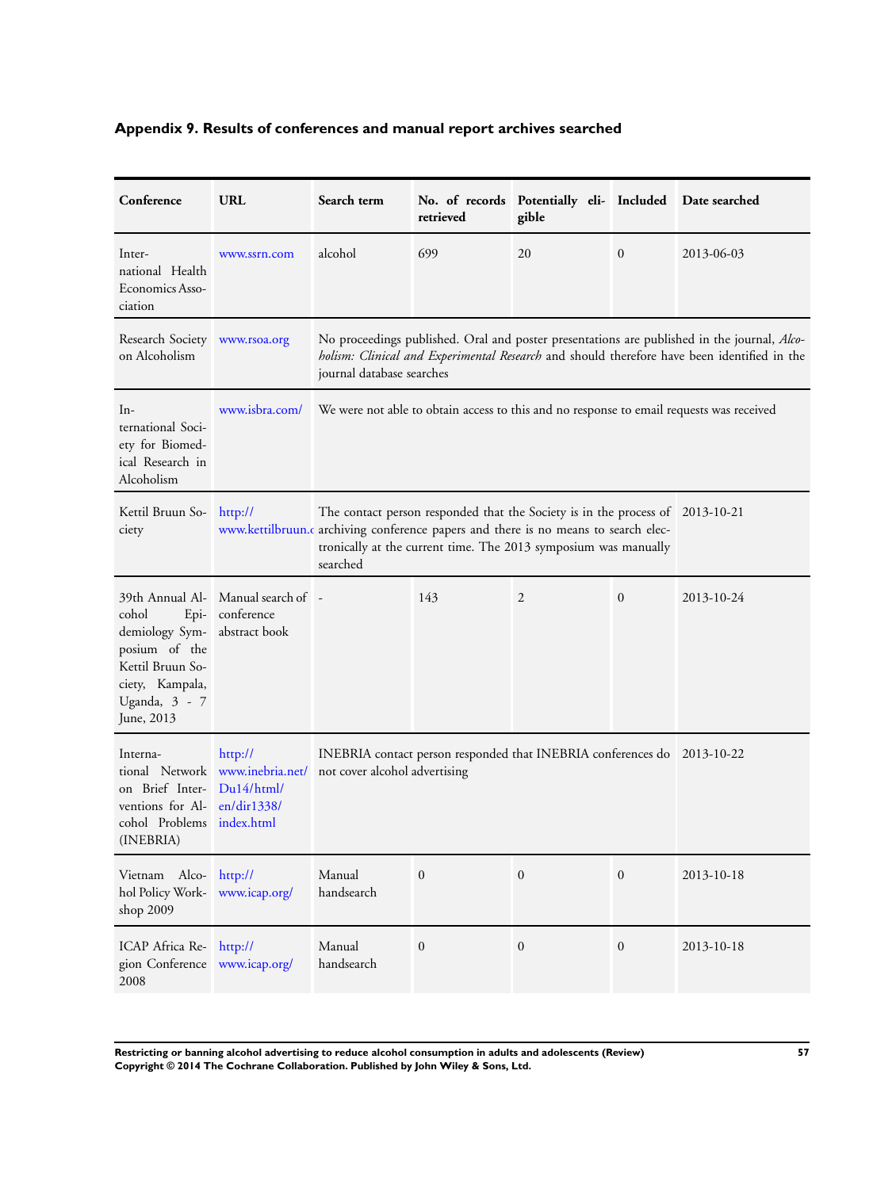## Appendix 9. Results of conferences and manual report archives searched

| Conference | URL | Search term | No. of records retrieved | Potentially eligible | Included | Date searched |
|---|---|---|---|---|---|---|
| International Health Economics Association | www.ssrn.com | alcohol | 699 | 20 | 0 | 2013-06-03 |
| Research Society on Alcoholism | www.rsoa.org | No proceedings published. Oral and poster presentations are published in the journal, *Alcoholism: Clinical and Experimental Research* and should therefore have been identified in the journal database searches | | | | |
| International Society for Biomedical Research in Alcoholism | www.isbra.com/ | We were not able to obtain access to this and no response to email requests was received | | | | |
| Kettil Bruun Society | http://www.kettilbruun.c | The contact person responded that the Society is in the process of archiving conference papers and there is no means to search electronically at the current time. The 2013 symposium was manually searched | | | | 2013-10-21 |
| 39th Annual Alcohol Epidemiology Symposium of the Kettil Bruun Society, Kampala, Uganda, 3 - 7 June, 2013 | Manual search of conference abstract book | - | 143 | 2 | 0 | 2013-10-24 |
| International Network on Brief Interventions for Alcohol Problems (INEBRIA) | http://www.inebria.net/Du14/html/en/dir1338/index.html | INEBRIA contact person responded that INEBRIA conferences do not cover alcohol advertising | | | | 2013-10-22 |
| Vietnam Alcohol Policy Workshop 2009 | http://www.icap.org/ | Manual handsearch | 0 | 0 | 0 | 2013-10-18 |
| ICAP Africa Region Conference 2008 | http://www.icap.org/ | Manual handsearch | 0 | 0 | 0 | 2013-10-18 |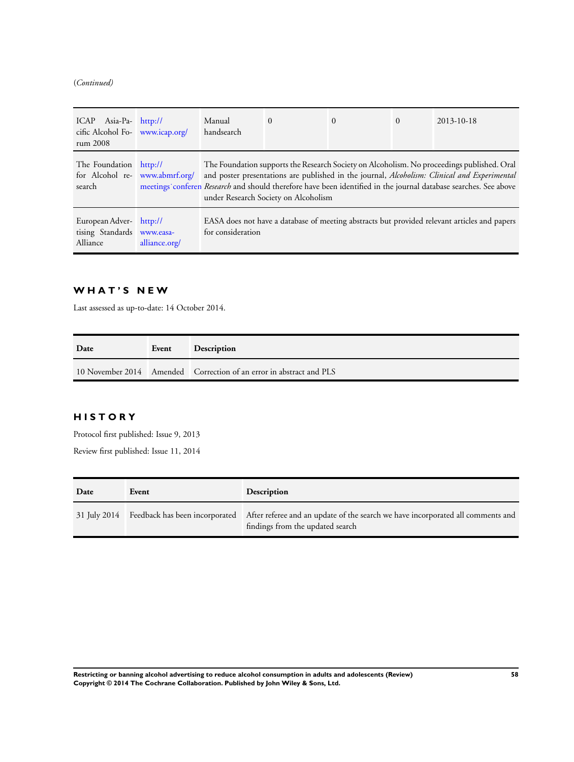(*Continued*)

| | | | | | | |
|---|---|---|---|---|---|---|
| ICAP Asia-Pacific Alcohol Forum 2008 | http://www.icap.org/ | Manual handsearch | 0 | 0 | 0 | 2013-10-18 |
| The Foundation for Alcohol research | http://www.abmrf.org/meetings˙conferen | The Foundation supports the Research Society on Alcoholism. No proceedings published. Oral and poster presentations are published in the journal, *Alcoholism: Clinical and Experimental Research* and should therefore have been identified in the journal database searches. See above under Research Society on Alcoholism | | | | |
| European Advertising Standards Alliance | http://www.easa-alliance.org/ | EASA does not have a database of meeting abstracts but provided relevant articles and papers for consideration | | | | |

## WHAT'S NEW

Last assessed as up-to-date: 14 October 2014.

| Date | Event | Description |
|---|---|---|
| 10 November 2014 | Amended | Correction of an error in abstract and PLS |

## HISTORY

Protocol first published: Issue 9, 2013

Review first published: Issue 11, 2014

| Date | Event | Description |
|---|---|---|
| 31 July 2014 | Feedback has been incorporated | After referee and an update of the search we have incorporated all comments and findings from the updated search |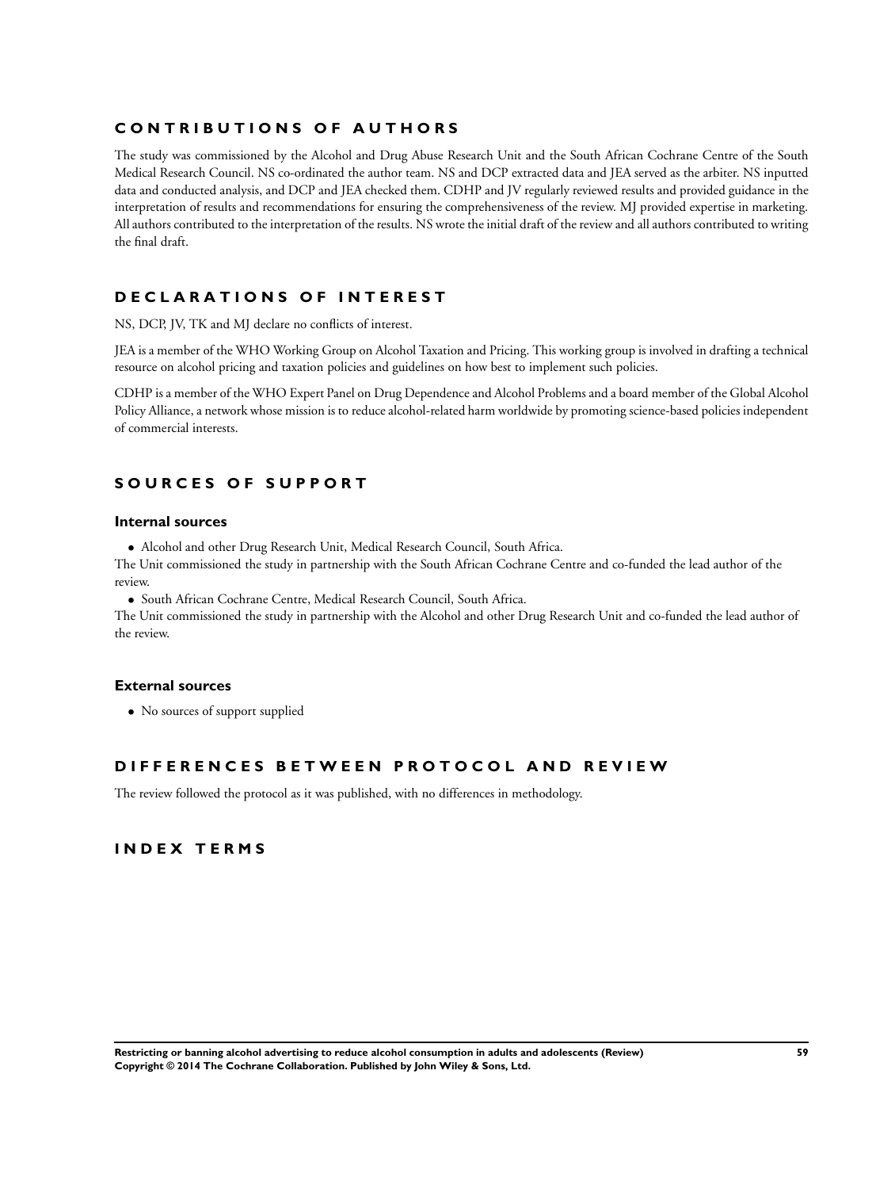## CONTRIBUTIONS OF AUTHORS

The study was commissioned by the Alcohol and Drug Abuse Research Unit and the South African Cochrane Centre of the South Medical Research Council. NS co-ordinated the author team. NS and DCP extracted data and JEA served as the arbiter. NS inputted data and conducted analysis, and DCP and JEA checked them. CDHP and JV regularly reviewed results and provided guidance in the interpretation of results and recommendations for ensuring the comprehensiveness of the review. MJ provided expertise in marketing. All authors contributed to the interpretation of the results. NS wrote the initial draft of the review and all authors contributed to writing the final draft.

## DECLARATIONS OF INTEREST

NS, DCP, JV, TK and MJ declare no conflicts of interest.

JEA is a member of the WHO Working Group on Alcohol Taxation and Pricing. This working group is involved in drafting a technical resource on alcohol pricing and taxation policies and guidelines on how best to implement such policies.

CDHP is a member of the WHO Expert Panel on Drug Dependence and Alcohol Problems and a board member of the Global Alcohol Policy Alliance, a network whose mission is to reduce alcohol-related harm worldwide by promoting science-based policies independent of commercial interests.

## SOURCES OF SUPPORT

### Internal sources

- Alcohol and other Drug Research Unit, Medical Research Council, South Africa.

The Unit commissioned the study in partnership with the South African Cochrane Centre and co-funded the lead author of the review.

- South African Cochrane Centre, Medical Research Council, South Africa.

The Unit commissioned the study in partnership with the Alcohol and other Drug Research Unit and co-funded the lead author of the review.

### External sources

- No sources of support supplied

## DIFFERENCES BETWEEN PROTOCOL AND REVIEW

The review followed the protocol as it was published, with no differences in methodology.

## INDEX TERMS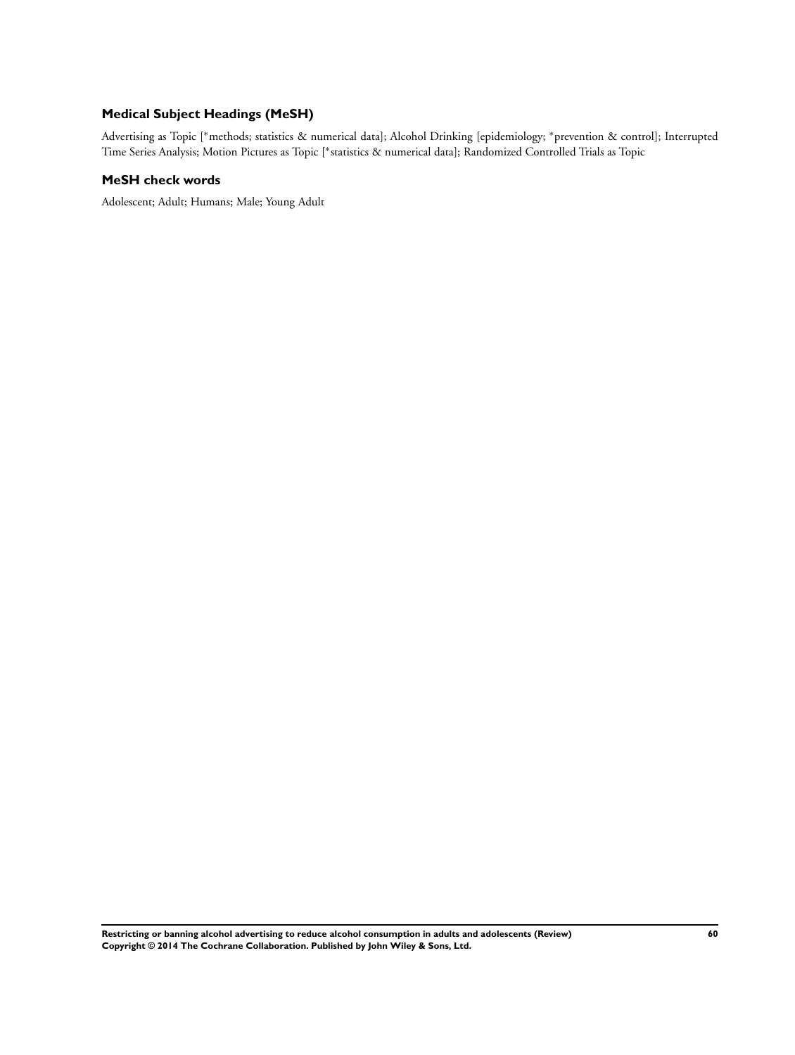### Medical Subject Headings (MeSH)

Advertising as Topic [*methods; statistics & numerical data]; Alcohol Drinking [epidemiology; *prevention & control]; Interrupted Time Series Analysis; Motion Pictures as Topic [*statistics & numerical data]; Randomized Controlled Trials as Topic

### MeSH check words

Adolescent; Adult; Humans; Male; Young Adult